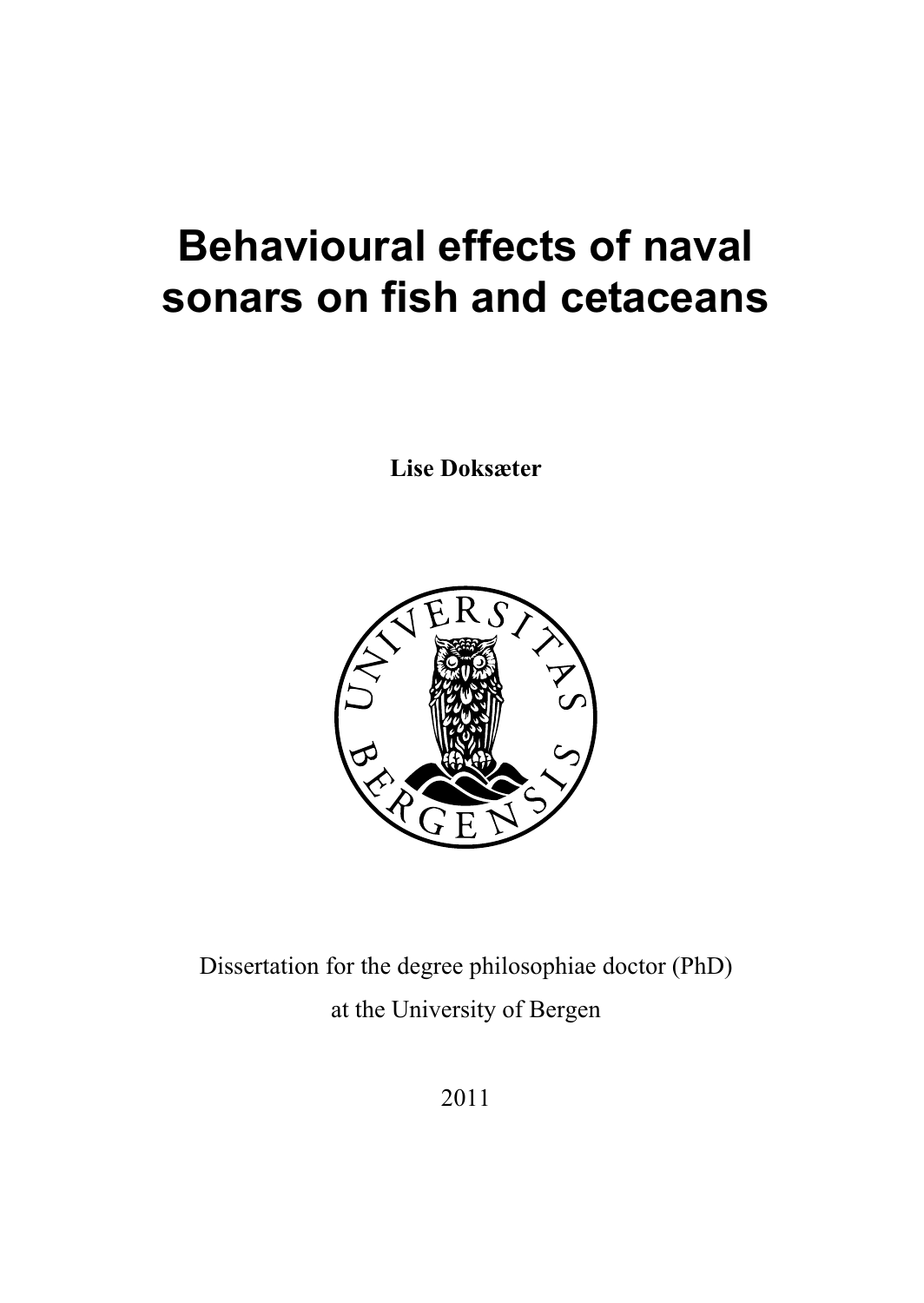# Behavioural effects of naval sonars on fish and cetaceans

**Lise Doksæter**

Dissertation for the degree philosophiae doctor (PhD)

at the University of Bergen

2011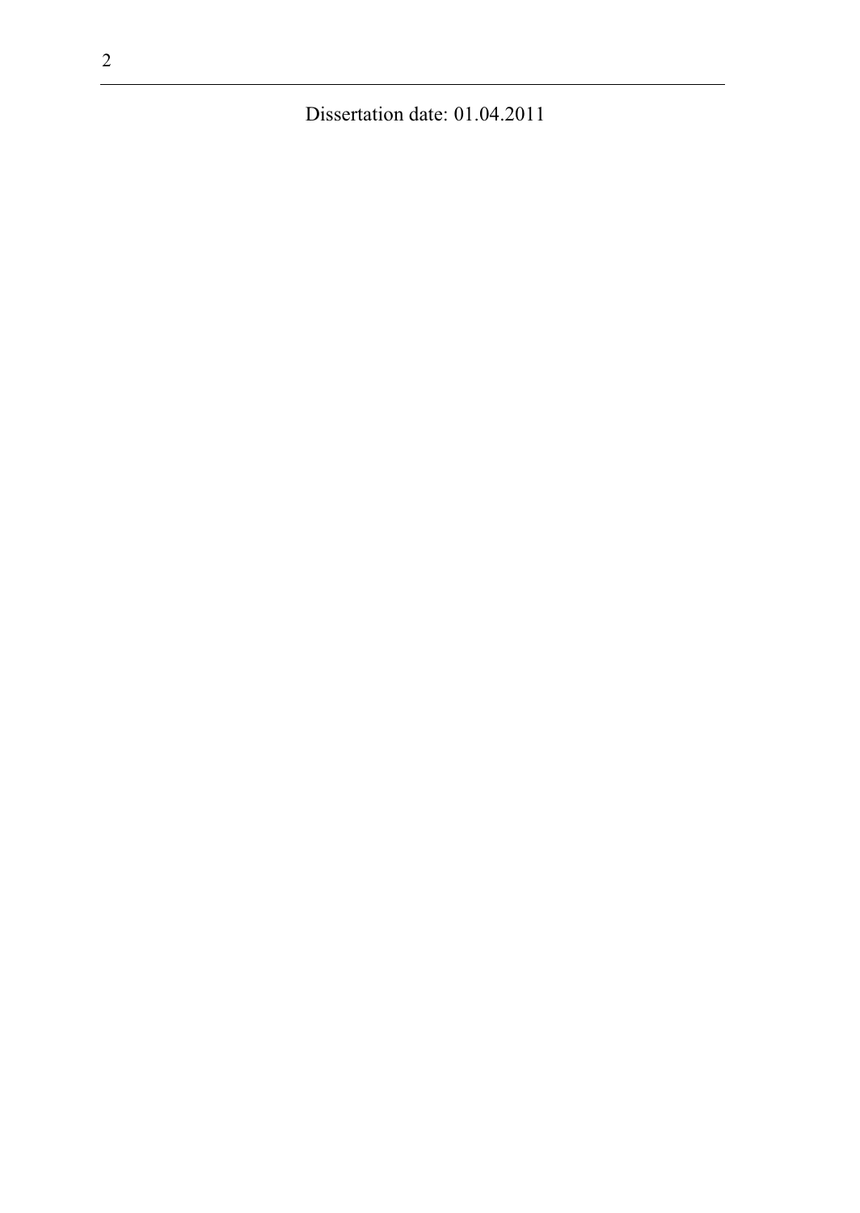Dissertation date: 01.04.2011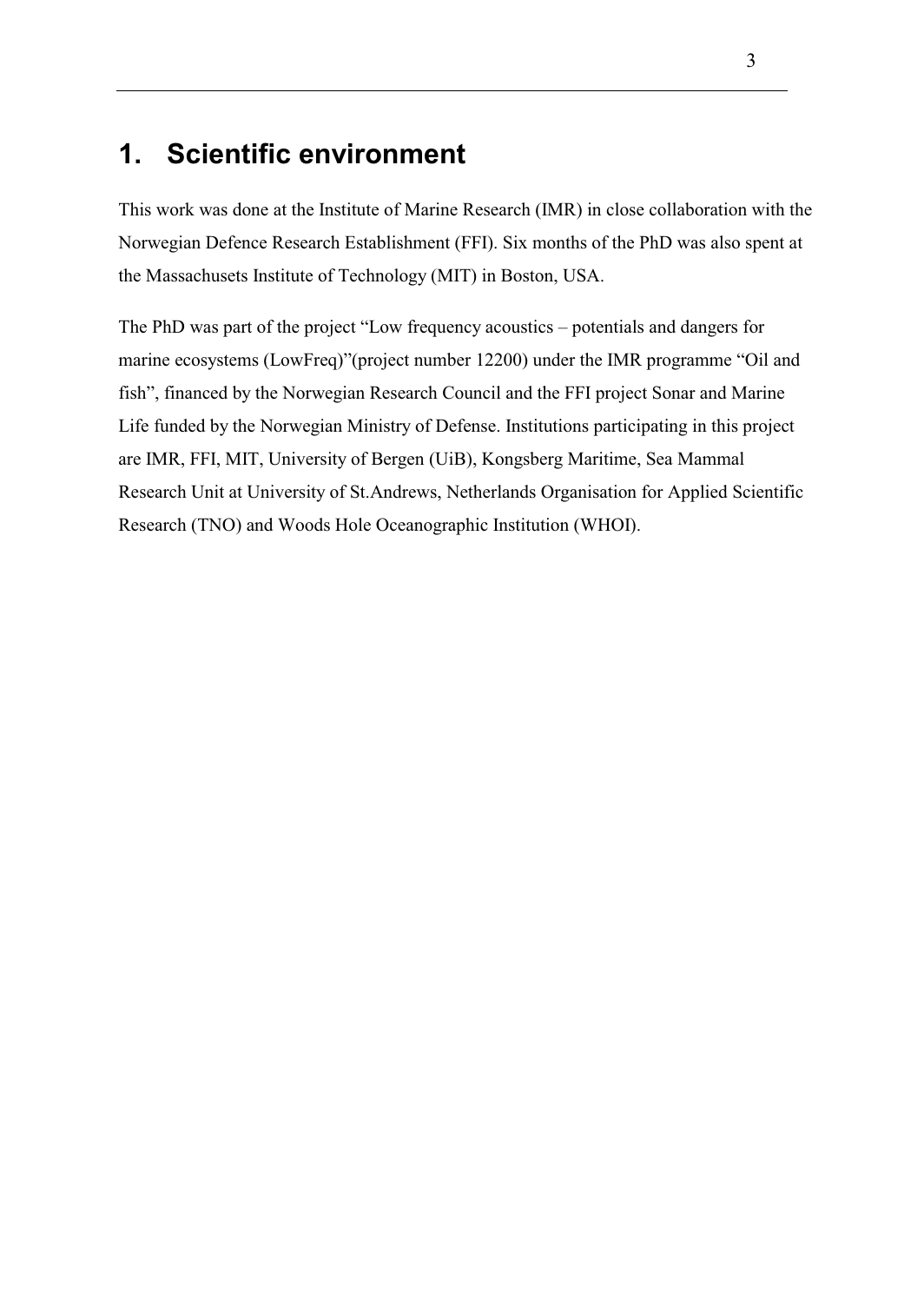# 1. Scientific environment

This work was done at the Institute of Marine Research (IMR) in close collaboration with the Norwegian Defence Research Establishment (FFI). Six months of the PhD was also spent at the Massachusets Institute of Technology (MIT) in Boston, USA.

The PhD was part of the project "Low frequency acoustics – potentials and dangers for marine ecosystems (LowFreq)"(project number 12200) under the IMR programme "Oil and fish", financed by the Norwegian Research Council and the FFI project Sonar and Marine Life funded by the Norwegian Ministry of Defense. Institutions participating in this project are IMR, FFI, MIT, University of Bergen (UiB), Kongsberg Maritime, Sea Mammal Research Unit at University of St.Andrews, Netherlands Organisation for Applied Scientific Research (TNO) and Woods Hole Oceanographic Institution (WHOI).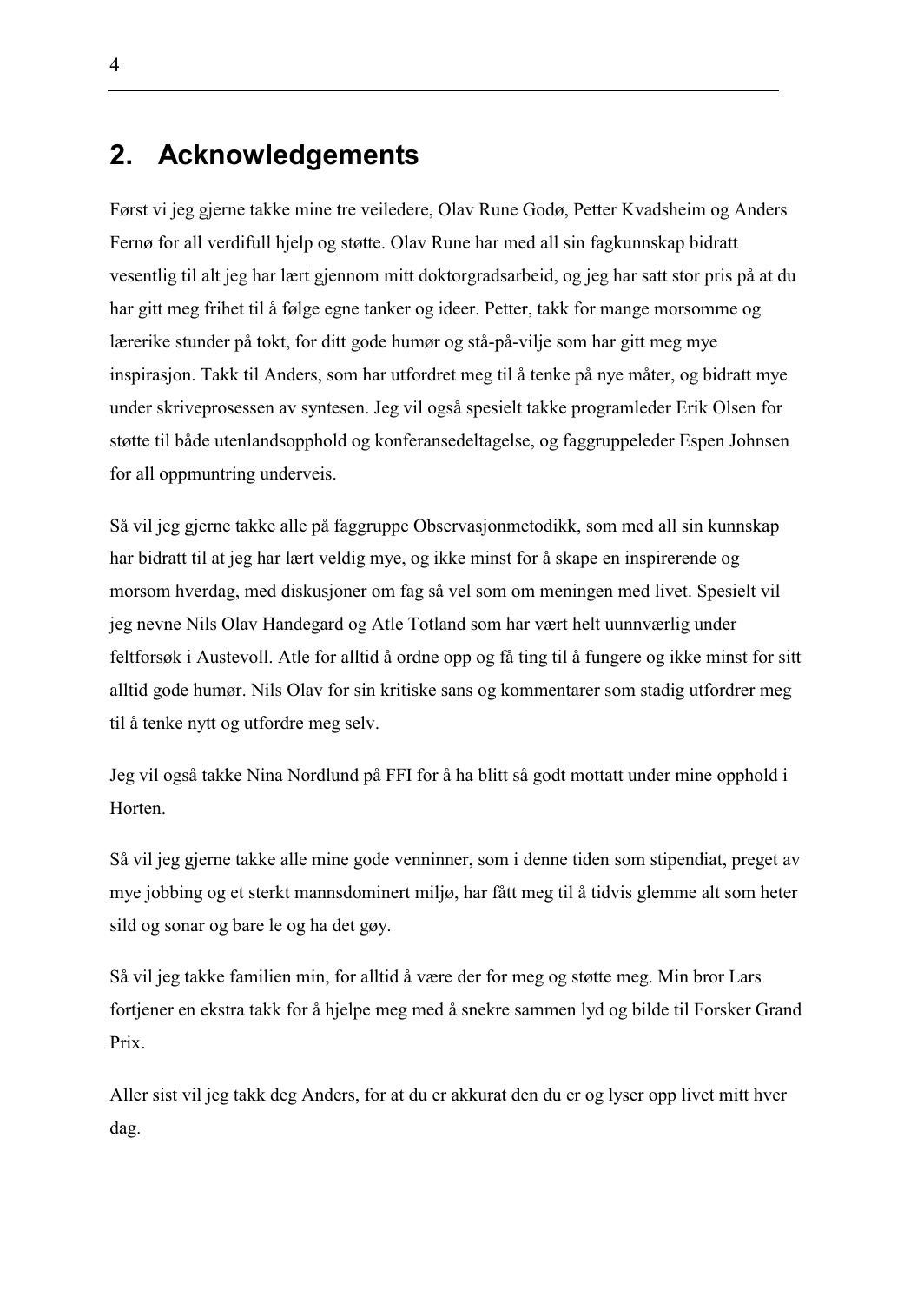## 2. Acknowledgements

Først vi jeg gjerne takke mine tre veiledere, Olav Rune Godø, Petter Kvadsheim og Anders Fernø for all verdifull hjelp og støtte. Olav Rune har med all sin fagkunnskap bidratt vesentlig til alt jeg har lært gjennom mitt doktorgradsarbeid, og jeg har satt stor pris på at du har gitt meg frihet til å følge egne tanker og ideer. Petter, takk for mange morsomme og lærerike stunder på tokt, for ditt gode humør og stå-på-vilje som har gitt meg mye inspirasjon. Takk til Anders, som har utfordret meg til å tenke på nye måter, og bidratt mye under skriveprosessen av syntesen. Jeg vil også spesielt takke programleder Erik Olsen for støtte til både utenlandsopphold og konferansedeltagelse, og faggruppeleder Espen Johnsen for all oppmuntring underveis.

Så vil jeg gjerne takke alle på faggruppe Observasjonmetodikk, som med all sin kunnskap har bidratt til at jeg har lært veldig mye, og ikke minst for å skape en inspirerende og morsom hverdag, med diskusjoner om fag så vel som om meningen med livet. Spesielt vil jeg nevne Nils Olav Handegard og Atle Totland som har vært helt uunnværlig under feltforsøk i Austevoll. Atle for alltid å ordne opp og få ting til å fungere og ikke minst for sitt alltid gode humør. Nils Olav for sin kritiske sans og kommentarer som stadig utfordrer meg til å tenke nytt og utfordre meg selv.

Jeg vil også takke Nina Nordlund på FFI for å ha blitt så godt mottatt under mine opphold i Horten.

Så vil jeg gjerne takke alle mine gode venninner, som i denne tiden som stipendiat, preget av mye jobbing og et sterkt mannsdominert miljø, har fått meg til å tidvis glemme alt som heter sild og sonar og bare le og ha det gøy.

Så vil jeg takke familien min, for alltid å være der for meg og støtte meg. Min bror Lars fortjener en ekstra takk for å hjelpe meg med å snekre sammen lyd og bilde til Forsker Grand Prix.

Aller sist vil jeg takk deg Anders, for at du er akkurat den du er og lyser opp livet mitt hver dag.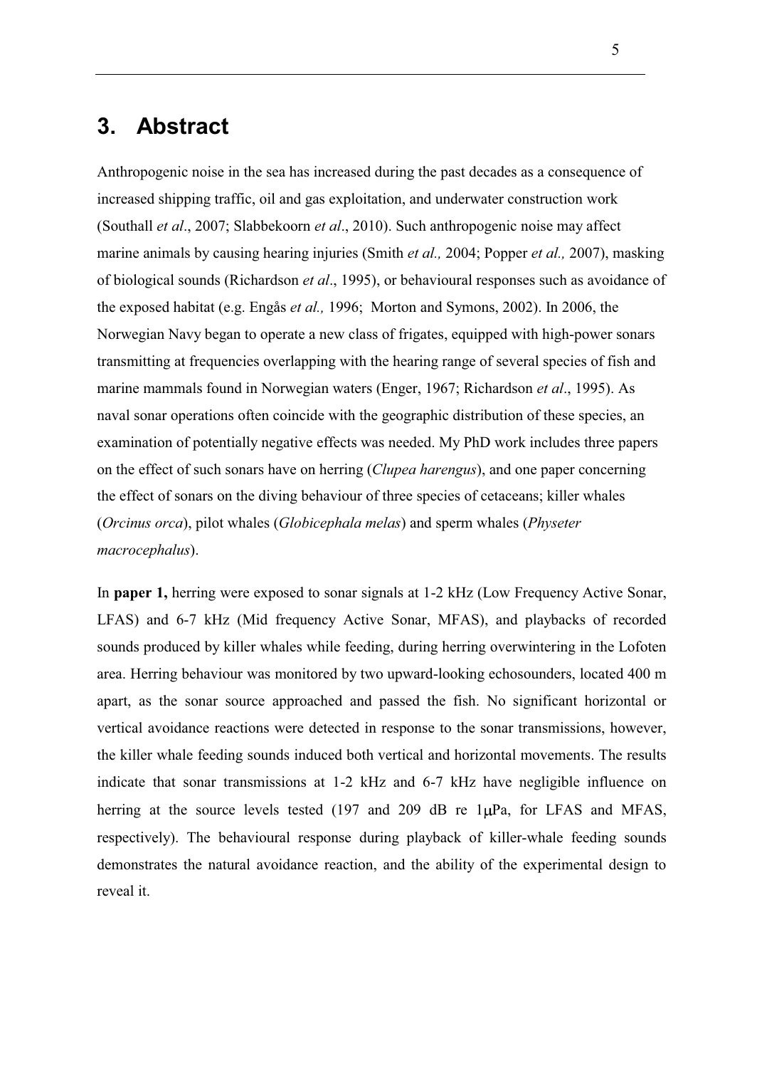# 3. Abstract

Anthropogenic noise in the sea has increased during the past decades as a consequence of increased shipping traffic, oil and gas exploitation, and underwater construction work (Southall *et al*., 2007; Slabbekoorn *et al*., 2010). Such anthropogenic noise may affect marine animals by causing hearing injuries (Smith *et al.,* 2004; Popper *et al.,* 2007), masking of biological sounds (Richardson *et al*., 1995), or behavioural responses such as avoidance of the exposed habitat (e.g. Engås *et al.,* 1996; Morton and Symons, 2002). In 2006, the Norwegian Navy began to operate a new class of frigates, equipped with high-power sonars transmitting at frequencies overlapping with the hearing range of several species of fish and marine mammals found in Norwegian waters (Enger, 1967; Richardson *et al*., 1995). As naval sonar operations often coincide with the geographic distribution of these species, an examination of potentially negative effects was needed. My PhD work includes three papers on the effect of such sonars have on herring (*Clupea harengus*), and one paper concerning the effect of sonars on the diving behaviour of three species of cetaceans; killer whales (*Orcinus orca*), pilot whales (*Globicephala melas*) and sperm whales (*Physeter macrocephalus*).

In **paper 1,** herring were exposed to sonar signals at 1-2 kHz (Low Frequency Active Sonar, LFAS) and 6-7 kHz (Mid frequency Active Sonar, MFAS), and playbacks of recorded sounds produced by killer whales while feeding, during herring overwintering in the Lofoten area. Herring behaviour was monitored by two upward-looking echosounders, located 400 m apart, as the sonar source approached and passed the fish. No significant horizontal or vertical avoidance reactions were detected in response to the sonar transmissions, however, the killer whale feeding sounds induced both vertical and horizontal movements. The results indicate that sonar transmissions at 1-2 kHz and 6-7 kHz have negligible influence on herring at the source levels tested (197 and 209 dB re 1μPa, for LFAS and MFAS, respectively). The behavioural response during playback of killer-whale feeding sounds demonstrates the natural avoidance reaction, and the ability of the experimental design to reveal it.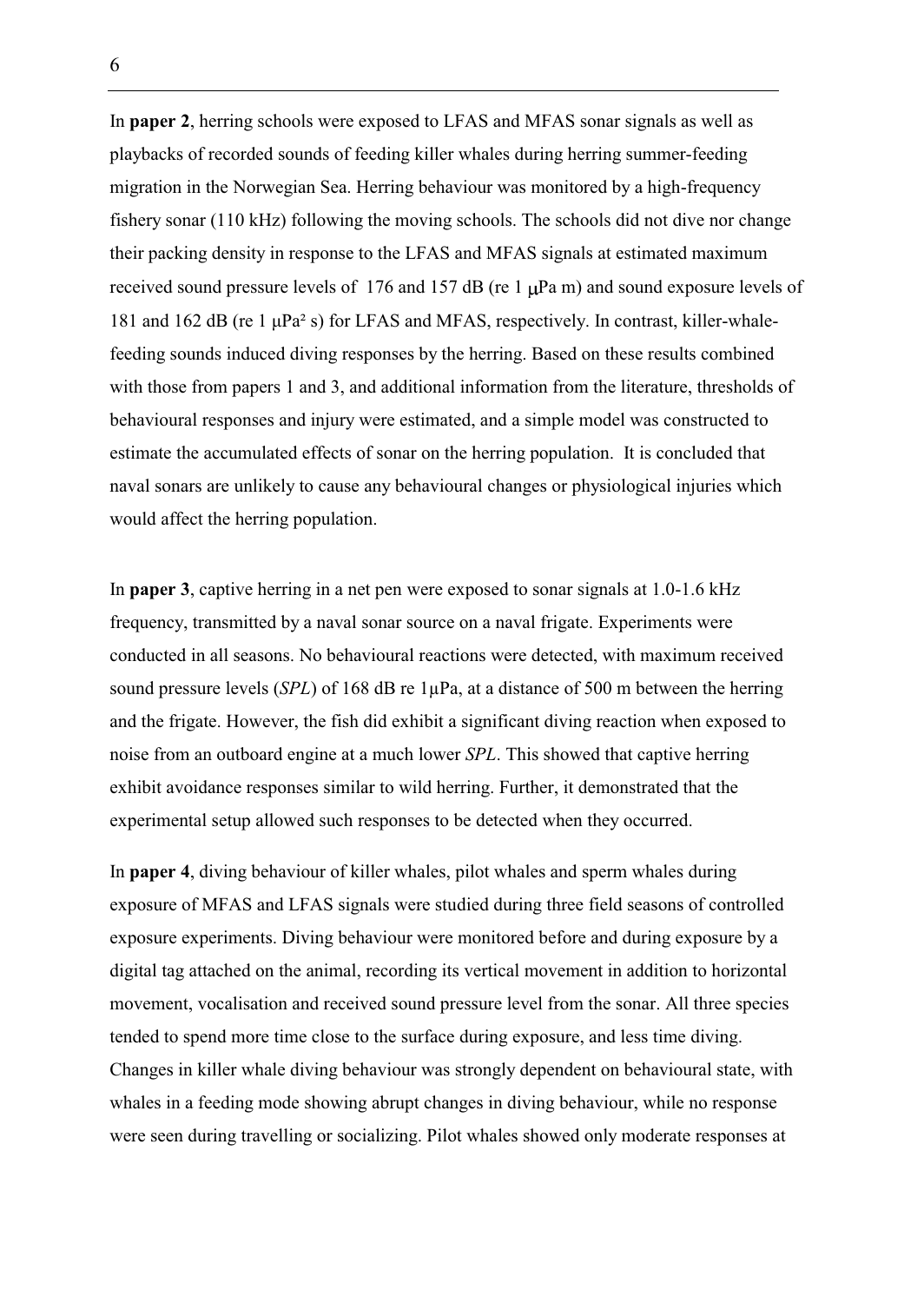In **paper 2**, herring schools were exposed to LFAS and MFAS sonar signals as well as playbacks of recorded sounds of feeding killer whales during herring summer-feeding migration in the Norwegian Sea. Herring behaviour was monitored by a high-frequency fishery sonar (110 kHz) following the moving schools. The schools did not dive nor change their packing density in response to the LFAS and MFAS signals at estimated maximum received sound pressure levels of 176 and 157 dB (re 1 μPa m) and sound exposure levels of 181 and 162 dB (re 1 μPa² s) for LFAS and MFAS, respectively. In contrast, killer-whale-feeding sounds induced diving responses by the herring. Based on these results combined with those from papers 1 and 3, and additional information from the literature, thresholds of behavioural responses and injury were estimated, and a simple model was constructed to estimate the accumulated effects of sonar on the herring population. It is concluded that naval sonars are unlikely to cause any behavioural changes or physiological injuries which would affect the herring population.

In **paper 3**, captive herring in a net pen were exposed to sonar signals at 1.0-1.6 kHz frequency, transmitted by a naval sonar source on a naval frigate. Experiments were conducted in all seasons. No behavioural reactions were detected, with maximum received sound pressure levels (*SPL*) of 168 dB re 1μPa, at a distance of 500 m between the herring and the frigate. However, the fish did exhibit a significant diving reaction when exposed to noise from an outboard engine at a much lower *SPL*. This showed that captive herring exhibit avoidance responses similar to wild herring. Further, it demonstrated that the experimental setup allowed such responses to be detected when they occurred.

In **paper 4**, diving behaviour of killer whales, pilot whales and sperm whales during exposure of MFAS and LFAS signals were studied during three field seasons of controlled exposure experiments. Diving behaviour were monitored before and during exposure by a digital tag attached on the animal, recording its vertical movement in addition to horizontal movement, vocalisation and received sound pressure level from the sonar. All three species tended to spend more time close to the surface during exposure, and less time diving. Changes in killer whale diving behaviour was strongly dependent on behavioural state, with whales in a feeding mode showing abrupt changes in diving behaviour, while no response were seen during travelling or socializing. Pilot whales showed only moderate responses at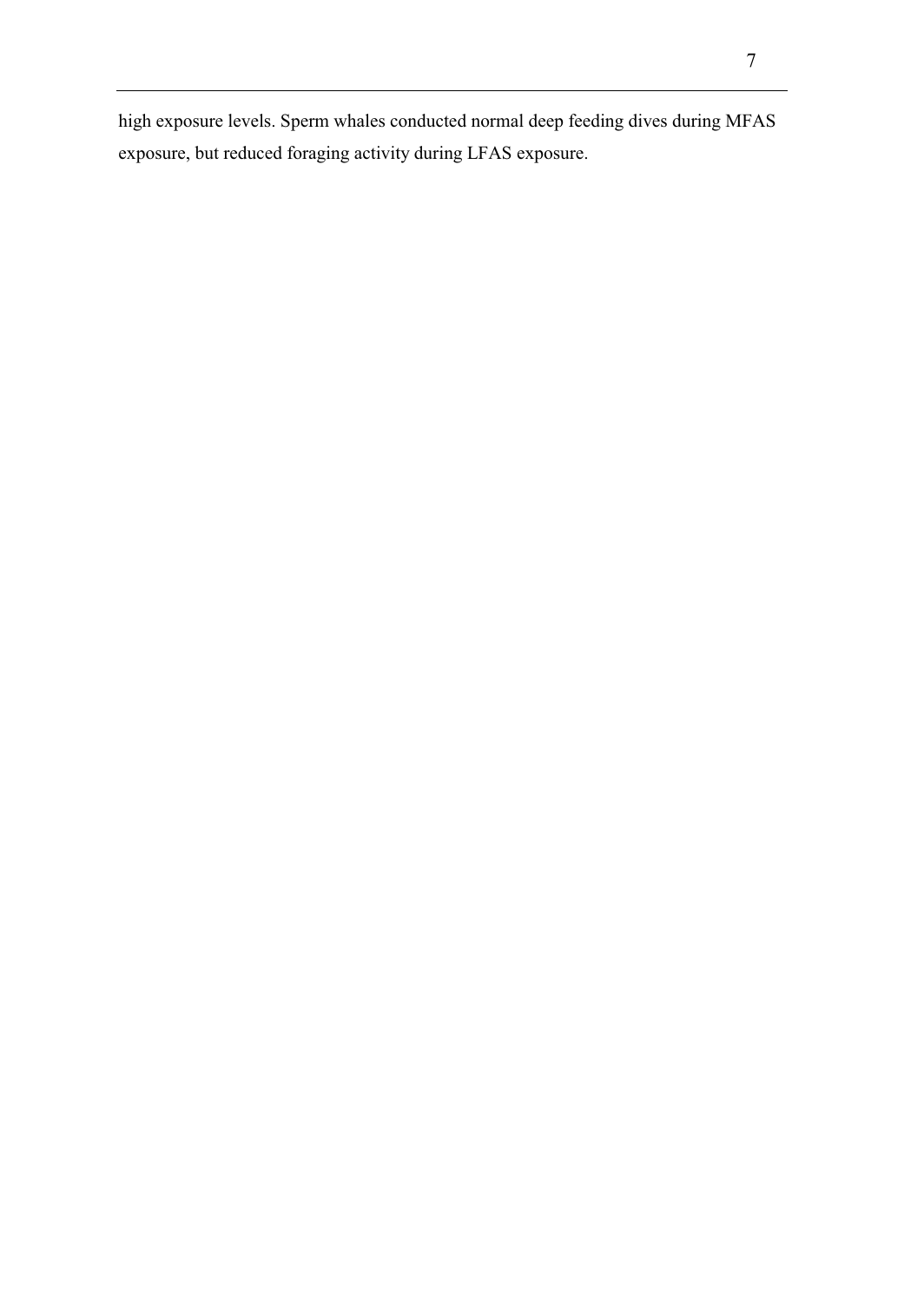high exposure levels. Sperm whales conducted normal deep feeding dives during MFAS exposure, but reduced foraging activity during LFAS exposure.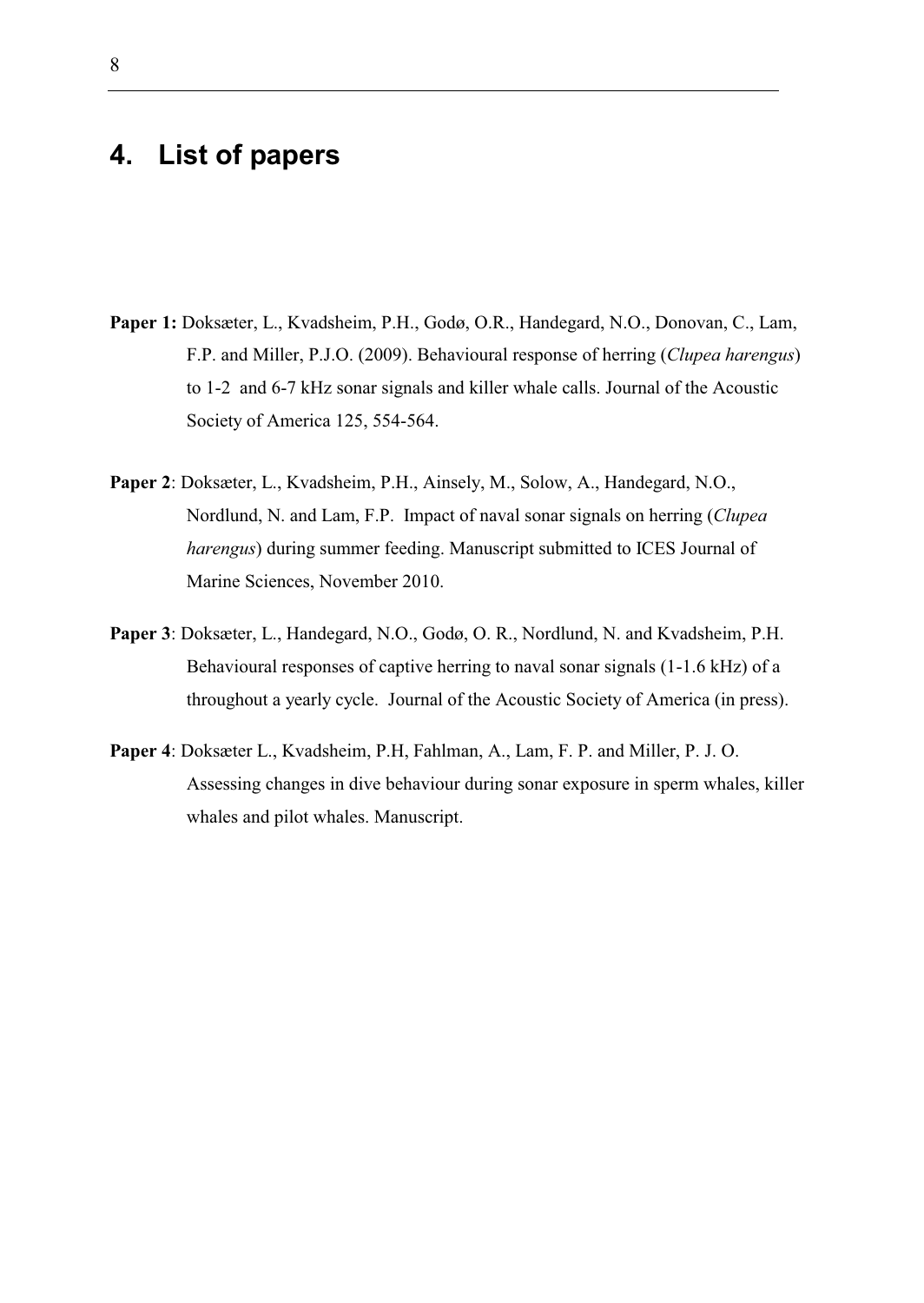# 4. List of papers

**Paper 1:** Doksæter, L., Kvadsheim, P.H., Godø, O.R., Handegard, N.O., Donovan, C., Lam, F.P. and Miller, P.J.O. (2009). Behavioural response of herring (*Clupea harengus*) to 1-2 and 6-7 kHz sonar signals and killer whale calls. Journal of the Acoustic Society of America 125, 554-564.

**Paper 2**: Doksæter, L., Kvadsheim, P.H., Ainsely, M., Solow, A., Handegard, N.O., Nordlund, N. and Lam, F.P. Impact of naval sonar signals on herring (*Clupea harengus*) during summer feeding. Manuscript submitted to ICES Journal of Marine Sciences, November 2010.

**Paper 3**: Doksæter, L., Handegard, N.O., Godø, O. R., Nordlund, N. and Kvadsheim, P.H. Behavioural responses of captive herring to naval sonar signals (1-1.6 kHz) of a throughout a yearly cycle. Journal of the Acoustic Society of America (in press).

**Paper 4**: Doksæter L., Kvadsheim, P.H, Fahlman, A., Lam, F. P. and Miller, P. J. O. Assessing changes in dive behaviour during sonar exposure in sperm whales, killer whales and pilot whales. Manuscript.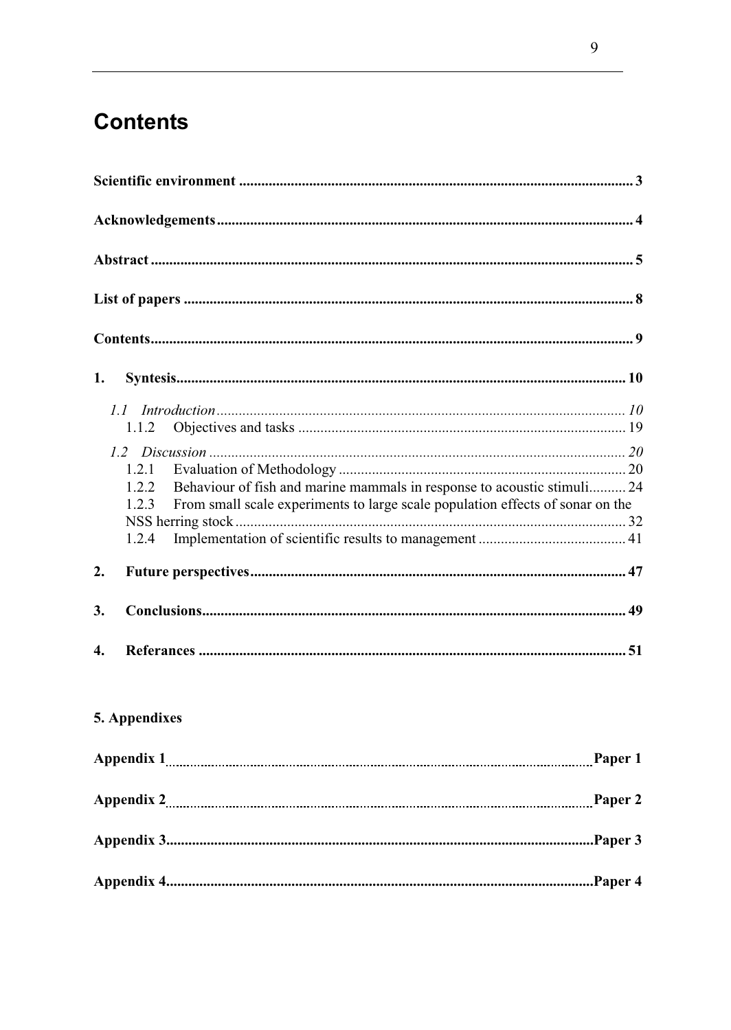# Contents

**Scientific environment** ........................................................................................................ **3**

**Acknowledgements** ............................................................................................................... **4**

**Abstract** ............................................................................................................................... **5**

**List of papers** ...................................................................................................................... **8**

**Contents** ............................................................................................................................... **9**

**1. Syntesis** ............................................................................................................................ **10**

*1.1 Introduction* ..................................................................................................................... *10*

1.1.2 Objectives and tasks ....................................................................................................... 19

*1.2 Discussion* ....................................................................................................................... *20*

1.2.1 Evaluation of Methodology ............................................................................................ 20

1.2.2 Behaviour of fish and marine mammals in response to acoustic stimuli .......... 24

1.2.3 From small scale experiments to large scale population effects of sonar on the NSS herring stock ........................................................................................................... 32

1.2.4 Implementation of scientific results to management ........................................ 41

**2. Future perspectives** ........................................................................................................ **47**

**3. Conclusions** ..................................................................................................................... **49**

**4. Referances** ...................................................................................................................... **51**

**5. Appendixes**

**Appendix 1** ........................................................................................................... **Paper 1**

**Appendix 2** ........................................................................................................... **Paper 2**

**Appendix 3** ........................................................................................................... **Paper 3**

**Appendix 4** ........................................................................................................... **Paper 4**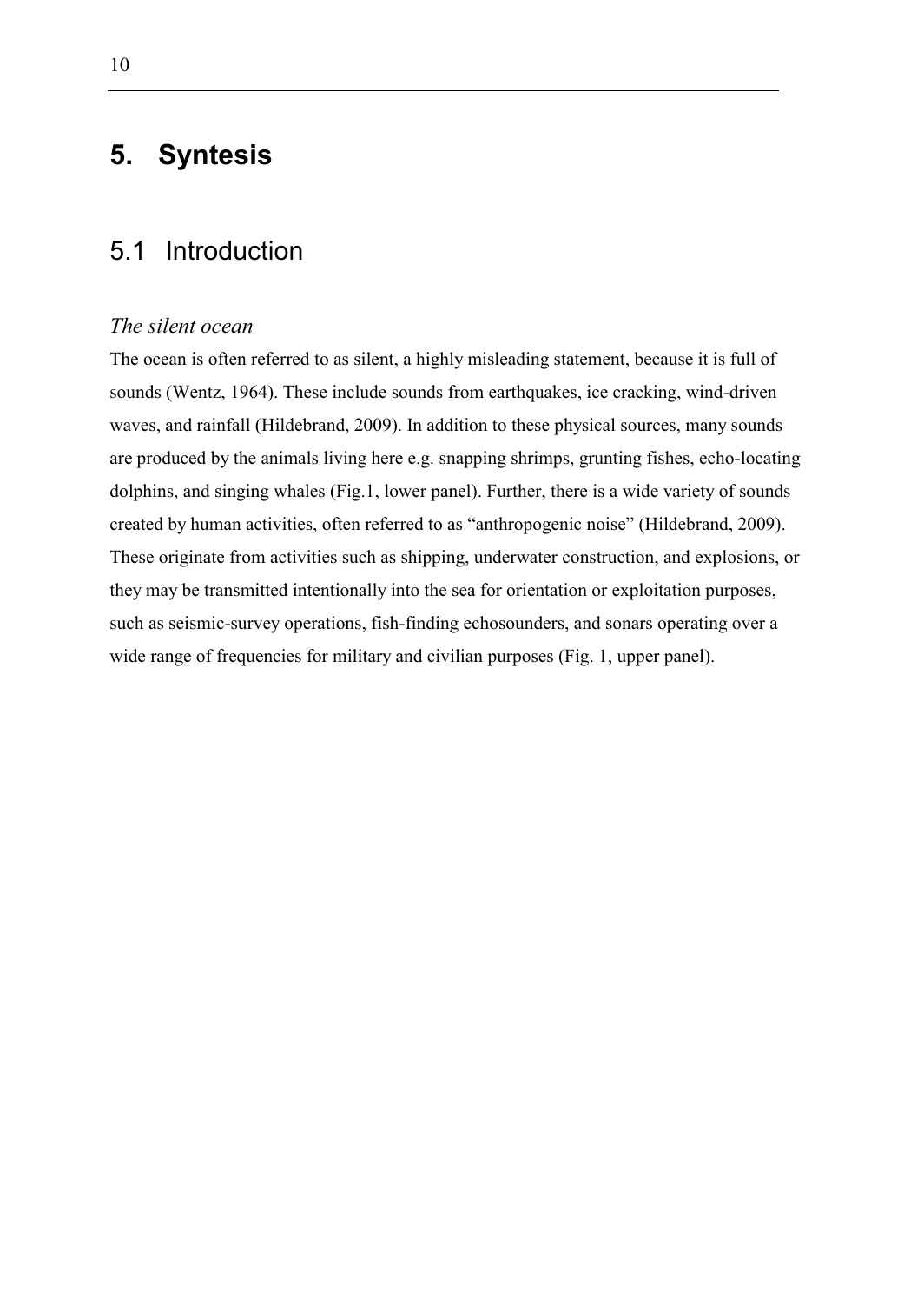# 5. Syntesis

## 5.1 Introduction

### *The silent ocean*

The ocean is often referred to as silent, a highly misleading statement, because it is full of sounds (Wentz, 1964). These include sounds from earthquakes, ice cracking, wind-driven waves, and rainfall (Hildebrand, 2009). In addition to these physical sources, many sounds are produced by the animals living here e.g. snapping shrimps, grunting fishes, echo-locating dolphins, and singing whales (Fig.1, lower panel). Further, there is a wide variety of sounds created by human activities, often referred to as "anthropogenic noise" (Hildebrand, 2009). These originate from activities such as shipping, underwater construction, and explosions, or they may be transmitted intentionally into the sea for orientation or exploitation purposes, such as seismic-survey operations, fish-finding echosounders, and sonars operating over a wide range of frequencies for military and civilian purposes (Fig. 1, upper panel).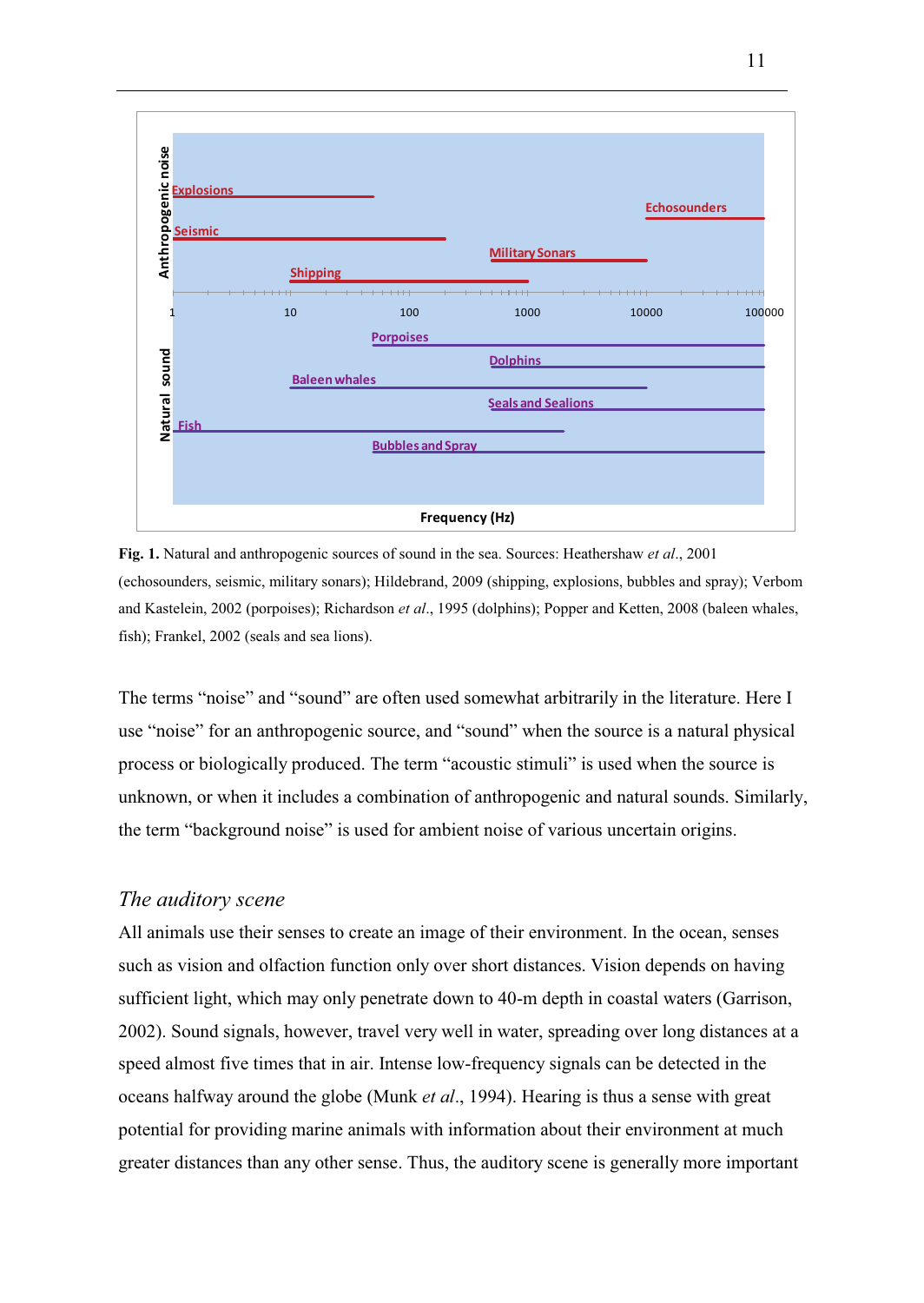**Fig. 1.** Natural and anthropogenic sources of sound in the sea. Sources: Heathershaw *et al*., 2001 (echosounders, seismic, military sonars); Hildebrand, 2009 (shipping, explosions, bubbles and spray); Verbom and Kastelein, 2002 (porpoises); Richardson *et al*., 1995 (dolphins); Popper and Ketten, 2008 (baleen whales, fish); Frankel, 2002 (seals and sea lions).

The terms "noise" and "sound" are often used somewhat arbitrarily in the literature. Here I use "noise" for an anthropogenic source, and "sound" when the source is a natural physical process or biologically produced. The term "acoustic stimuli" is used when the source is unknown, or when it includes a combination of anthropogenic and natural sounds. Similarly, the term "background noise" is used for ambient noise of various uncertain origins.

### *The auditory scene*

All animals use their senses to create an image of their environment. In the ocean, senses such as vision and olfaction function only over short distances. Vision depends on having sufficient light, which may only penetrate down to 40-m depth in coastal waters (Garrison, 2002). Sound signals, however, travel very well in water, spreading over long distances at a speed almost five times that in air. Intense low-frequency signals can be detected in the oceans halfway around the globe (Munk *et al*., 1994). Hearing is thus a sense with great potential for providing marine animals with information about their environment at much greater distances than any other sense. Thus, the auditory scene is generally more important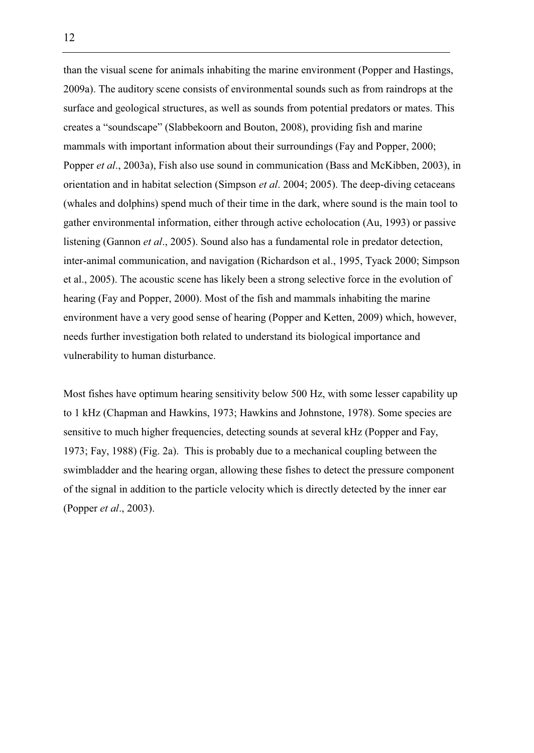than the visual scene for animals inhabiting the marine environment (Popper and Hastings, 2009a). The auditory scene consists of environmental sounds such as from raindrops at the surface and geological structures, as well as sounds from potential predators or mates. This creates a "soundscape" (Slabbekoorn and Bouton, 2008), providing fish and marine mammals with important information about their surroundings (Fay and Popper, 2000; Popper *et al*., 2003a), Fish also use sound in communication (Bass and McKibben, 2003), in orientation and in habitat selection (Simpson *et al*. 2004; 2005). The deep-diving cetaceans (whales and dolphins) spend much of their time in the dark, where sound is the main tool to gather environmental information, either through active echolocation (Au, 1993) or passive listening (Gannon *et al*., 2005). Sound also has a fundamental role in predator detection, inter-animal communication, and navigation (Richardson et al., 1995, Tyack 2000; Simpson et al., 2005). The acoustic scene has likely been a strong selective force in the evolution of hearing (Fay and Popper, 2000). Most of the fish and mammals inhabiting the marine environment have a very good sense of hearing (Popper and Ketten, 2009) which, however, needs further investigation both related to understand its biological importance and vulnerability to human disturbance.

Most fishes have optimum hearing sensitivity below 500 Hz, with some lesser capability up to 1 kHz (Chapman and Hawkins, 1973; Hawkins and Johnstone, 1978). Some species are sensitive to much higher frequencies, detecting sounds at several kHz (Popper and Fay, 1973; Fay, 1988) (Fig. 2a). This is probably due to a mechanical coupling between the swimbladder and the hearing organ, allowing these fishes to detect the pressure component of the signal in addition to the particle velocity which is directly detected by the inner ear (Popper *et al*., 2003).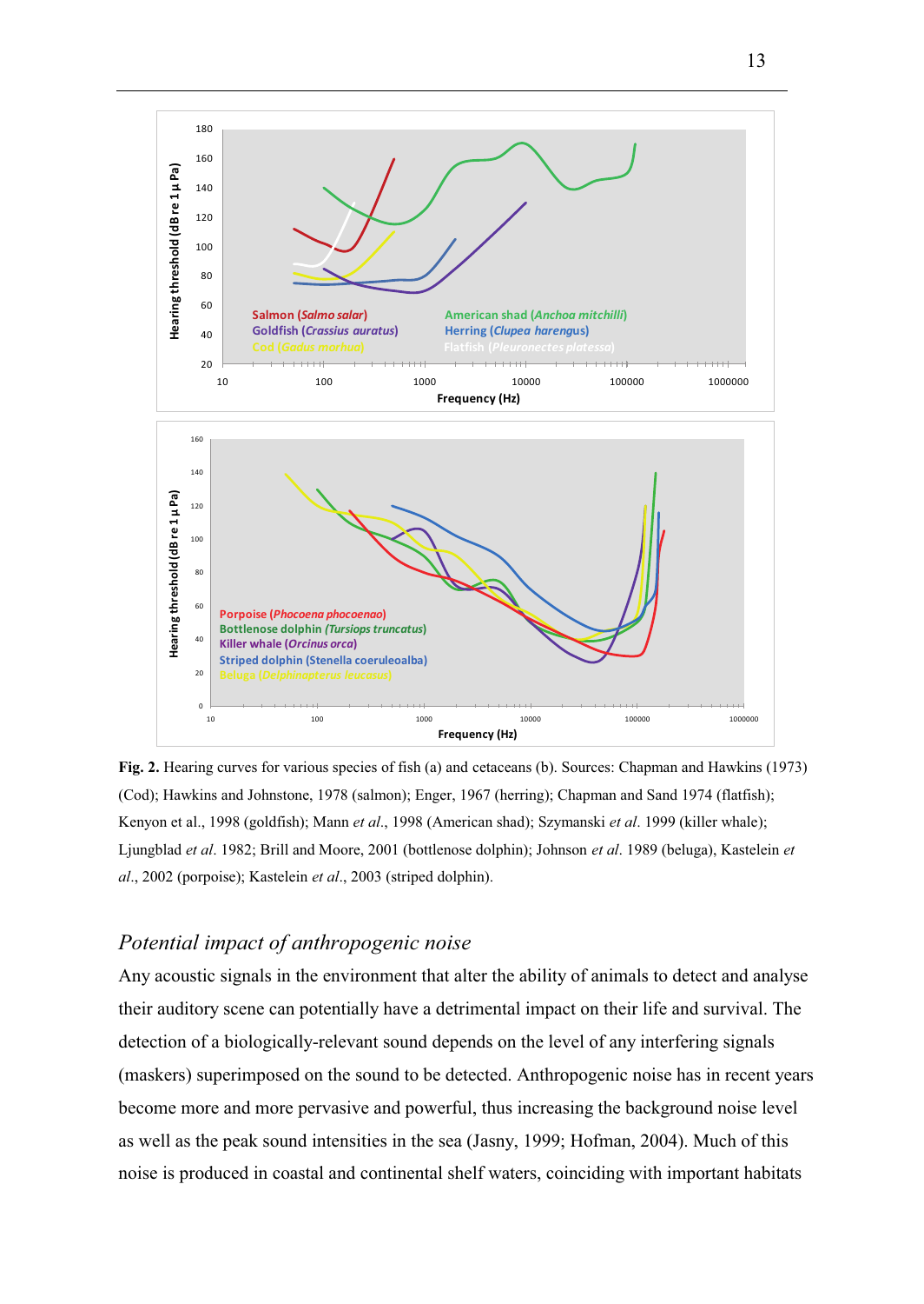**Fig. 2.** Hearing curves for various species of fish (a) and cetaceans (b). Sources: Chapman and Hawkins (1973) (Cod); Hawkins and Johnstone, 1978 (salmon); Enger, 1967 (herring); Chapman and Sand 1974 (flatfish); Kenyon et al., 1998 (goldfish); Mann *et al*., 1998 (American shad); Szymanski *et al*. 1999 (killer whale); Ljungblad *et al*. 1982; Brill and Moore, 2001 (bottlenose dolphin); Johnson *et al*. 1989 (beluga), Kastelein *et al*., 2002 (porpoise); Kastelein *et al*., 2003 (striped dolphin).

## *Potential impact of anthropogenic noise*

Any acoustic signals in the environment that alter the ability of animals to detect and analyse their auditory scene can potentially have a detrimental impact on their life and survival. The detection of a biologically-relevant sound depends on the level of any interfering signals (maskers) superimposed on the sound to be detected. Anthropogenic noise has in recent years become more and more pervasive and powerful, thus increasing the background noise level as well as the peak sound intensities in the sea (Jasny, 1999; Hofman, 2004). Much of this noise is produced in coastal and continental shelf waters, coinciding with important habitats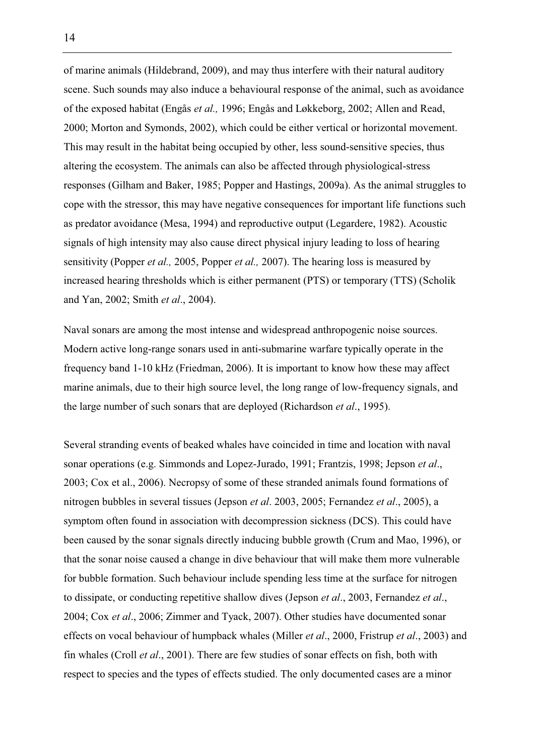of marine animals (Hildebrand, 2009), and may thus interfere with their natural auditory scene. Such sounds may also induce a behavioural response of the animal, such as avoidance of the exposed habitat (Engås *et al.,* 1996; Engås and Løkkeborg, 2002; Allen and Read, 2000; Morton and Symonds, 2002), which could be either vertical or horizontal movement. This may result in the habitat being occupied by other, less sound-sensitive species, thus altering the ecosystem. The animals can also be affected through physiological-stress responses (Gilham and Baker, 1985; Popper and Hastings, 2009a). As the animal struggles to cope with the stressor, this may have negative consequences for important life functions such as predator avoidance (Mesa, 1994) and reproductive output (Legardere, 1982). Acoustic signals of high intensity may also cause direct physical injury leading to loss of hearing sensitivity (Popper *et al.,* 2005, Popper *et al.,* 2007). The hearing loss is measured by increased hearing thresholds which is either permanent (PTS) or temporary (TTS) (Scholik and Yan, 2002; Smith *et al*., 2004).

Naval sonars are among the most intense and widespread anthropogenic noise sources. Modern active long-range sonars used in anti-submarine warfare typically operate in the frequency band 1-10 kHz (Friedman, 2006). It is important to know how these may affect marine animals, due to their high source level, the long range of low-frequency signals, and the large number of such sonars that are deployed (Richardson *et al*., 1995).

Several stranding events of beaked whales have coincided in time and location with naval sonar operations (e.g. Simmonds and Lopez-Jurado, 1991; Frantzis, 1998; Jepson *et al*., 2003; Cox et al., 2006). Necropsy of some of these stranded animals found formations of nitrogen bubbles in several tissues (Jepson *et al*. 2003, 2005; Fernandez *et al*., 2005), a symptom often found in association with decompression sickness (DCS). This could have been caused by the sonar signals directly inducing bubble growth (Crum and Mao, 1996), or that the sonar noise caused a change in dive behaviour that will make them more vulnerable for bubble formation. Such behaviour include spending less time at the surface for nitrogen to dissipate, or conducting repetitive shallow dives (Jepson *et al*., 2003, Fernandez *et al*., 2004; Cox *et al*., 2006; Zimmer and Tyack, 2007). Other studies have documented sonar effects on vocal behaviour of humpback whales (Miller *et al*., 2000, Fristrup *et al*., 2003) and fin whales (Croll *et al*., 2001). There are few studies of sonar effects on fish, both with respect to species and the types of effects studied. The only documented cases are a minor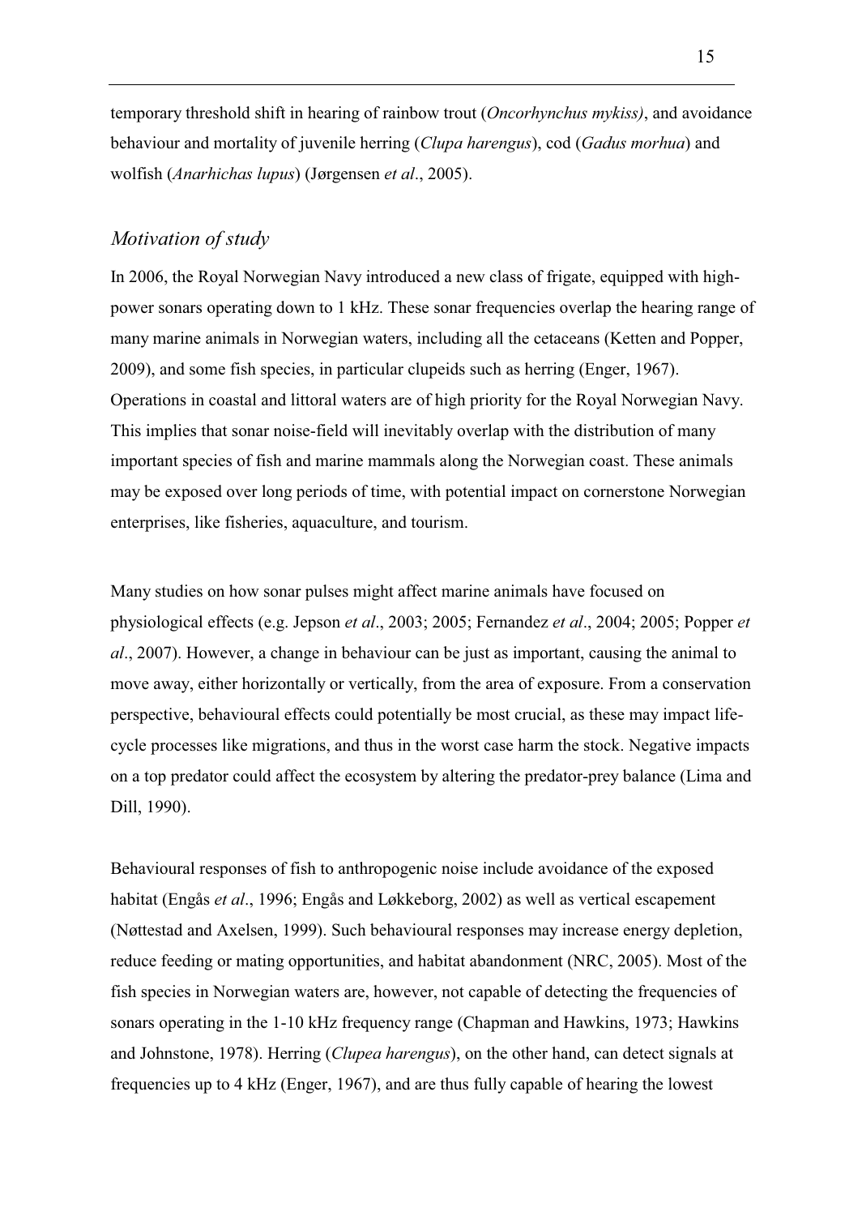temporary threshold shift in hearing of rainbow trout (*Oncorhynchus mykiss)*, and avoidance behaviour and mortality of juvenile herring (*Clupa harengus*), cod (*Gadus morhua*) and wolfish (*Anarhichas lupus*) (Jørgensen *et al*., 2005).

## *Motivation of study*

In 2006, the Royal Norwegian Navy introduced a new class of frigate, equipped with high-power sonars operating down to 1 kHz. These sonar frequencies overlap the hearing range of many marine animals in Norwegian waters, including all the cetaceans (Ketten and Popper, 2009), and some fish species, in particular clupeids such as herring (Enger, 1967). Operations in coastal and littoral waters are of high priority for the Royal Norwegian Navy. This implies that sonar noise-field will inevitably overlap with the distribution of many important species of fish and marine mammals along the Norwegian coast. These animals may be exposed over long periods of time, with potential impact on cornerstone Norwegian enterprises, like fisheries, aquaculture, and tourism.

Many studies on how sonar pulses might affect marine animals have focused on physiological effects (e.g. Jepson *et al*., 2003; 2005; Fernandez *et al*., 2004; 2005; Popper *et al*., 2007). However, a change in behaviour can be just as important, causing the animal to move away, either horizontally or vertically, from the area of exposure. From a conservation perspective, behavioural effects could potentially be most crucial, as these may impact life-cycle processes like migrations, and thus in the worst case harm the stock. Negative impacts on a top predator could affect the ecosystem by altering the predator-prey balance (Lima and Dill, 1990).

Behavioural responses of fish to anthropogenic noise include avoidance of the exposed habitat (Engås *et al*., 1996; Engås and Løkkeborg, 2002) as well as vertical escapement (Nøttestad and Axelsen, 1999). Such behavioural responses may increase energy depletion, reduce feeding or mating opportunities, and habitat abandonment (NRC, 2005). Most of the fish species in Norwegian waters are, however, not capable of detecting the frequencies of sonars operating in the 1-10 kHz frequency range (Chapman and Hawkins, 1973; Hawkins and Johnstone, 1978). Herring (*Clupea harengus*), on the other hand, can detect signals at frequencies up to 4 kHz (Enger, 1967), and are thus fully capable of hearing the lowest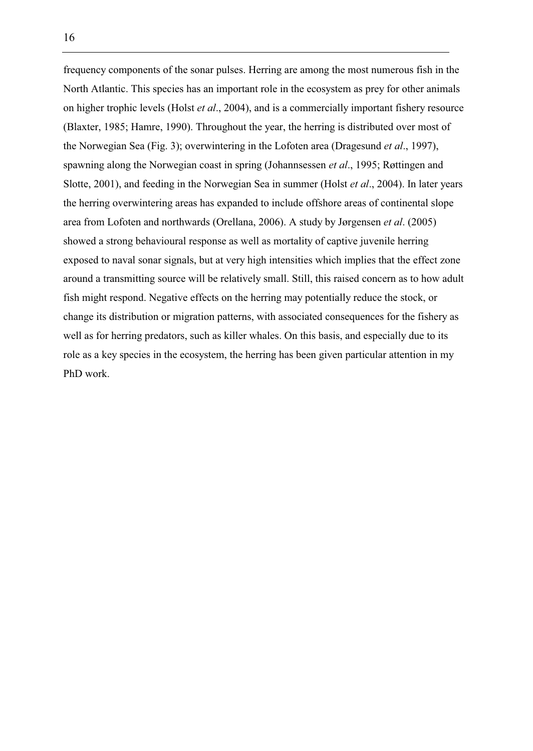frequency components of the sonar pulses. Herring are among the most numerous fish in the North Atlantic. This species has an important role in the ecosystem as prey for other animals on higher trophic levels (Holst *et al*., 2004), and is a commercially important fishery resource (Blaxter, 1985; Hamre, 1990). Throughout the year, the herring is distributed over most of the Norwegian Sea (Fig. 3); overwintering in the Lofoten area (Dragesund *et al*., 1997), spawning along the Norwegian coast in spring (Johannsessen *et al*., 1995; Røttingen and Slotte, 2001), and feeding in the Norwegian Sea in summer (Holst *et al*., 2004). In later years the herring overwintering areas has expanded to include offshore areas of continental slope area from Lofoten and northwards (Orellana, 2006). A study by Jørgensen *et al*. (2005) showed a strong behavioural response as well as mortality of captive juvenile herring exposed to naval sonar signals, but at very high intensities which implies that the effect zone around a transmitting source will be relatively small. Still, this raised concern as to how adult fish might respond. Negative effects on the herring may potentially reduce the stock, or change its distribution or migration patterns, with associated consequences for the fishery as well as for herring predators, such as killer whales. On this basis, and especially due to its role as a key species in the ecosystem, the herring has been given particular attention in my PhD work.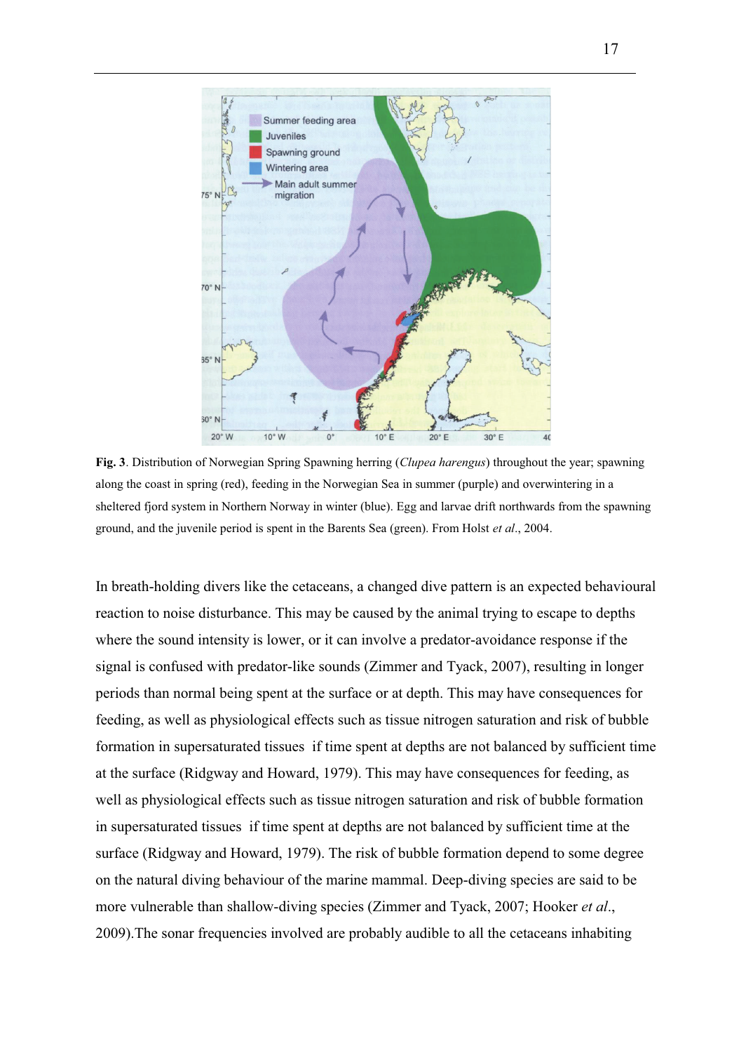**Fig. 3**. Distribution of Norwegian Spring Spawning herring (*Clupea harengus*) throughout the year; spawning along the coast in spring (red), feeding in the Norwegian Sea in summer (purple) and overwintering in a sheltered fjord system in Northern Norway in winter (blue). Egg and larvae drift northwards from the spawning ground, and the juvenile period is spent in the Barents Sea (green). From Holst *et al*., 2004.

In breath-holding divers like the cetaceans, a changed dive pattern is an expected behavioural reaction to noise disturbance. This may be caused by the animal trying to escape to depths where the sound intensity is lower, or it can involve a predator-avoidance response if the signal is confused with predator-like sounds (Zimmer and Tyack, 2007), resulting in longer periods than normal being spent at the surface or at depth. This may have consequences for feeding, as well as physiological effects such as tissue nitrogen saturation and risk of bubble formation in supersaturated tissues if time spent at depths are not balanced by sufficient time at the surface (Ridgway and Howard, 1979). This may have consequences for feeding, as well as physiological effects such as tissue nitrogen saturation and risk of bubble formation in supersaturated tissues if time spent at depths are not balanced by sufficient time at the surface (Ridgway and Howard, 1979). The risk of bubble formation depend to some degree on the natural diving behaviour of the marine mammal. Deep-diving species are said to be more vulnerable than shallow-diving species (Zimmer and Tyack, 2007; Hooker *et al*., 2009).The sonar frequencies involved are probably audible to all the cetaceans inhabiting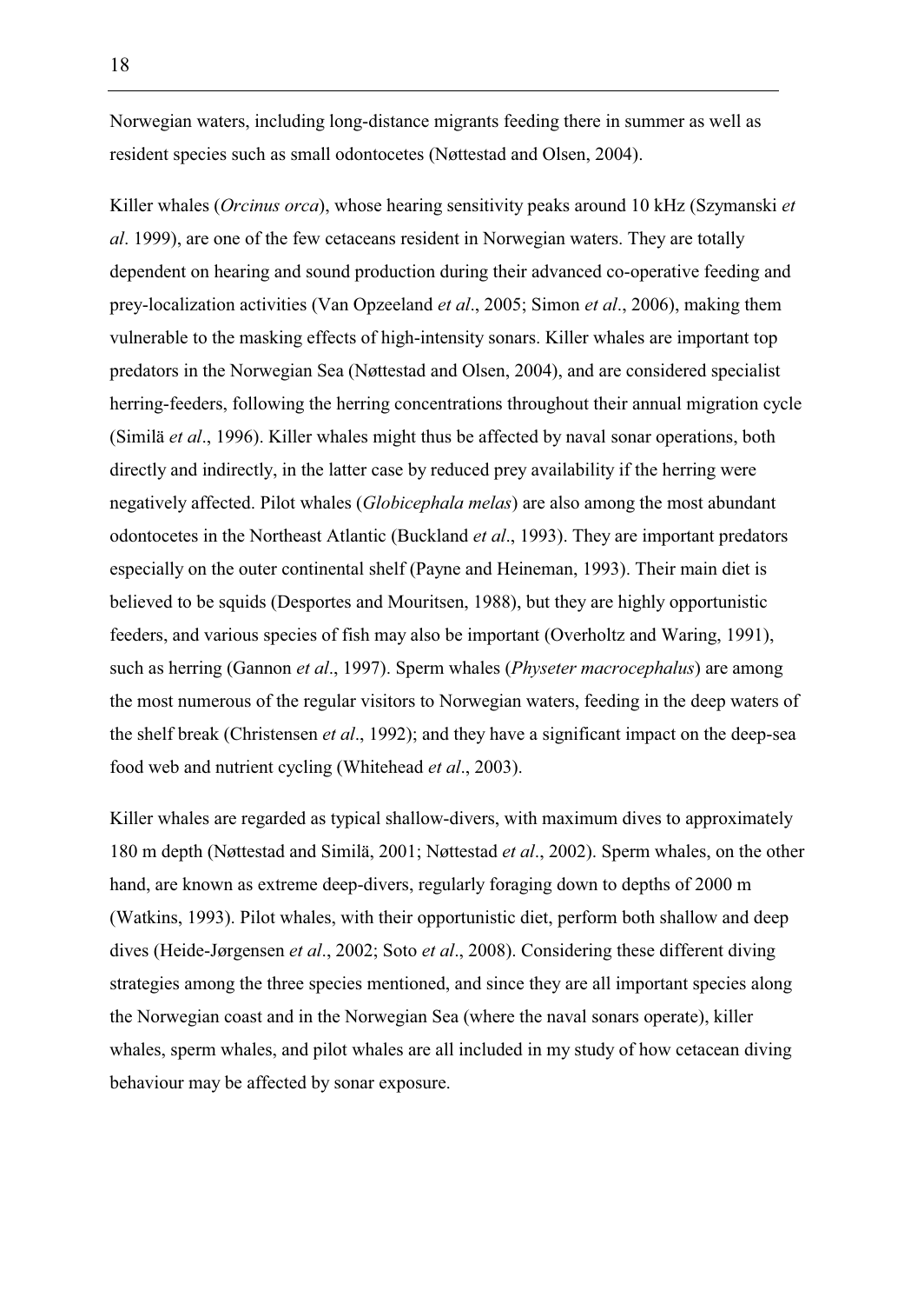Norwegian waters, including long-distance migrants feeding there in summer as well as resident species such as small odontocetes (Nøttestad and Olsen, 2004).

Killer whales (*Orcinus orca*), whose hearing sensitivity peaks around 10 kHz (Szymanski *et al*. 1999), are one of the few cetaceans resident in Norwegian waters. They are totally dependent on hearing and sound production during their advanced co-operative feeding and prey-localization activities (Van Opzeeland *et al*., 2005; Simon *et al*., 2006), making them vulnerable to the masking effects of high-intensity sonars. Killer whales are important top predators in the Norwegian Sea (Nøttestad and Olsen, 2004), and are considered specialist herring-feeders, following the herring concentrations throughout their annual migration cycle (Similä *et al*., 1996). Killer whales might thus be affected by naval sonar operations, both directly and indirectly, in the latter case by reduced prey availability if the herring were negatively affected. Pilot whales (*Globicephala melas*) are also among the most abundant odontocetes in the Northeast Atlantic (Buckland *et al*., 1993). They are important predators especially on the outer continental shelf (Payne and Heineman, 1993). Their main diet is believed to be squids (Desportes and Mouritsen, 1988), but they are highly opportunistic feeders, and various species of fish may also be important (Overholtz and Waring, 1991), such as herring (Gannon *et al*., 1997). Sperm whales (*Physeter macrocephalus*) are among the most numerous of the regular visitors to Norwegian waters, feeding in the deep waters of the shelf break (Christensen *et al*., 1992); and they have a significant impact on the deep-sea food web and nutrient cycling (Whitehead *et al*., 2003).

Killer whales are regarded as typical shallow-divers, with maximum dives to approximately 180 m depth (Nøttestad and Similä, 2001; Nøttestad *et al*., 2002). Sperm whales, on the other hand, are known as extreme deep-divers, regularly foraging down to depths of 2000 m (Watkins, 1993). Pilot whales, with their opportunistic diet, perform both shallow and deep dives (Heide-Jørgensen *et al*., 2002; Soto *et al*., 2008). Considering these different diving strategies among the three species mentioned, and since they are all important species along the Norwegian coast and in the Norwegian Sea (where the naval sonars operate), killer whales, sperm whales, and pilot whales are all included in my study of how cetacean diving behaviour may be affected by sonar exposure.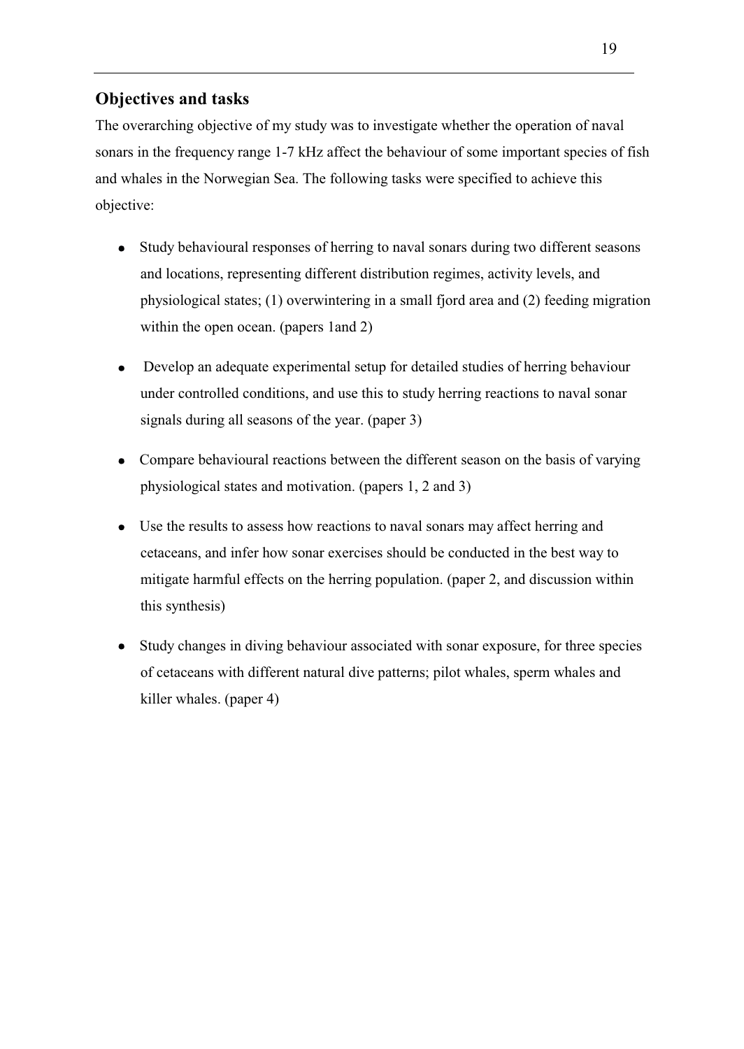## Objectives and tasks

The overarching objective of my study was to investigate whether the operation of naval sonars in the frequency range 1-7 kHz affect the behaviour of some important species of fish and whales in the Norwegian Sea. The following tasks were specified to achieve this objective:

- Study behavioural responses of herring to naval sonars during two different seasons and locations, representing different distribution regimes, activity levels, and physiological states; (1) overwintering in a small fjord area and (2) feeding migration within the open ocean. (papers 1and 2)
- Develop an adequate experimental setup for detailed studies of herring behaviour under controlled conditions, and use this to study herring reactions to naval sonar signals during all seasons of the year. (paper 3)
- Compare behavioural reactions between the different season on the basis of varying physiological states and motivation. (papers 1, 2 and 3)
- Use the results to assess how reactions to naval sonars may affect herring and cetaceans, and infer how sonar exercises should be conducted in the best way to mitigate harmful effects on the herring population. (paper 2, and discussion within this synthesis)
- Study changes in diving behaviour associated with sonar exposure, for three species of cetaceans with different natural dive patterns; pilot whales, sperm whales and killer whales. (paper 4)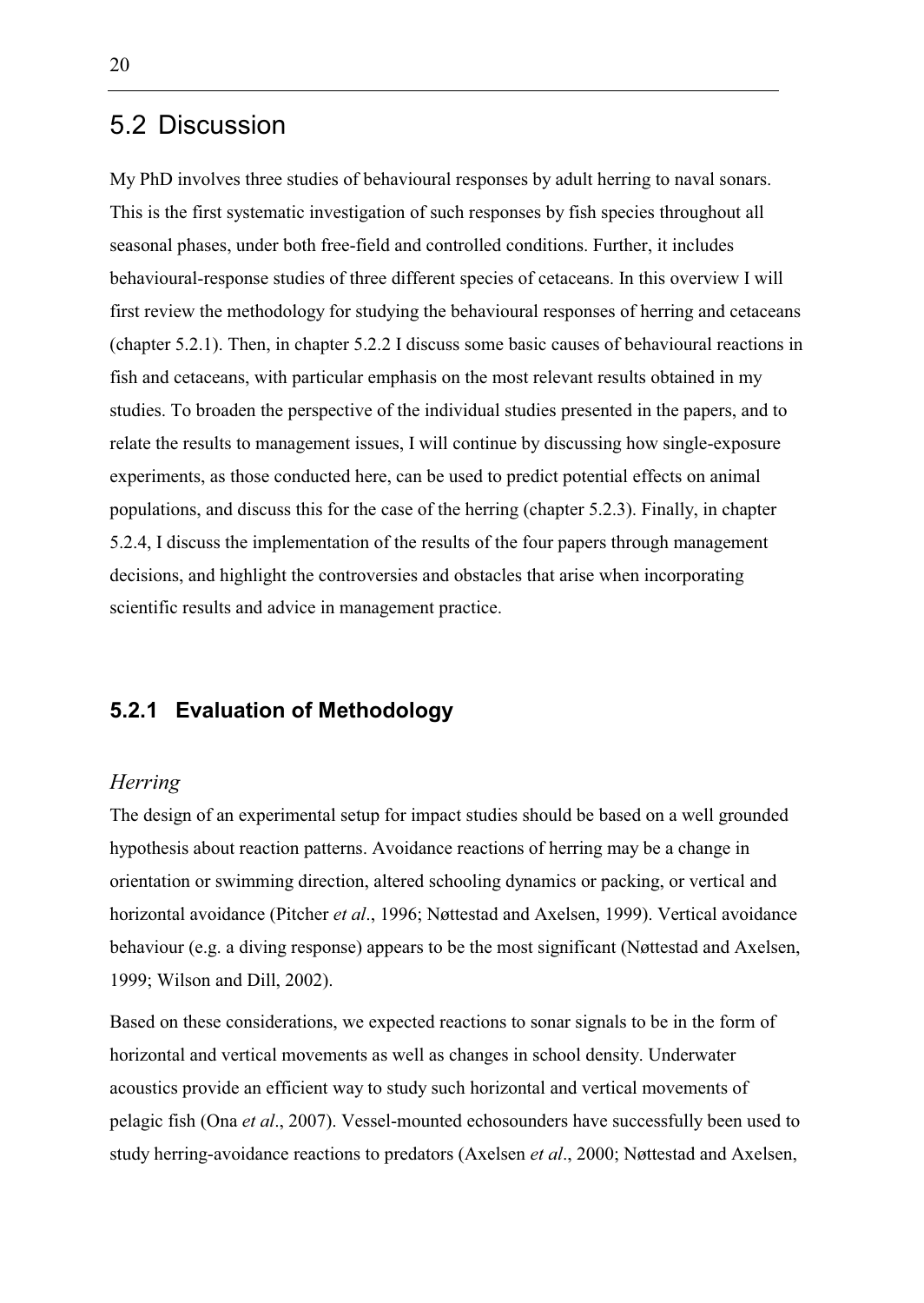## 5.2 Discussion

My PhD involves three studies of behavioural responses by adult herring to naval sonars. This is the first systematic investigation of such responses by fish species throughout all seasonal phases, under both free-field and controlled conditions. Further, it includes behavioural-response studies of three different species of cetaceans. In this overview I will first review the methodology for studying the behavioural responses of herring and cetaceans (chapter 5.2.1). Then, in chapter 5.2.2 I discuss some basic causes of behavioural reactions in fish and cetaceans, with particular emphasis on the most relevant results obtained in my studies. To broaden the perspective of the individual studies presented in the papers, and to relate the results to management issues, I will continue by discussing how single-exposure experiments, as those conducted here, can be used to predict potential effects on animal populations, and discuss this for the case of the herring (chapter 5.2.3). Finally, in chapter 5.2.4, I discuss the implementation of the results of the four papers through management decisions, and highlight the controversies and obstacles that arise when incorporating scientific results and advice in management practice.

### 5.2.1 Evaluation of Methodology

*Herring*

The design of an experimental setup for impact studies should be based on a well grounded hypothesis about reaction patterns. Avoidance reactions of herring may be a change in orientation or swimming direction, altered schooling dynamics or packing, or vertical and horizontal avoidance (Pitcher *et al*., 1996; Nøttestad and Axelsen, 1999). Vertical avoidance behaviour (e.g. a diving response) appears to be the most significant (Nøttestad and Axelsen, 1999; Wilson and Dill, 2002).

Based on these considerations, we expected reactions to sonar signals to be in the form of horizontal and vertical movements as well as changes in school density. Underwater acoustics provide an efficient way to study such horizontal and vertical movements of pelagic fish (Ona *et al*., 2007). Vessel-mounted echosounders have successfully been used to study herring-avoidance reactions to predators (Axelsen *et al*., 2000; Nøttestad and Axelsen,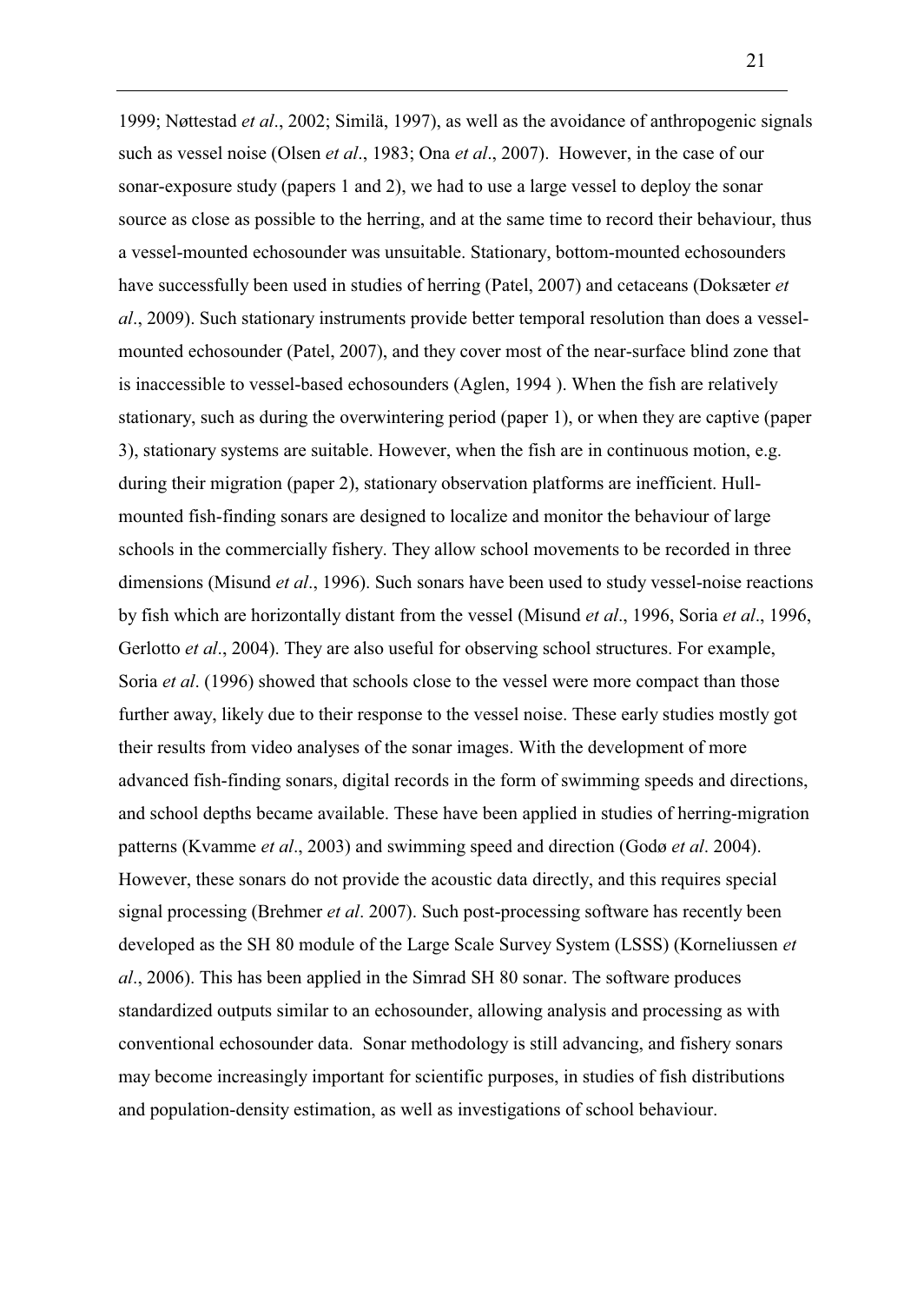1999; Nøttestad *et al*., 2002; Similä, 1997), as well as the avoidance of anthropogenic signals such as vessel noise (Olsen *et al*., 1983; Ona *et al*., 2007). However, in the case of our sonar-exposure study (papers 1 and 2), we had to use a large vessel to deploy the sonar source as close as possible to the herring, and at the same time to record their behaviour, thus a vessel-mounted echosounder was unsuitable. Stationary, bottom-mounted echosounders have successfully been used in studies of herring (Patel, 2007) and cetaceans (Doksæter *et al*., 2009). Such stationary instruments provide better temporal resolution than does a vessel-mounted echosounder (Patel, 2007), and they cover most of the near-surface blind zone that is inaccessible to vessel-based echosounders (Aglen, 1994 ). When the fish are relatively stationary, such as during the overwintering period (paper 1), or when they are captive (paper 3), stationary systems are suitable. However, when the fish are in continuous motion, e.g. during their migration (paper 2), stationary observation platforms are inefficient. Hull-mounted fish-finding sonars are designed to localize and monitor the behaviour of large schools in the commercially fishery. They allow school movements to be recorded in three dimensions (Misund *et al*., 1996). Such sonars have been used to study vessel-noise reactions by fish which are horizontally distant from the vessel (Misund *et al*., 1996, Soria *et al*., 1996, Gerlotto *et al*., 2004). They are also useful for observing school structures. For example, Soria *et al*. (1996) showed that schools close to the vessel were more compact than those further away, likely due to their response to the vessel noise. These early studies mostly got their results from video analyses of the sonar images. With the development of more advanced fish-finding sonars, digital records in the form of swimming speeds and directions, and school depths became available. These have been applied in studies of herring-migration patterns (Kvamme *et al*., 2003) and swimming speed and direction (Godø *et al*. 2004). However, these sonars do not provide the acoustic data directly, and this requires special signal processing (Brehmer *et al*. 2007). Such post-processing software has recently been developed as the SH 80 module of the Large Scale Survey System (LSSS) (Korneliussen *et al*., 2006). This has been applied in the Simrad SH 80 sonar. The software produces standardized outputs similar to an echosounder, allowing analysis and processing as with conventional echosounder data. Sonar methodology is still advancing, and fishery sonars may become increasingly important for scientific purposes, in studies of fish distributions and population-density estimation, as well as investigations of school behaviour.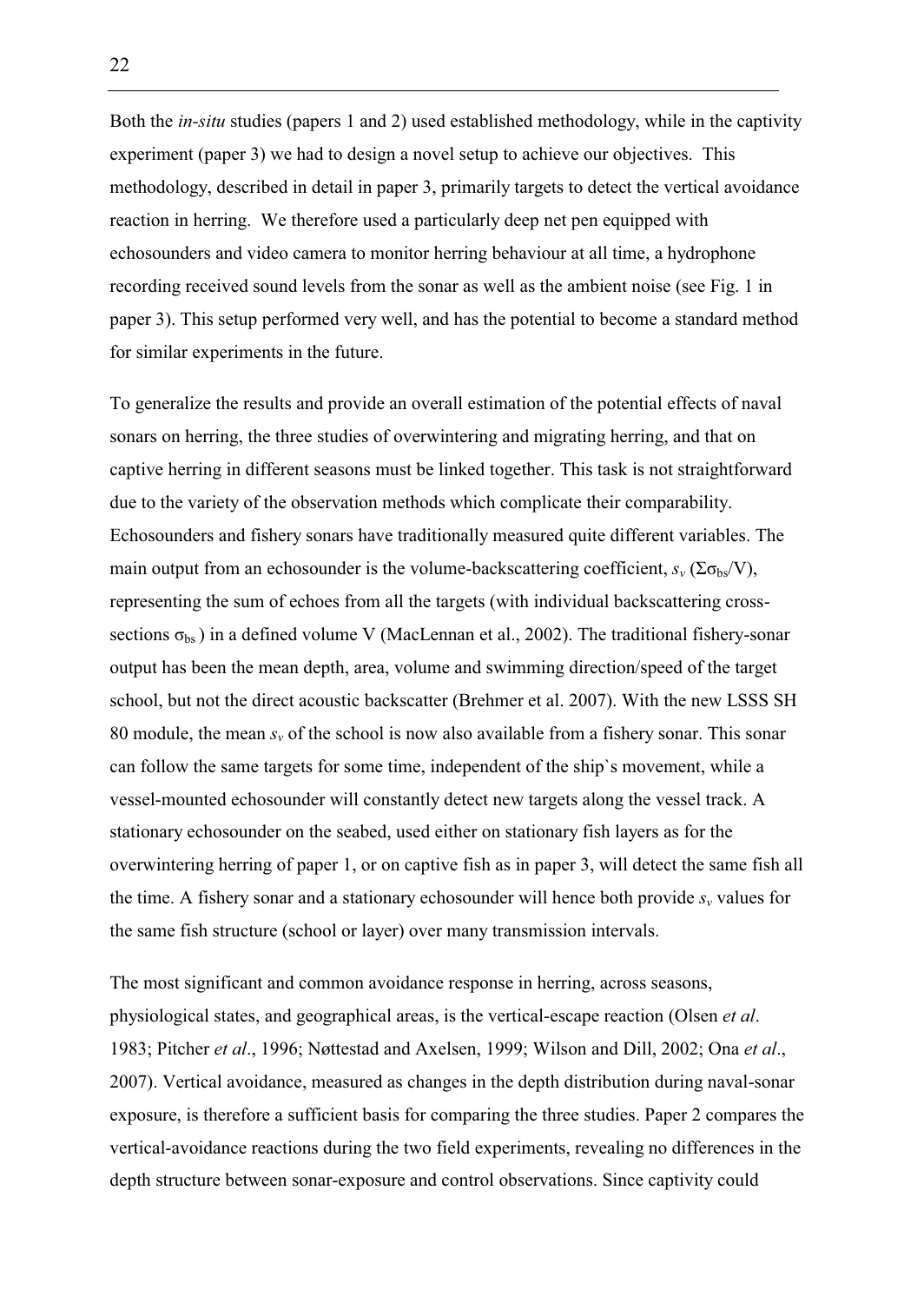Both the *in-situ* studies (papers 1 and 2) used established methodology, while in the captivity experiment (paper 3) we had to design a novel setup to achieve our objectives. This methodology, described in detail in paper 3, primarily targets to detect the vertical avoidance reaction in herring. We therefore used a particularly deep net pen equipped with echosounders and video camera to monitor herring behaviour at all time, a hydrophone recording received sound levels from the sonar as well as the ambient noise (see Fig. 1 in paper 3). This setup performed very well, and has the potential to become a standard method for similar experiments in the future.

To generalize the results and provide an overall estimation of the potential effects of naval sonars on herring, the three studies of overwintering and migrating herring, and that on captive herring in different seasons must be linked together. This task is not straightforward due to the variety of the observation methods which complicate their comparability. Echosounders and fishery sonars have traditionally measured quite different variables. The main output from an echosounder is the volume-backscattering coefficient, $s_v$ ($\Sigma\sigma_{bs}/V$), representing the sum of echoes from all the targets (with individual backscattering cross-sections $\sigma_{bs}$) in a defined volume V (MacLennan et al., 2002). The traditional fishery-sonar output has been the mean depth, area, volume and swimming direction/speed of the target school, but not the direct acoustic backscatter (Brehmer et al. 2007). With the new LSSS SH 80 module, the mean $s_v$ of the school is now also available from a fishery sonar. This sonar can follow the same targets for some time, independent of the ship`s movement, while a vessel-mounted echosounder will constantly detect new targets along the vessel track. A stationary echosounder on the seabed, used either on stationary fish layers as for the overwintering herring of paper 1, or on captive fish as in paper 3, will detect the same fish all the time. A fishery sonar and a stationary echosounder will hence both provide $s_v$ values for the same fish structure (school or layer) over many transmission intervals.

The most significant and common avoidance response in herring, across seasons, physiological states, and geographical areas, is the vertical-escape reaction (Olsen *et al*. 1983; Pitcher *et al*., 1996; Nøttestad and Axelsen, 1999; Wilson and Dill, 2002; Ona *et al*., 2007). Vertical avoidance, measured as changes in the depth distribution during naval-sonar exposure, is therefore a sufficient basis for comparing the three studies. Paper 2 compares the vertical-avoidance reactions during the two field experiments, revealing no differences in the depth structure between sonar-exposure and control observations. Since captivity could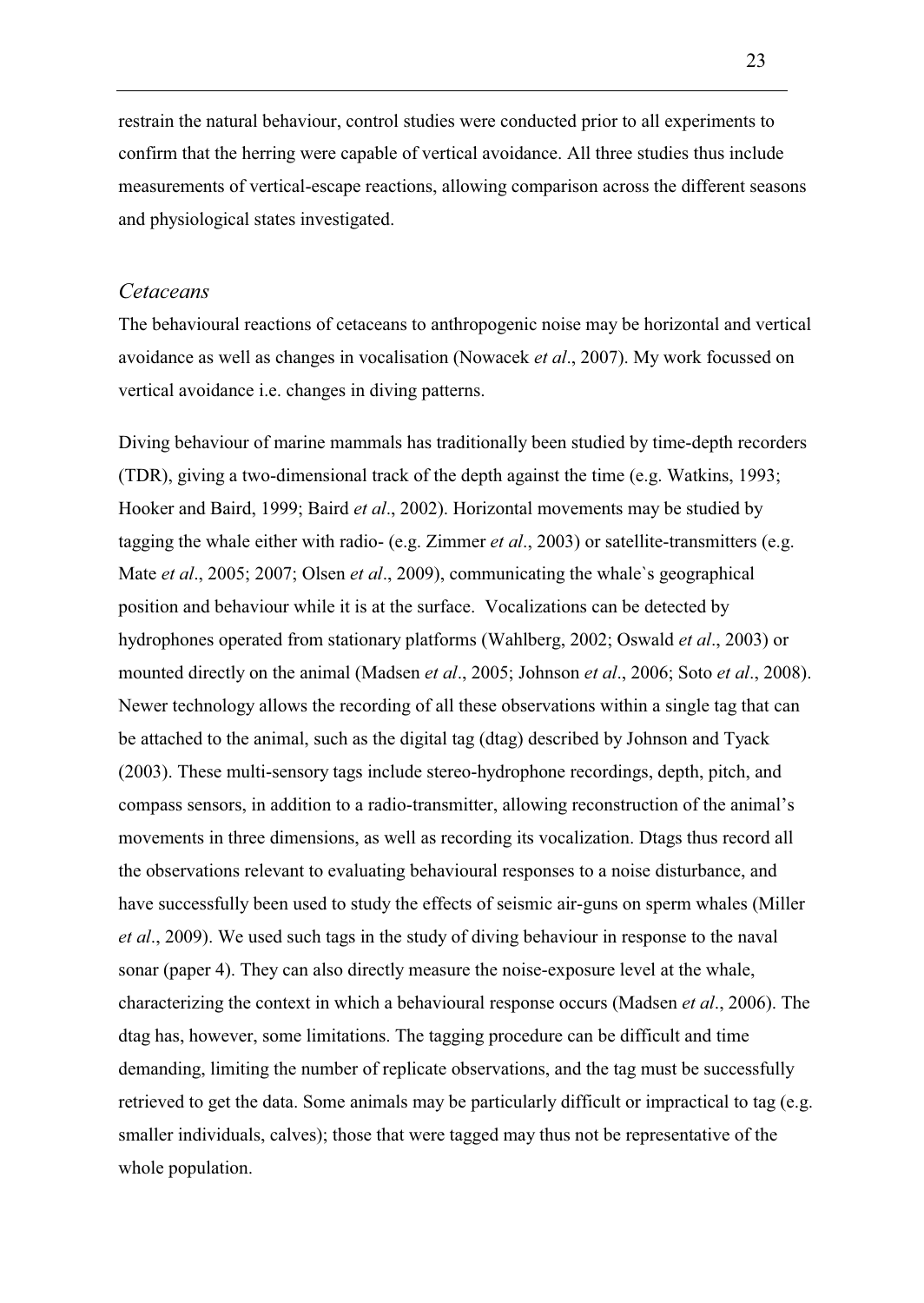restrain the natural behaviour, control studies were conducted prior to all experiments to confirm that the herring were capable of vertical avoidance. All three studies thus include measurements of vertical-escape reactions, allowing comparison across the different seasons and physiological states investigated.

### *Cetaceans*

The behavioural reactions of cetaceans to anthropogenic noise may be horizontal and vertical avoidance as well as changes in vocalisation (Nowacek *et al*., 2007). My work focussed on vertical avoidance i.e. changes in diving patterns.

Diving behaviour of marine mammals has traditionally been studied by time-depth recorders (TDR), giving a two-dimensional track of the depth against the time (e.g. Watkins, 1993; Hooker and Baird, 1999; Baird *et al*., 2002). Horizontal movements may be studied by tagging the whale either with radio- (e.g. Zimmer *et al*., 2003) or satellite-transmitters (e.g. Mate *et al*., 2005; 2007; Olsen *et al*., 2009), communicating the whale`s geographical position and behaviour while it is at the surface. Vocalizations can be detected by hydrophones operated from stationary platforms (Wahlberg, 2002; Oswald *et al*., 2003) or mounted directly on the animal (Madsen *et al*., 2005; Johnson *et al*., 2006; Soto *et al*., 2008). Newer technology allows the recording of all these observations within a single tag that can be attached to the animal, such as the digital tag (dtag) described by Johnson and Tyack (2003). These multi-sensory tags include stereo-hydrophone recordings, depth, pitch, and compass sensors, in addition to a radio-transmitter, allowing reconstruction of the animal's movements in three dimensions, as well as recording its vocalization. Dtags thus record all the observations relevant to evaluating behavioural responses to a noise disturbance, and have successfully been used to study the effects of seismic air-guns on sperm whales (Miller *et al*., 2009). We used such tags in the study of diving behaviour in response to the naval sonar (paper 4). They can also directly measure the noise-exposure level at the whale, characterizing the context in which a behavioural response occurs (Madsen *et al*., 2006). The dtag has, however, some limitations. The tagging procedure can be difficult and time demanding, limiting the number of replicate observations, and the tag must be successfully retrieved to get the data. Some animals may be particularly difficult or impractical to tag (e.g. smaller individuals, calves); those that were tagged may thus not be representative of the whole population.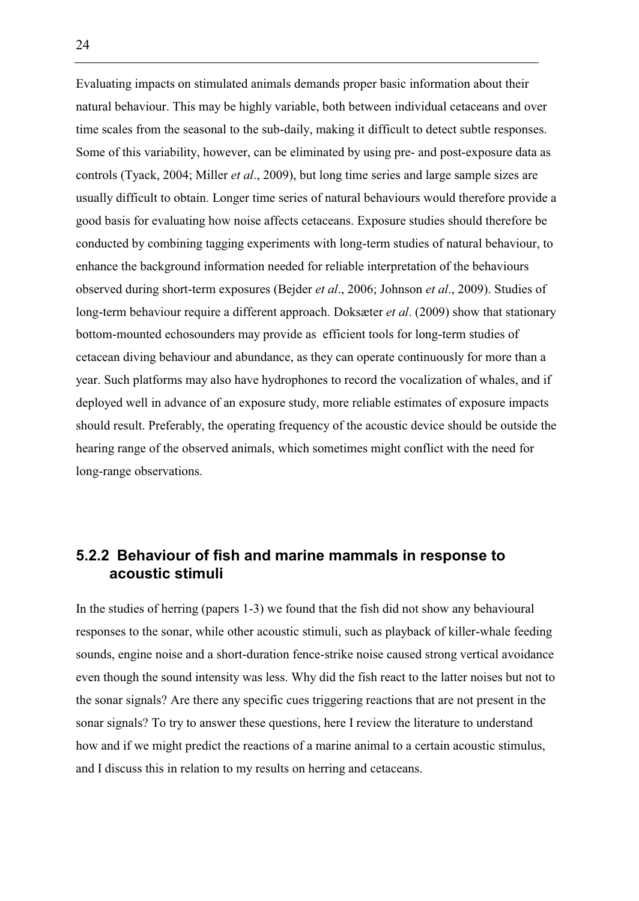Evaluating impacts on stimulated animals demands proper basic information about their natural behaviour. This may be highly variable, both between individual cetaceans and over time scales from the seasonal to the sub-daily, making it difficult to detect subtle responses. Some of this variability, however, can be eliminated by using pre- and post-exposure data as controls (Tyack, 2004; Miller *et al*., 2009), but long time series and large sample sizes are usually difficult to obtain. Longer time series of natural behaviours would therefore provide a good basis for evaluating how noise affects cetaceans. Exposure studies should therefore be conducted by combining tagging experiments with long-term studies of natural behaviour, to enhance the background information needed for reliable interpretation of the behaviours observed during short-term exposures (Bejder *et al*., 2006; Johnson *et al*., 2009). Studies of long-term behaviour require a different approach. Doksæter *et al*. (2009) show that stationary bottom-mounted echosounders may provide as efficient tools for long-term studies of cetacean diving behaviour and abundance, as they can operate continuously for more than a year. Such platforms may also have hydrophones to record the vocalization of whales, and if deployed well in advance of an exposure study, more reliable estimates of exposure impacts should result. Preferably, the operating frequency of the acoustic device should be outside the hearing range of the observed animals, which sometimes might conflict with the need for long-range observations.

### 5.2.2 Behaviour of fish and marine mammals in response to acoustic stimuli

In the studies of herring (papers 1-3) we found that the fish did not show any behavioural responses to the sonar, while other acoustic stimuli, such as playback of killer-whale feeding sounds, engine noise and a short-duration fence-strike noise caused strong vertical avoidance even though the sound intensity was less. Why did the fish react to the latter noises but not to the sonar signals? Are there any specific cues triggering reactions that are not present in the sonar signals? To try to answer these questions, here I review the literature to understand how and if we might predict the reactions of a marine animal to a certain acoustic stimulus, and I discuss this in relation to my results on herring and cetaceans.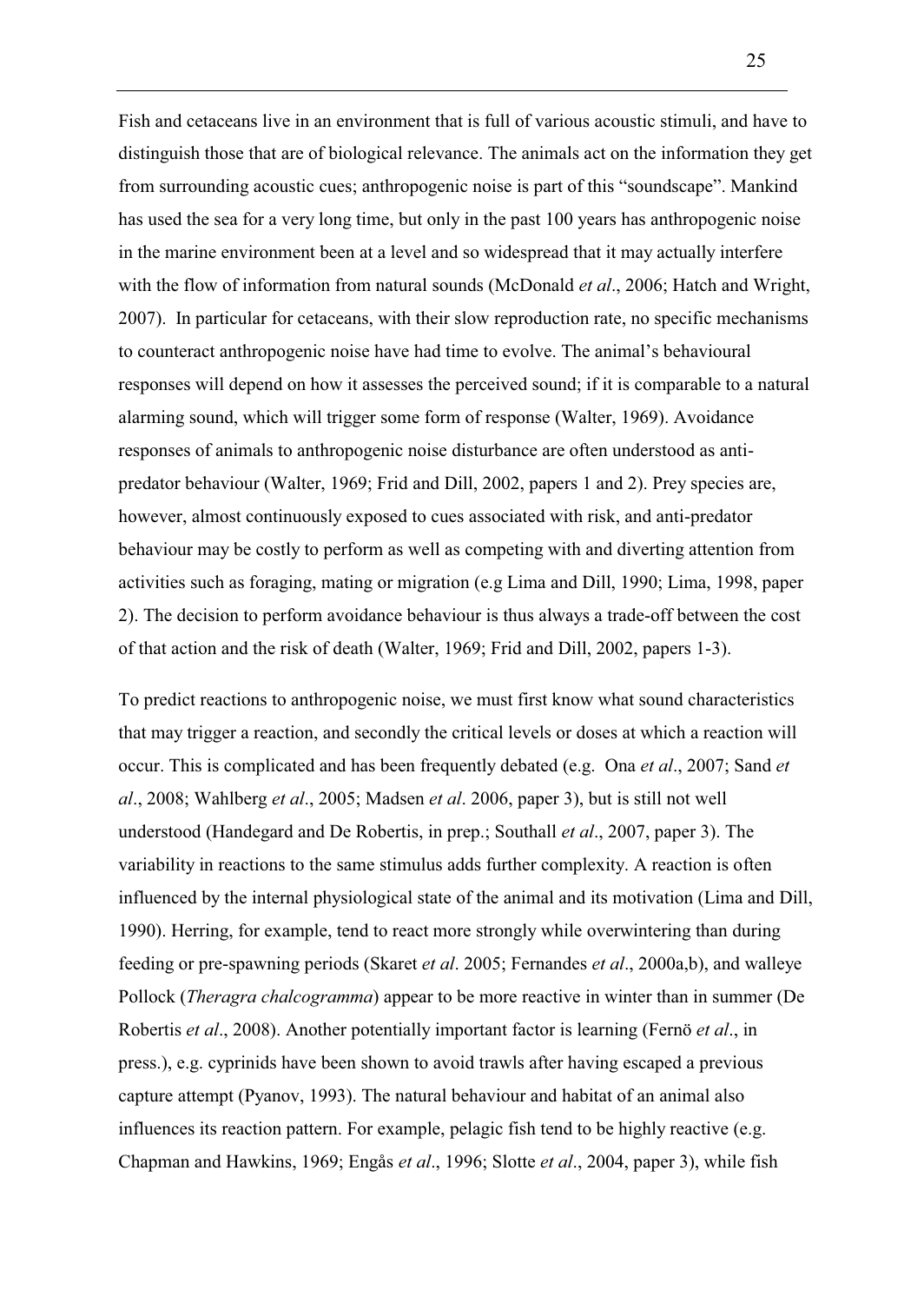Fish and cetaceans live in an environment that is full of various acoustic stimuli, and have to distinguish those that are of biological relevance. The animals act on the information they get from surrounding acoustic cues; anthropogenic noise is part of this "soundscape". Mankind has used the sea for a very long time, but only in the past 100 years has anthropogenic noise in the marine environment been at a level and so widespread that it may actually interfere with the flow of information from natural sounds (McDonald *et al*., 2006; Hatch and Wright, 2007). In particular for cetaceans, with their slow reproduction rate, no specific mechanisms to counteract anthropogenic noise have had time to evolve. The animal's behavioural responses will depend on how it assesses the perceived sound; if it is comparable to a natural alarming sound, which will trigger some form of response (Walter, 1969). Avoidance responses of animals to anthropogenic noise disturbance are often understood as anti-predator behaviour (Walter, 1969; Frid and Dill, 2002, papers 1 and 2). Prey species are, however, almost continuously exposed to cues associated with risk, and anti-predator behaviour may be costly to perform as well as competing with and diverting attention from activities such as foraging, mating or migration (e.g Lima and Dill, 1990; Lima, 1998, paper 2). The decision to perform avoidance behaviour is thus always a trade-off between the cost of that action and the risk of death (Walter, 1969; Frid and Dill, 2002, papers 1-3).

To predict reactions to anthropogenic noise, we must first know what sound characteristics that may trigger a reaction, and secondly the critical levels or doses at which a reaction will occur. This is complicated and has been frequently debated (e.g. Ona *et al*., 2007; Sand *et al*., 2008; Wahlberg *et al*., 2005; Madsen *et al*. 2006, paper 3), but is still not well understood (Handegard and De Robertis, in prep.; Southall *et al*., 2007, paper 3). The variability in reactions to the same stimulus adds further complexity. A reaction is often influenced by the internal physiological state of the animal and its motivation (Lima and Dill, 1990). Herring, for example, tend to react more strongly while overwintering than during feeding or pre-spawning periods (Skaret *et al*. 2005; Fernandes *et al*., 2000a,b), and walleye Pollock (*Theragra chalcogramma*) appear to be more reactive in winter than in summer (De Robertis *et al*., 2008). Another potentially important factor is learning (Fernö *et al*., in press.), e.g. cyprinids have been shown to avoid trawls after having escaped a previous capture attempt (Pyanov, 1993). The natural behaviour and habitat of an animal also influences its reaction pattern. For example, pelagic fish tend to be highly reactive (e.g. Chapman and Hawkins, 1969; Engås *et al*., 1996; Slotte *et al*., 2004, paper 3), while fish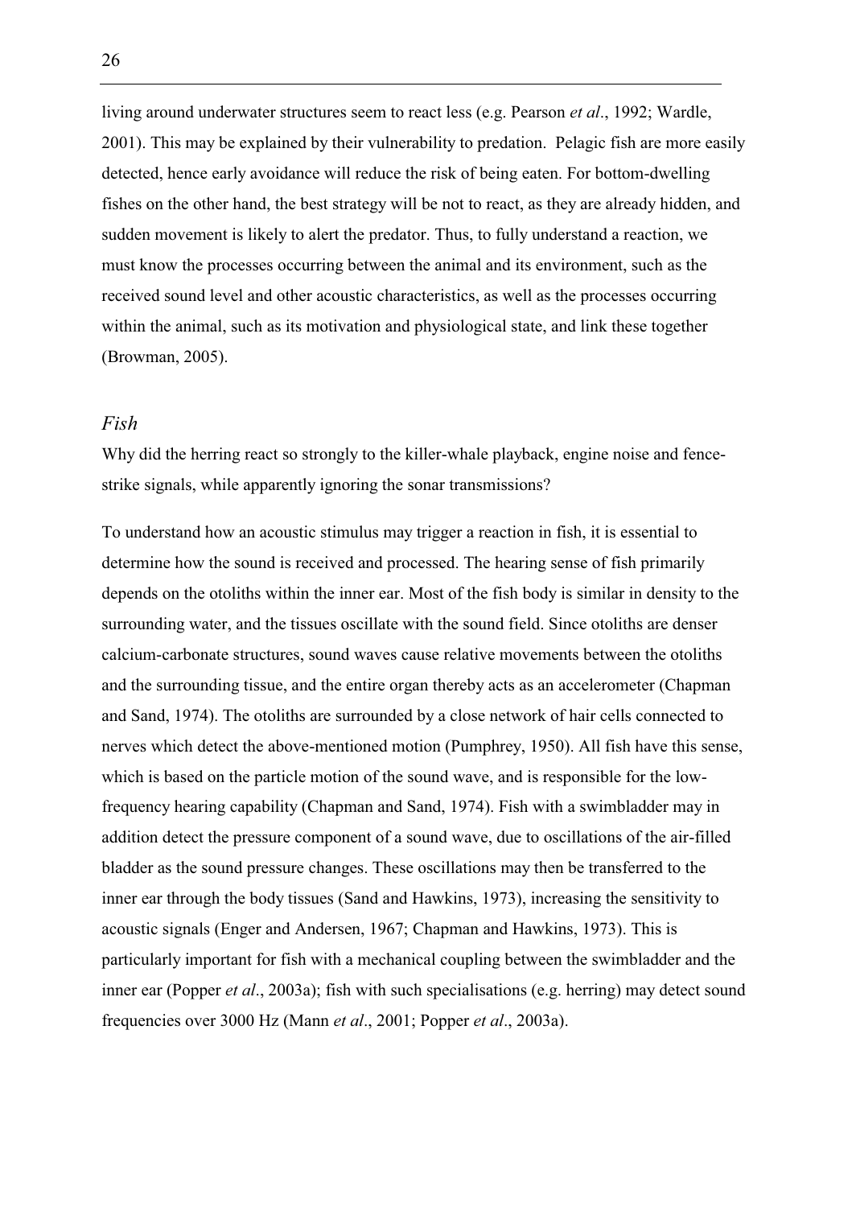living around underwater structures seem to react less (e.g. Pearson *et al*., 1992; Wardle, 2001). This may be explained by their vulnerability to predation. Pelagic fish are more easily detected, hence early avoidance will reduce the risk of being eaten. For bottom-dwelling fishes on the other hand, the best strategy will be not to react, as they are already hidden, and sudden movement is likely to alert the predator. Thus, to fully understand a reaction, we must know the processes occurring between the animal and its environment, such as the received sound level and other acoustic characteristics, as well as the processes occurring within the animal, such as its motivation and physiological state, and link these together (Browman, 2005).

## *Fish*

Why did the herring react so strongly to the killer-whale playback, engine noise and fence-strike signals, while apparently ignoring the sonar transmissions?

To understand how an acoustic stimulus may trigger a reaction in fish, it is essential to determine how the sound is received and processed. The hearing sense of fish primarily depends on the otoliths within the inner ear. Most of the fish body is similar in density to the surrounding water, and the tissues oscillate with the sound field. Since otoliths are denser calcium-carbonate structures, sound waves cause relative movements between the otoliths and the surrounding tissue, and the entire organ thereby acts as an accelerometer (Chapman and Sand, 1974). The otoliths are surrounded by a close network of hair cells connected to nerves which detect the above-mentioned motion (Pumphrey, 1950). All fish have this sense, which is based on the particle motion of the sound wave, and is responsible for the low-frequency hearing capability (Chapman and Sand, 1974). Fish with a swimbladder may in addition detect the pressure component of a sound wave, due to oscillations of the air-filled bladder as the sound pressure changes. These oscillations may then be transferred to the inner ear through the body tissues (Sand and Hawkins, 1973), increasing the sensitivity to acoustic signals (Enger and Andersen, 1967; Chapman and Hawkins, 1973). This is particularly important for fish with a mechanical coupling between the swimbladder and the inner ear (Popper *et al*., 2003a); fish with such specialisations (e.g. herring) may detect sound frequencies over 3000 Hz (Mann *et al*., 2001; Popper *et al*., 2003a).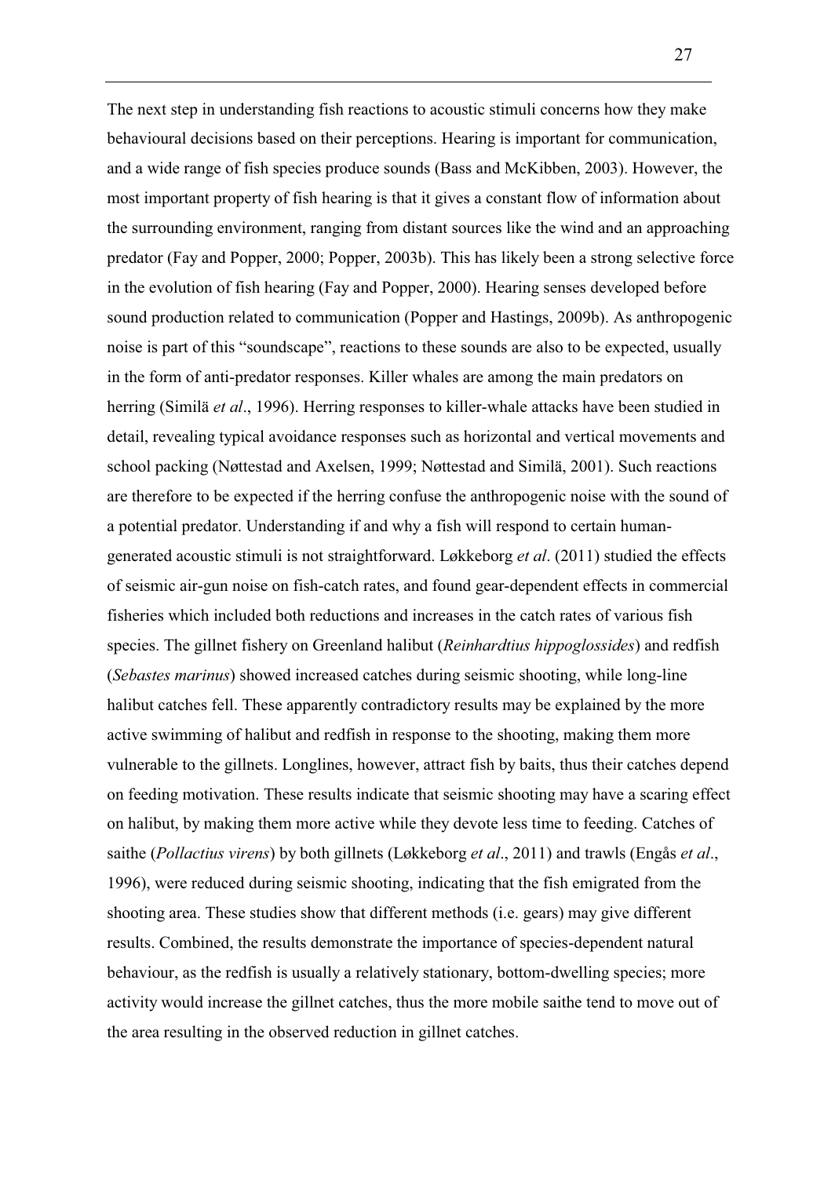The next step in understanding fish reactions to acoustic stimuli concerns how they make behavioural decisions based on their perceptions. Hearing is important for communication, and a wide range of fish species produce sounds (Bass and McKibben, 2003). However, the most important property of fish hearing is that it gives a constant flow of information about the surrounding environment, ranging from distant sources like the wind and an approaching predator (Fay and Popper, 2000; Popper, 2003b). This has likely been a strong selective force in the evolution of fish hearing (Fay and Popper, 2000). Hearing senses developed before sound production related to communication (Popper and Hastings, 2009b). As anthropogenic noise is part of this "soundscape", reactions to these sounds are also to be expected, usually in the form of anti-predator responses. Killer whales are among the main predators on herring (Similä *et al*., 1996). Herring responses to killer-whale attacks have been studied in detail, revealing typical avoidance responses such as horizontal and vertical movements and school packing (Nøttestad and Axelsen, 1999; Nøttestad and Similä, 2001). Such reactions are therefore to be expected if the herring confuse the anthropogenic noise with the sound of a potential predator. Understanding if and why a fish will respond to certain human-generated acoustic stimuli is not straightforward. Løkkeborg *et al*. (2011) studied the effects of seismic air-gun noise on fish-catch rates, and found gear-dependent effects in commercial fisheries which included both reductions and increases in the catch rates of various fish species. The gillnet fishery on Greenland halibut (*Reinhardtius hippoglossides*) and redfish (*Sebastes marinus*) showed increased catches during seismic shooting, while long-line halibut catches fell. These apparently contradictory results may be explained by the more active swimming of halibut and redfish in response to the shooting, making them more vulnerable to the gillnets. Longlines, however, attract fish by baits, thus their catches depend on feeding motivation. These results indicate that seismic shooting may have a scaring effect on halibut, by making them more active while they devote less time to feeding. Catches of saithe (*Pollactius virens*) by both gillnets (Løkkeborg *et al*., 2011) and trawls (Engås *et al*., 1996), were reduced during seismic shooting, indicating that the fish emigrated from the shooting area. These studies show that different methods (i.e. gears) may give different results. Combined, the results demonstrate the importance of species-dependent natural behaviour, as the redfish is usually a relatively stationary, bottom-dwelling species; more activity would increase the gillnet catches, thus the more mobile saithe tend to move out of the area resulting in the observed reduction in gillnet catches.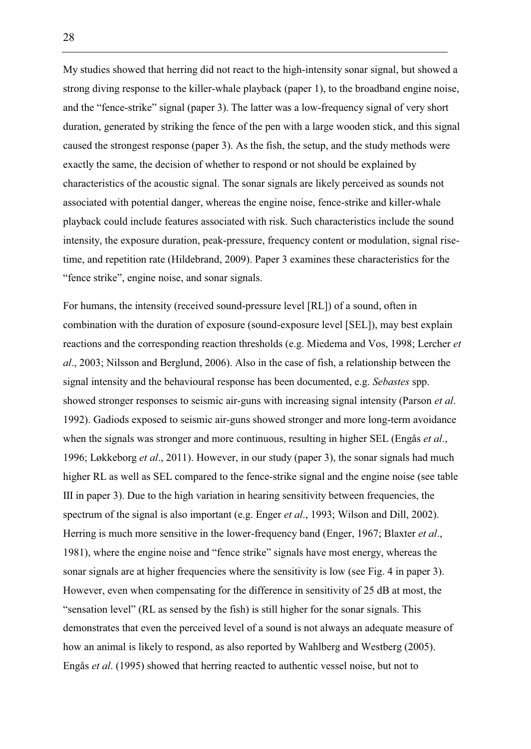My studies showed that herring did not react to the high-intensity sonar signal, but showed a strong diving response to the killer-whale playback (paper 1), to the broadband engine noise, and the "fence-strike" signal (paper 3). The latter was a low-frequency signal of very short duration, generated by striking the fence of the pen with a large wooden stick, and this signal caused the strongest response (paper 3). As the fish, the setup, and the study methods were exactly the same, the decision of whether to respond or not should be explained by characteristics of the acoustic signal. The sonar signals are likely perceived as sounds not associated with potential danger, whereas the engine noise, fence-strike and killer-whale playback could include features associated with risk. Such characteristics include the sound intensity, the exposure duration, peak-pressure, frequency content or modulation, signal rise-time, and repetition rate (Hildebrand, 2009). Paper 3 examines these characteristics for the "fence strike", engine noise, and sonar signals.

For humans, the intensity (received sound-pressure level [RL]) of a sound, often in combination with the duration of exposure (sound-exposure level [SEL]), may best explain reactions and the corresponding reaction thresholds (e.g. Miedema and Vos, 1998; Lercher *et al*., 2003; Nilsson and Berglund, 2006). Also in the case of fish, a relationship between the signal intensity and the behavioural response has been documented, e.g. *Sebastes* spp. showed stronger responses to seismic air-guns with increasing signal intensity (Parson *et al*. 1992). Gadiods exposed to seismic air-guns showed stronger and more long-term avoidance when the signals was stronger and more continuous, resulting in higher SEL (Engås *et al*., 1996; Løkkeborg *et al*., 2011). However, in our study (paper 3), the sonar signals had much higher RL as well as SEL compared to the fence-strike signal and the engine noise (see table III in paper 3). Due to the high variation in hearing sensitivity between frequencies, the spectrum of the signal is also important (e.g. Enger *et al*., 1993; Wilson and Dill, 2002). Herring is much more sensitive in the lower-frequency band (Enger, 1967; Blaxter *et al*., 1981), where the engine noise and "fence strike" signals have most energy, whereas the sonar signals are at higher frequencies where the sensitivity is low (see Fig. 4 in paper 3). However, even when compensating for the difference in sensitivity of 25 dB at most, the "sensation level" (RL as sensed by the fish) is still higher for the sonar signals. This demonstrates that even the perceived level of a sound is not always an adequate measure of how an animal is likely to respond, as also reported by Wahlberg and Westberg (2005). Engås *et al*. (1995) showed that herring reacted to authentic vessel noise, but not to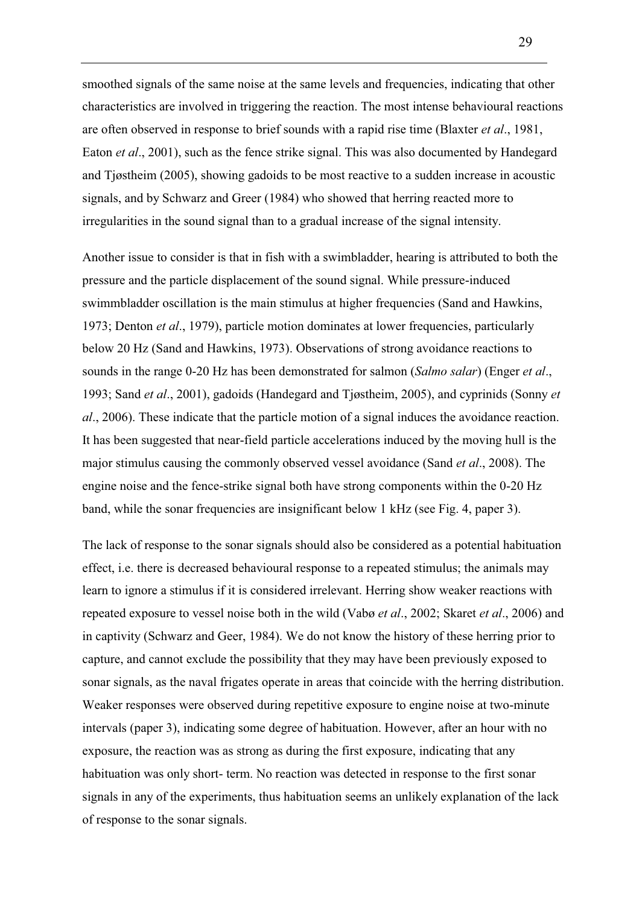smoothed signals of the same noise at the same levels and frequencies, indicating that other characteristics are involved in triggering the reaction. The most intense behavioural reactions are often observed in response to brief sounds with a rapid rise time (Blaxter *et al*., 1981, Eaton *et al*., 2001), such as the fence strike signal. This was also documented by Handegard and Tjøstheim (2005), showing gadoids to be most reactive to a sudden increase in acoustic signals, and by Schwarz and Greer (1984) who showed that herring reacted more to irregularities in the sound signal than to a gradual increase of the signal intensity.

Another issue to consider is that in fish with a swimbladder, hearing is attributed to both the pressure and the particle displacement of the sound signal. While pressure-induced swimmbladder oscillation is the main stimulus at higher frequencies (Sand and Hawkins, 1973; Denton *et al*., 1979), particle motion dominates at lower frequencies, particularly below 20 Hz (Sand and Hawkins, 1973). Observations of strong avoidance reactions to sounds in the range 0-20 Hz has been demonstrated for salmon (*Salmo salar*) (Enger *et al*., 1993; Sand *et al*., 2001), gadoids (Handegard and Tjøstheim, 2005), and cyprinids (Sonny *et al*., 2006). These indicate that the particle motion of a signal induces the avoidance reaction. It has been suggested that near-field particle accelerations induced by the moving hull is the major stimulus causing the commonly observed vessel avoidance (Sand *et al*., 2008). The engine noise and the fence-strike signal both have strong components within the 0-20 Hz band, while the sonar frequencies are insignificant below 1 kHz (see Fig. 4, paper 3).

The lack of response to the sonar signals should also be considered as a potential habituation effect, i.e. there is decreased behavioural response to a repeated stimulus; the animals may learn to ignore a stimulus if it is considered irrelevant. Herring show weaker reactions with repeated exposure to vessel noise both in the wild (Vabø *et al*., 2002; Skaret *et al*., 2006) and in captivity (Schwarz and Geer, 1984). We do not know the history of these herring prior to capture, and cannot exclude the possibility that they may have been previously exposed to sonar signals, as the naval frigates operate in areas that coincide with the herring distribution. Weaker responses were observed during repetitive exposure to engine noise at two-minute intervals (paper 3), indicating some degree of habituation. However, after an hour with no exposure, the reaction was as strong as during the first exposure, indicating that any habituation was only short- term. No reaction was detected in response to the first sonar signals in any of the experiments, thus habituation seems an unlikely explanation of the lack of response to the sonar signals.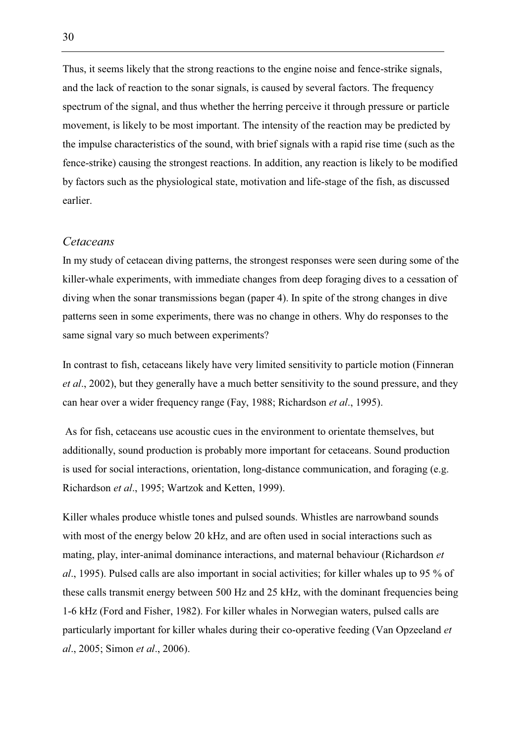Thus, it seems likely that the strong reactions to the engine noise and fence-strike signals, and the lack of reaction to the sonar signals, is caused by several factors. The frequency spectrum of the signal, and thus whether the herring perceive it through pressure or particle movement, is likely to be most important. The intensity of the reaction may be predicted by the impulse characteristics of the sound, with brief signals with a rapid rise time (such as the fence-strike) causing the strongest reactions. In addition, any reaction is likely to be modified by factors such as the physiological state, motivation and life-stage of the fish, as discussed earlier.

### *Cetaceans*

In my study of cetacean diving patterns, the strongest responses were seen during some of the killer-whale experiments, with immediate changes from deep foraging dives to a cessation of diving when the sonar transmissions began (paper 4). In spite of the strong changes in dive patterns seen in some experiments, there was no change in others. Why do responses to the same signal vary so much between experiments?

In contrast to fish, cetaceans likely have very limited sensitivity to particle motion (Finneran *et al*., 2002), but they generally have a much better sensitivity to the sound pressure, and they can hear over a wider frequency range (Fay, 1988; Richardson *et al*., 1995).

As for fish, cetaceans use acoustic cues in the environment to orientate themselves, but additionally, sound production is probably more important for cetaceans. Sound production is used for social interactions, orientation, long-distance communication, and foraging (e.g. Richardson *et al*., 1995; Wartzok and Ketten, 1999).

Killer whales produce whistle tones and pulsed sounds. Whistles are narrowband sounds with most of the energy below 20 kHz, and are often used in social interactions such as mating, play, inter-animal dominance interactions, and maternal behaviour (Richardson *et al*., 1995). Pulsed calls are also important in social activities; for killer whales up to 95 % of these calls transmit energy between 500 Hz and 25 kHz, with the dominant frequencies being 1-6 kHz (Ford and Fisher, 1982). For killer whales in Norwegian waters, pulsed calls are particularly important for killer whales during their co-operative feeding (Van Opzeeland *et al*., 2005; Simon *et al*., 2006).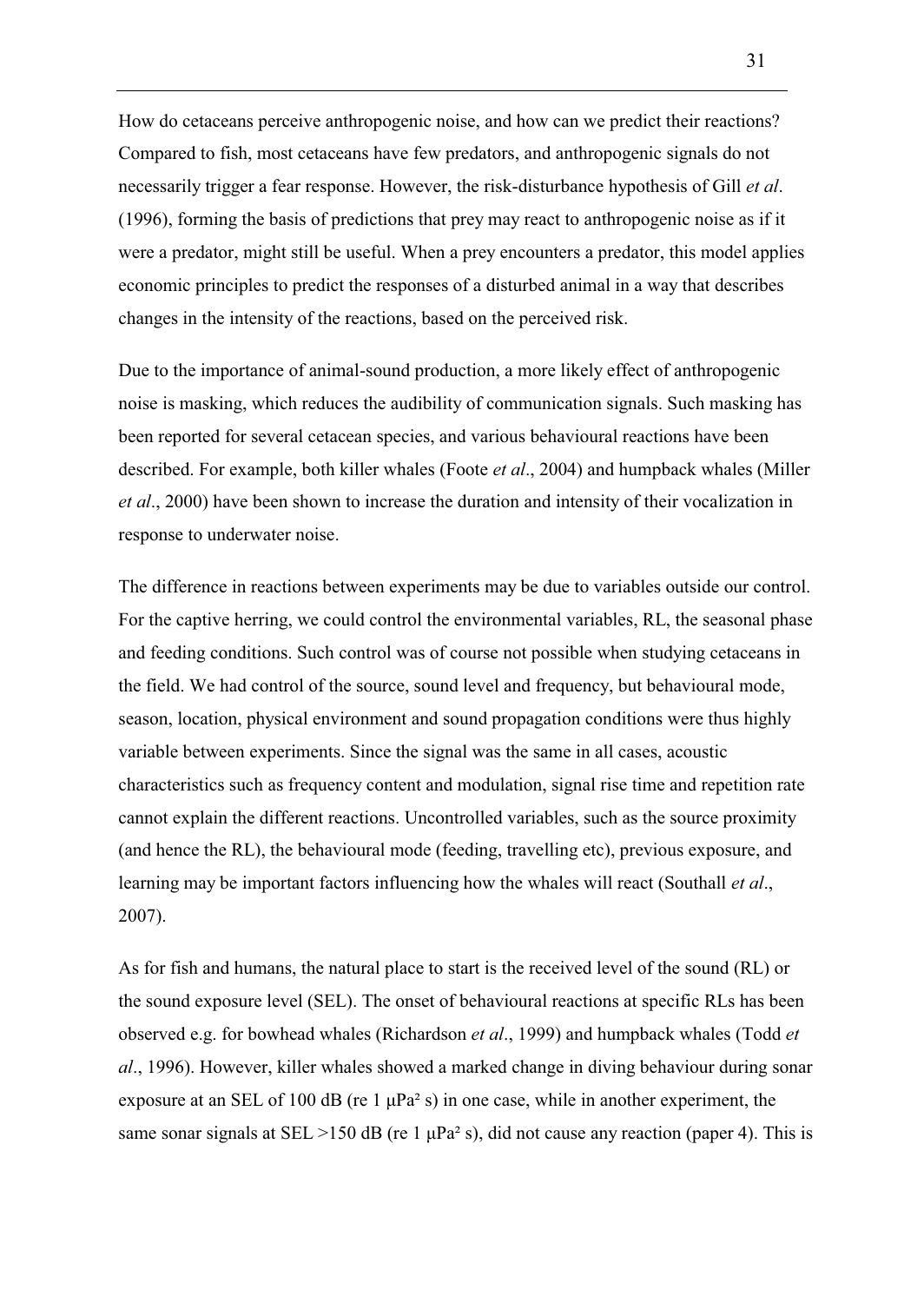How do cetaceans perceive anthropogenic noise, and how can we predict their reactions? Compared to fish, most cetaceans have few predators, and anthropogenic signals do not necessarily trigger a fear response. However, the risk-disturbance hypothesis of Gill *et al*. (1996), forming the basis of predictions that prey may react to anthropogenic noise as if it were a predator, might still be useful. When a prey encounters a predator, this model applies economic principles to predict the responses of a disturbed animal in a way that describes changes in the intensity of the reactions, based on the perceived risk.

Due to the importance of animal-sound production, a more likely effect of anthropogenic noise is masking, which reduces the audibility of communication signals. Such masking has been reported for several cetacean species, and various behavioural reactions have been described. For example, both killer whales (Foote *et al*., 2004) and humpback whales (Miller *et al*., 2000) have been shown to increase the duration and intensity of their vocalization in response to underwater noise.

The difference in reactions between experiments may be due to variables outside our control. For the captive herring, we could control the environmental variables, RL, the seasonal phase and feeding conditions. Such control was of course not possible when studying cetaceans in the field. We had control of the source, sound level and frequency, but behavioural mode, season, location, physical environment and sound propagation conditions were thus highly variable between experiments. Since the signal was the same in all cases, acoustic characteristics such as frequency content and modulation, signal rise time and repetition rate cannot explain the different reactions. Uncontrolled variables, such as the source proximity (and hence the RL), the behavioural mode (feeding, travelling etc), previous exposure, and learning may be important factors influencing how the whales will react (Southall *et al*., 2007).

As for fish and humans, the natural place to start is the received level of the sound (RL) or the sound exposure level (SEL). The onset of behavioural reactions at specific RLs has been observed e.g. for bowhead whales (Richardson *et al*., 1999) and humpback whales (Todd *et al*., 1996). However, killer whales showed a marked change in diving behaviour during sonar exposure at an SEL of 100 dB (re 1 $\mu Pa^2$ s) in one case, while in another experiment, the same sonar signals at SEL >150 dB (re 1 $\mu Pa^2$ s), did not cause any reaction (paper 4). This is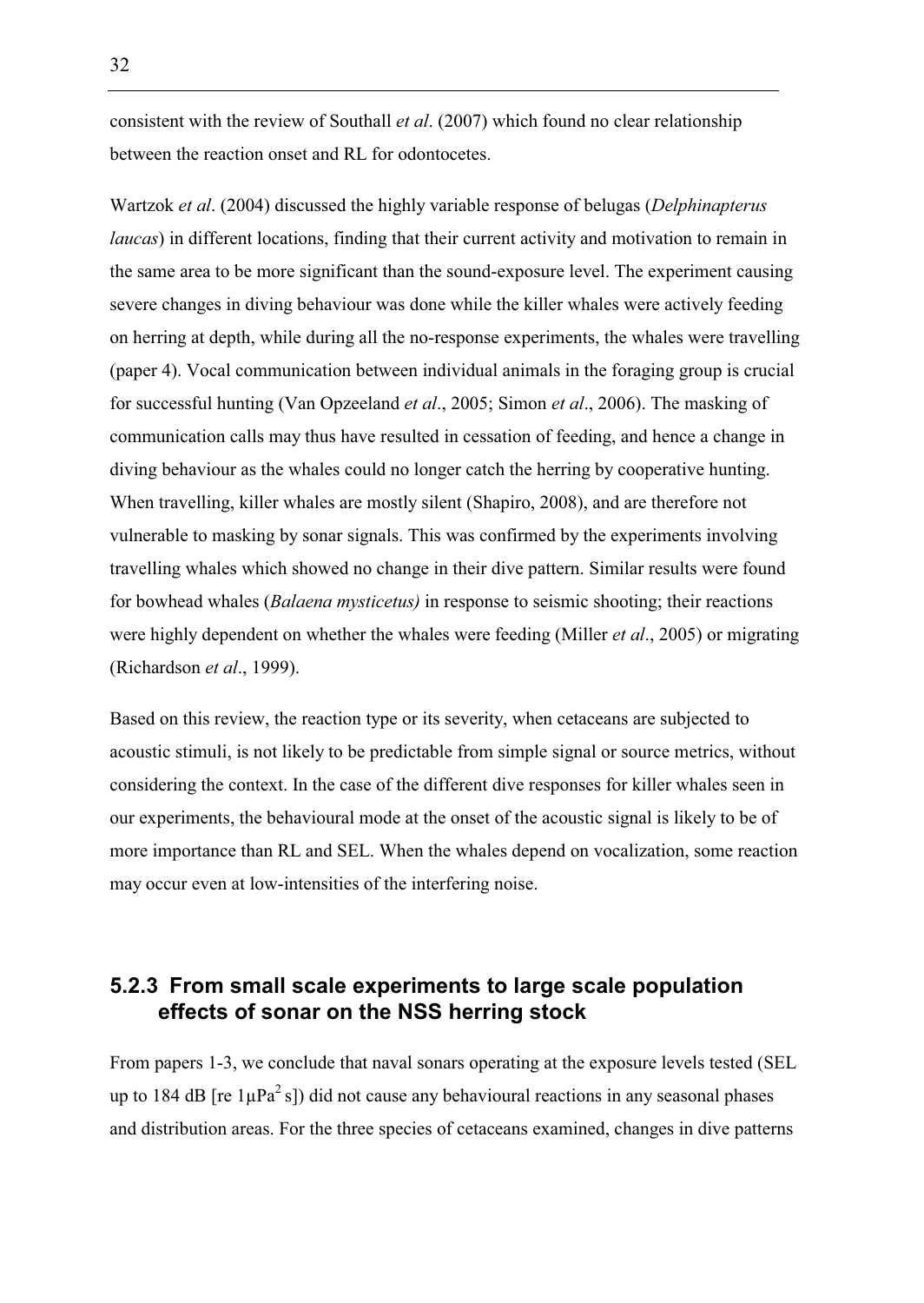consistent with the review of Southall *et al*. (2007) which found no clear relationship between the reaction onset and RL for odontocetes.

Wartzok *et al*. (2004) discussed the highly variable response of belugas (*Delphinapterus laucas*) in different locations, finding that their current activity and motivation to remain in the same area to be more significant than the sound-exposure level. The experiment causing severe changes in diving behaviour was done while the killer whales were actively feeding on herring at depth, while during all the no-response experiments, the whales were travelling (paper 4). Vocal communication between individual animals in the foraging group is crucial for successful hunting (Van Opzeeland *et al*., 2005; Simon *et al*., 2006). The masking of communication calls may thus have resulted in cessation of feeding, and hence a change in diving behaviour as the whales could no longer catch the herring by cooperative hunting. When travelling, killer whales are mostly silent (Shapiro, 2008), and are therefore not vulnerable to masking by sonar signals. This was confirmed by the experiments involving travelling whales which showed no change in their dive pattern. Similar results were found for bowhead whales (*Balaena mysticetus)* in response to seismic shooting; their reactions were highly dependent on whether the whales were feeding (Miller *et al*., 2005) or migrating (Richardson *et al*., 1999).

Based on this review, the reaction type or its severity, when cetaceans are subjected to acoustic stimuli, is not likely to be predictable from simple signal or source metrics, without considering the context. In the case of the different dive responses for killer whales seen in our experiments, the behavioural mode at the onset of the acoustic signal is likely to be of more importance than RL and SEL. When the whales depend on vocalization, some reaction may occur even at low-intensities of the interfering noise.

### 5.2.3 From small scale experiments to large scale population effects of sonar on the NSS herring stock

From papers 1-3, we conclude that naval sonars operating at the exposure levels tested (SEL up to 184 dB [re $1\mu Pa^2$ s]) did not cause any behavioural reactions in any seasonal phases and distribution areas. For the three species of cetaceans examined, changes in dive patterns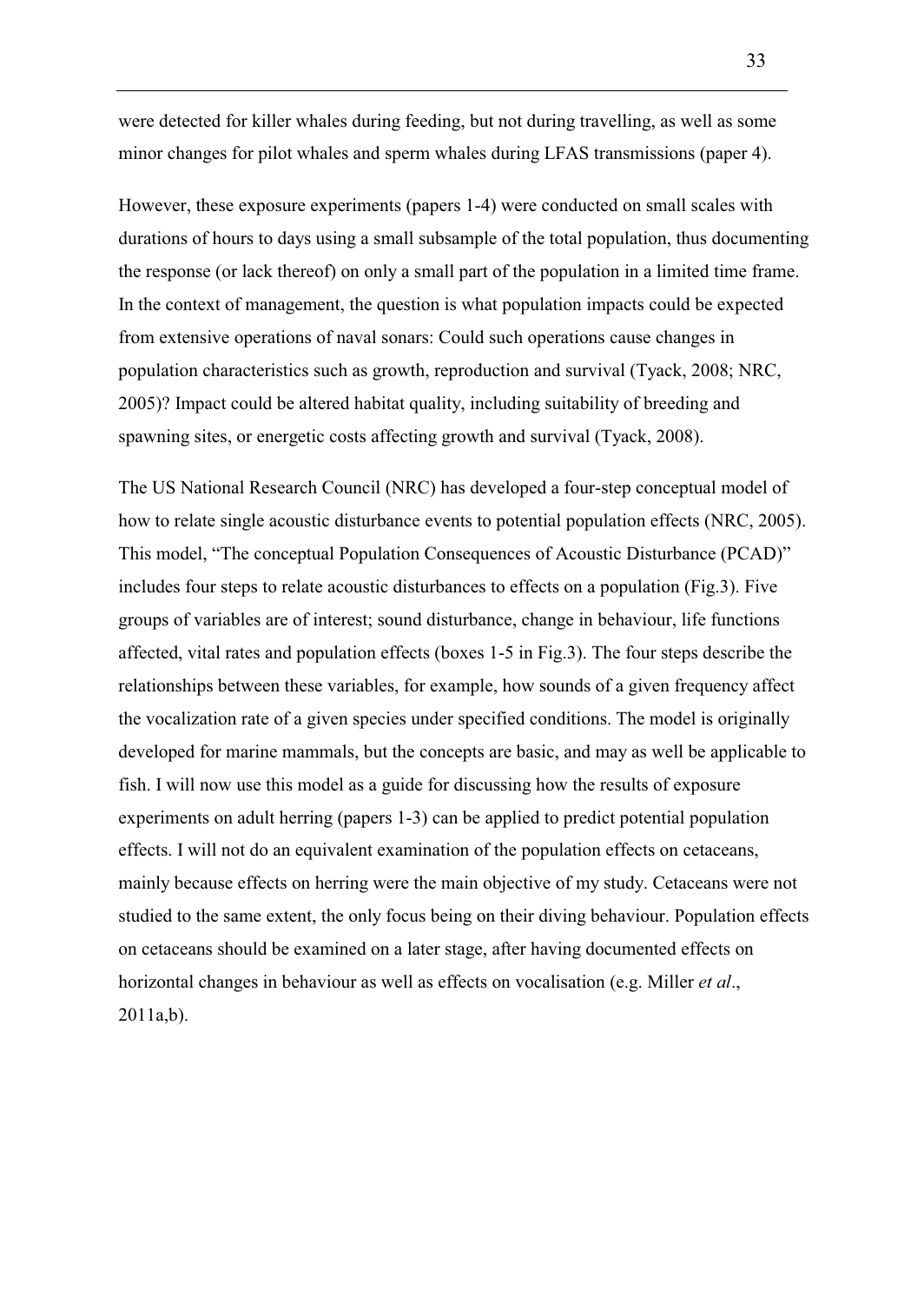were detected for killer whales during feeding, but not during travelling, as well as some minor changes for pilot whales and sperm whales during LFAS transmissions (paper 4).

However, these exposure experiments (papers 1-4) were conducted on small scales with durations of hours to days using a small subsample of the total population, thus documenting the response (or lack thereof) on only a small part of the population in a limited time frame. In the context of management, the question is what population impacts could be expected from extensive operations of naval sonars: Could such operations cause changes in population characteristics such as growth, reproduction and survival (Tyack, 2008; NRC, 2005)? Impact could be altered habitat quality, including suitability of breeding and spawning sites, or energetic costs affecting growth and survival (Tyack, 2008).

The US National Research Council (NRC) has developed a four-step conceptual model of how to relate single acoustic disturbance events to potential population effects (NRC, 2005). This model, "The conceptual Population Consequences of Acoustic Disturbance (PCAD)" includes four steps to relate acoustic disturbances to effects on a population (Fig.3). Five groups of variables are of interest; sound disturbance, change in behaviour, life functions affected, vital rates and population effects (boxes 1-5 in Fig.3). The four steps describe the relationships between these variables, for example, how sounds of a given frequency affect the vocalization rate of a given species under specified conditions. The model is originally developed for marine mammals, but the concepts are basic, and may as well be applicable to fish. I will now use this model as a guide for discussing how the results of exposure experiments on adult herring (papers 1-3) can be applied to predict potential population effects. I will not do an equivalent examination of the population effects on cetaceans, mainly because effects on herring were the main objective of my study. Cetaceans were not studied to the same extent, the only focus being on their diving behaviour. Population effects on cetaceans should be examined on a later stage, after having documented effects on horizontal changes in behaviour as well as effects on vocalisation (e.g. Miller *et al*., 2011a,b).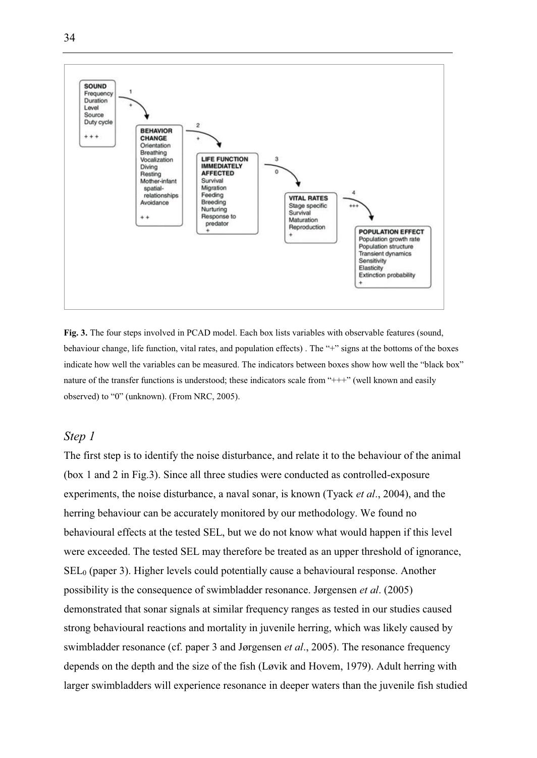**Fig. 3.** The four steps involved in PCAD model. Each box lists variables with observable features (sound, behaviour change, life function, vital rates, and population effects) . The "+" signs at the bottoms of the boxes indicate how well the variables can be measured. The indicators between boxes show how well the "black box" nature of the transfer functions is understood; these indicators scale from "+++" (well known and easily observed) to "0" (unknown). (From NRC, 2005).

### *Step 1*

The first step is to identify the noise disturbance, and relate it to the behaviour of the animal (box 1 and 2 in Fig.3). Since all three studies were conducted as controlled-exposure experiments, the noise disturbance, a naval sonar, is known (Tyack *et al*., 2004), and the herring behaviour can be accurately monitored by our methodology. We found no behavioural effects at the tested SEL, but we do not know what would happen if this level were exceeded. The tested SEL may therefore be treated as an upper threshold of ignorance, $SEL_0$ (paper 3). Higher levels could potentially cause a behavioural response. Another possibility is the consequence of swimbladder resonance. Jørgensen *et al*. (2005) demonstrated that sonar signals at similar frequency ranges as tested in our studies caused strong behavioural reactions and mortality in juvenile herring, which was likely caused by swimbladder resonance (cf. paper 3 and Jørgensen *et al*., 2005). The resonance frequency depends on the depth and the size of the fish (Løvik and Hovem, 1979). Adult herring with larger swimbladders will experience resonance in deeper waters than the juvenile fish studied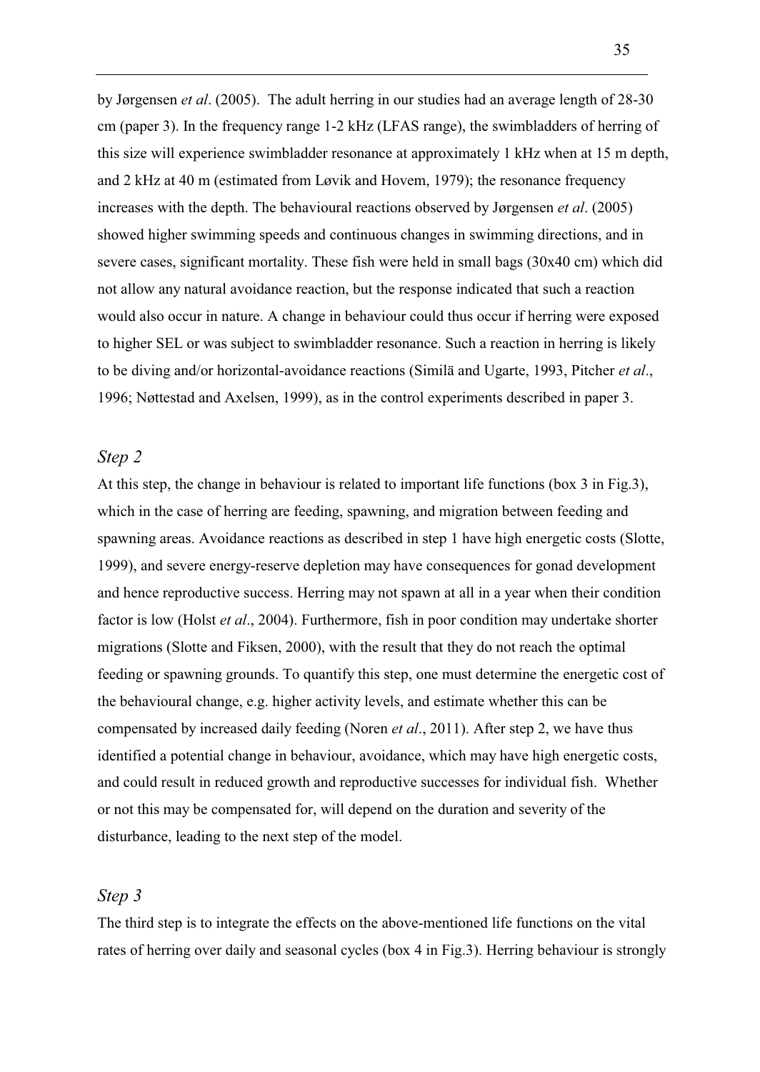by Jørgensen *et al*. (2005). The adult herring in our studies had an average length of 28-30 cm (paper 3). In the frequency range 1-2 kHz (LFAS range), the swimbladders of herring of this size will experience swimbladder resonance at approximately 1 kHz when at 15 m depth, and 2 kHz at 40 m (estimated from Løvik and Hovem, 1979); the resonance frequency increases with the depth. The behavioural reactions observed by Jørgensen *et al*. (2005) showed higher swimming speeds and continuous changes in swimming directions, and in severe cases, significant mortality. These fish were held in small bags (30x40 cm) which did not allow any natural avoidance reaction, but the response indicated that such a reaction would also occur in nature. A change in behaviour could thus occur if herring were exposed to higher SEL or was subject to swimbladder resonance. Such a reaction in herring is likely to be diving and/or horizontal-avoidance reactions (Similä and Ugarte, 1993, Pitcher *et al*., 1996; Nøttestad and Axelsen, 1999), as in the control experiments described in paper 3.

### *Step 2*

At this step, the change in behaviour is related to important life functions (box 3 in Fig.3), which in the case of herring are feeding, spawning, and migration between feeding and spawning areas. Avoidance reactions as described in step 1 have high energetic costs (Slotte, 1999), and severe energy-reserve depletion may have consequences for gonad development and hence reproductive success. Herring may not spawn at all in a year when their condition factor is low (Holst *et al*., 2004). Furthermore, fish in poor condition may undertake shorter migrations (Slotte and Fiksen, 2000), with the result that they do not reach the optimal feeding or spawning grounds. To quantify this step, one must determine the energetic cost of the behavioural change, e.g. higher activity levels, and estimate whether this can be compensated by increased daily feeding (Noren *et al*., 2011). After step 2, we have thus identified a potential change in behaviour, avoidance, which may have high energetic costs, and could result in reduced growth and reproductive successes for individual fish. Whether or not this may be compensated for, will depend on the duration and severity of the disturbance, leading to the next step of the model.

### *Step 3*

The third step is to integrate the effects on the above-mentioned life functions on the vital rates of herring over daily and seasonal cycles (box 4 in Fig.3). Herring behaviour is strongly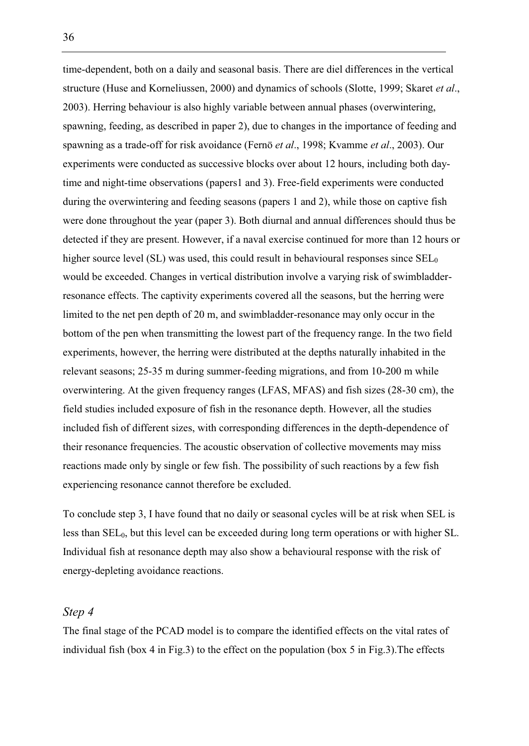time-dependent, both on a daily and seasonal basis. There are diel differences in the vertical structure (Huse and Korneliussen, 2000) and dynamics of schools (Slotte, 1999; Skaret *et al*., 2003). Herring behaviour is also highly variable between annual phases (overwintering, spawning, feeding, as described in paper 2), due to changes in the importance of feeding and spawning as a trade-off for risk avoidance (Fernö *et al*., 1998; Kvamme *et al*., 2003). Our experiments were conducted as successive blocks over about 12 hours, including both day-time and night-time observations (papers1 and 3). Free-field experiments were conducted during the overwintering and feeding seasons (papers 1 and 2), while those on captive fish were done throughout the year (paper 3). Both diurnal and annual differences should thus be detected if they are present. However, if a naval exercise continued for more than 12 hours or higher source level (SL) was used, this could result in behavioural responses since $SEL_0$ would be exceeded. Changes in vertical distribution involve a varying risk of swimbladder-resonance effects. The captivity experiments covered all the seasons, but the herring were limited to the net pen depth of 20 m, and swimbladder-resonance may only occur in the bottom of the pen when transmitting the lowest part of the frequency range. In the two field experiments, however, the herring were distributed at the depths naturally inhabited in the relevant seasons; 25-35 m during summer-feeding migrations, and from 10-200 m while overwintering. At the given frequency ranges (LFAS, MFAS) and fish sizes (28-30 cm), the field studies included exposure of fish in the resonance depth. However, all the studies included fish of different sizes, with corresponding differences in the depth-dependence of their resonance frequencies. The acoustic observation of collective movements may miss reactions made only by single or few fish. The possibility of such reactions by a few fish experiencing resonance cannot therefore be excluded.

To conclude step 3, I have found that no daily or seasonal cycles will be at risk when SEL is less than $SEL_0$, but this level can be exceeded during long term operations or with higher SL. Individual fish at resonance depth may also show a behavioural response with the risk of energy-depleting avoidance reactions.

### *Step 4*

The final stage of the PCAD model is to compare the identified effects on the vital rates of individual fish (box 4 in Fig.3) to the effect on the population (box 5 in Fig.3).The effects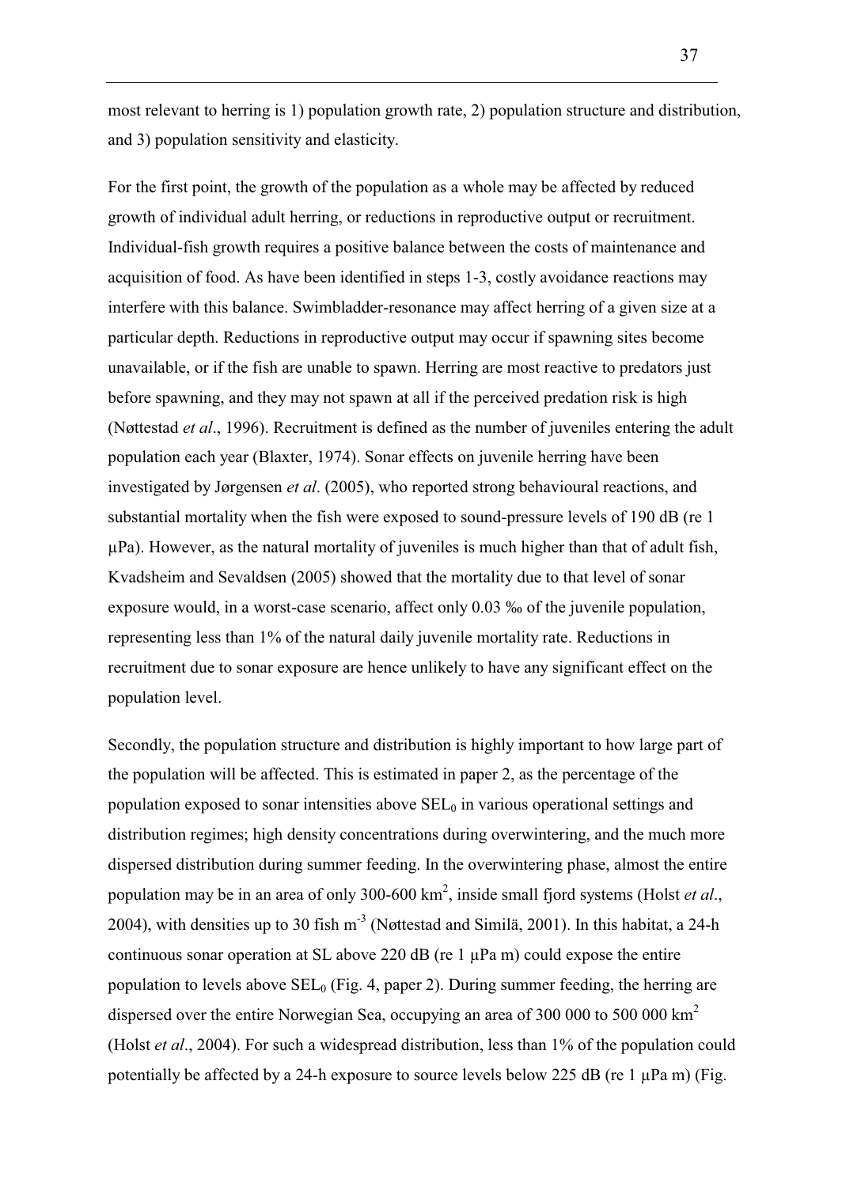most relevant to herring is 1) population growth rate, 2) population structure and distribution, and 3) population sensitivity and elasticity.

For the first point, the growth of the population as a whole may be affected by reduced growth of individual adult herring, or reductions in reproductive output or recruitment. Individual-fish growth requires a positive balance between the costs of maintenance and acquisition of food. As have been identified in steps 1-3, costly avoidance reactions may interfere with this balance. Swimbladder-resonance may affect herring of a given size at a particular depth. Reductions in reproductive output may occur if spawning sites become unavailable, or if the fish are unable to spawn. Herring are most reactive to predators just before spawning, and they may not spawn at all if the perceived predation risk is high (Nøttestad *et al*., 1996). Recruitment is defined as the number of juveniles entering the adult population each year (Blaxter, 1974). Sonar effects on juvenile herring have been investigated by Jørgensen *et al*. (2005), who reported strong behavioural reactions, and substantial mortality when the fish were exposed to sound-pressure levels of 190 dB (re 1 μPa). However, as the natural mortality of juveniles is much higher than that of adult fish, Kvadsheim and Sevaldsen (2005) showed that the mortality due to that level of sonar exposure would, in a worst-case scenario, affect only 0.03 ‰ of the juvenile population, representing less than 1% of the natural daily juvenile mortality rate. Reductions in recruitment due to sonar exposure are hence unlikely to have any significant effect on the population level.

Secondly, the population structure and distribution is highly important to how large part of the population will be affected. This is estimated in paper 2, as the percentage of the population exposed to sonar intensities above $SEL_0$ in various operational settings and distribution regimes; high density concentrations during overwintering, and the much more dispersed distribution during summer feeding. In the overwintering phase, almost the entire population may be in an area of only 300-600 km$^2$, inside small fjord systems (Holst *et al*., 2004), with densities up to 30 fish m$^{-3}$ (Nøttestad and Similä, 2001). In this habitat, a 24-h continuous sonar operation at SL above 220 dB (re 1 μPa m) could expose the entire population to levels above $SEL_0$ (Fig. 4, paper 2). During summer feeding, the herring are dispersed over the entire Norwegian Sea, occupying an area of 300 000 to 500 000 km$^2$ (Holst *et al*., 2004). For such a widespread distribution, less than 1% of the population could potentially be affected by a 24-h exposure to source levels below 225 dB (re 1 μPa m) (Fig.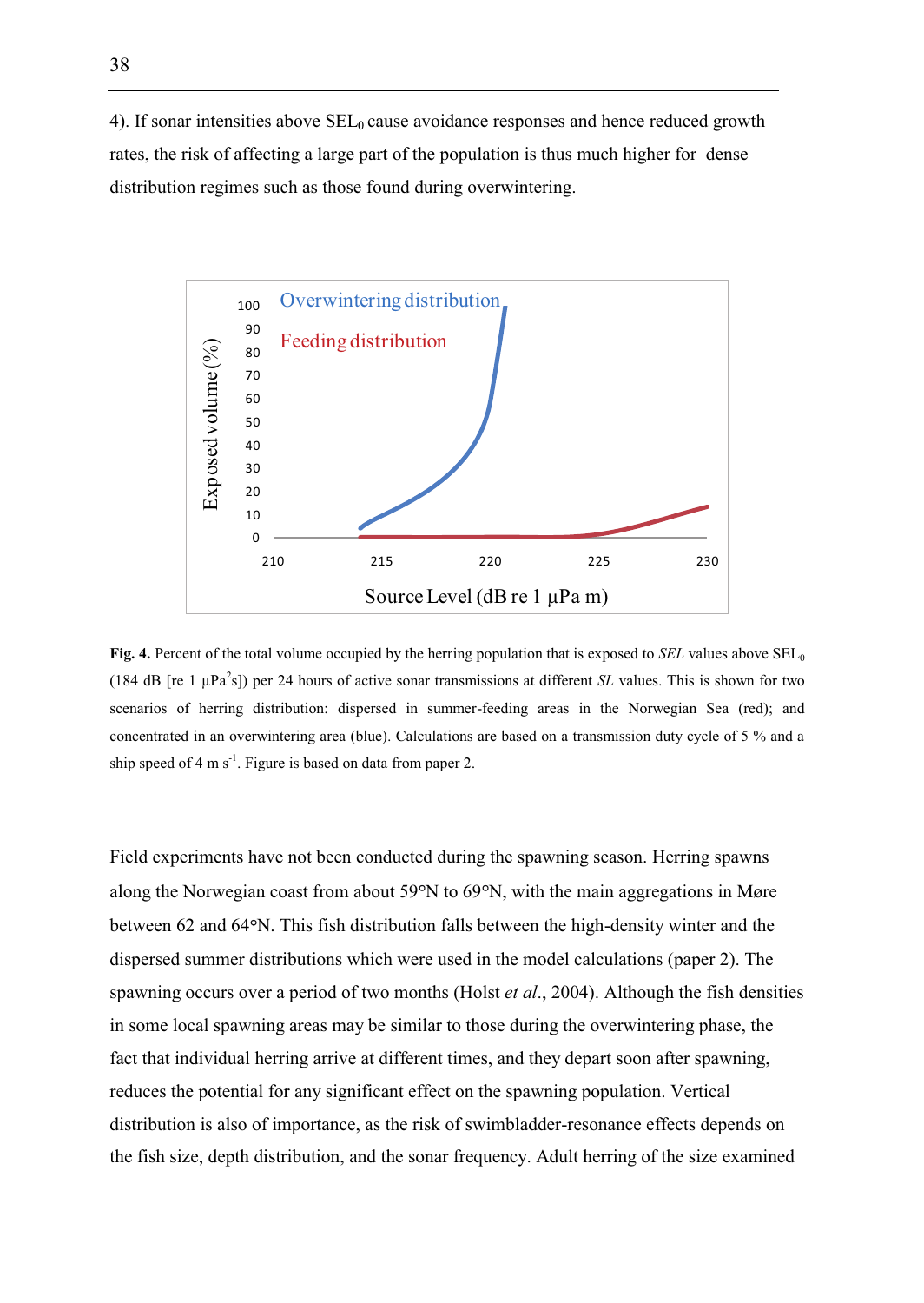4). If sonar intensities above $SEL_0$ cause avoidance responses and hence reduced growth rates, the risk of affecting a large part of the population is thus much higher for dense distribution regimes such as those found during overwintering.

**Fig. 4.** Percent of the total volume occupied by the herring population that is exposed to *SEL* values above $SEL_0$ (184 dB [re 1 $\mu Pa^2 s$]) per 24 hours of active sonar transmissions at different *SL* values. This is shown for two scenarios of herring distribution: dispersed in summer-feeding areas in the Norwegian Sea (red); and concentrated in an overwintering area (blue). Calculations are based on a transmission duty cycle of 5 % and a ship speed of 4 m $s^{-1}$. Figure is based on data from paper 2.

Field experiments have not been conducted during the spawning season. Herring spawns along the Norwegian coast from about 59°N to 69°N, with the main aggregations in Møre between 62 and 64°N. This fish distribution falls between the high-density winter and the dispersed summer distributions which were used in the model calculations (paper 2). The spawning occurs over a period of two months (Holst *et al*., 2004). Although the fish densities in some local spawning areas may be similar to those during the overwintering phase, the fact that individual herring arrive at different times, and they depart soon after spawning, reduces the potential for any significant effect on the spawning population. Vertical distribution is also of importance, as the risk of swimbladder-resonance effects depends on the fish size, depth distribution, and the sonar frequency. Adult herring of the size examined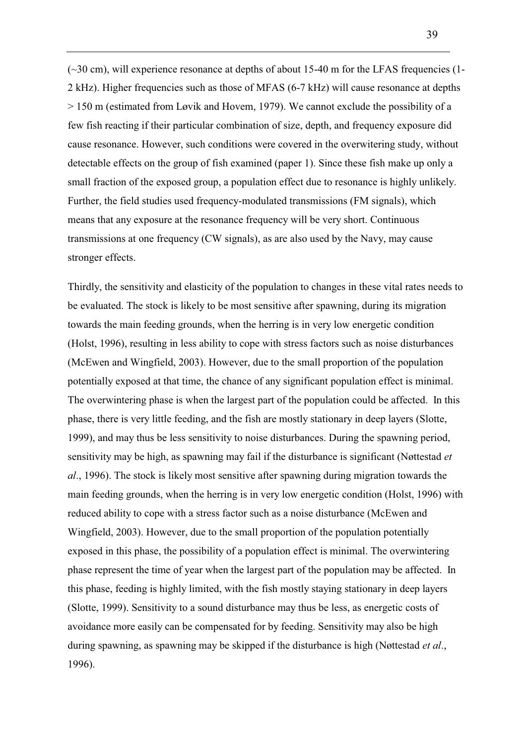(~30 cm), will experience resonance at depths of about 15-40 m for the LFAS frequencies (1-2 kHz). Higher frequencies such as those of MFAS (6-7 kHz) will cause resonance at depths > 150 m (estimated from Løvik and Hovem, 1979). We cannot exclude the possibility of a few fish reacting if their particular combination of size, depth, and frequency exposure did cause resonance. However, such conditions were covered in the overwitering study, without detectable effects on the group of fish examined (paper 1). Since these fish make up only a small fraction of the exposed group, a population effect due to resonance is highly unlikely. Further, the field studies used frequency-modulated transmissions (FM signals), which means that any exposure at the resonance frequency will be very short. Continuous transmissions at one frequency (CW signals), as are also used by the Navy, may cause stronger effects.

Thirdly, the sensitivity and elasticity of the population to changes in these vital rates needs to be evaluated. The stock is likely to be most sensitive after spawning, during its migration towards the main feeding grounds, when the herring is in very low energetic condition (Holst, 1996), resulting in less ability to cope with stress factors such as noise disturbances (McEwen and Wingfield, 2003). However, due to the small proportion of the population potentially exposed at that time, the chance of any significant population effect is minimal. The overwintering phase is when the largest part of the population could be affected. In this phase, there is very little feeding, and the fish are mostly stationary in deep layers (Slotte, 1999), and may thus be less sensitivity to noise disturbances. During the spawning period, sensitivity may be high, as spawning may fail if the disturbance is significant (Nøttestad *et al*., 1996). The stock is likely most sensitive after spawning during migration towards the main feeding grounds, when the herring is in very low energetic condition (Holst, 1996) with reduced ability to cope with a stress factor such as a noise disturbance (McEwen and Wingfield, 2003). However, due to the small proportion of the population potentially exposed in this phase, the possibility of a population effect is minimal. The overwintering phase represent the time of year when the largest part of the population may be affected. In this phase, feeding is highly limited, with the fish mostly staying stationary in deep layers (Slotte, 1999). Sensitivity to a sound disturbance may thus be less, as energetic costs of avoidance more easily can be compensated for by feeding. Sensitivity may also be high during spawning, as spawning may be skipped if the disturbance is high (Nøttestad *et al*., 1996).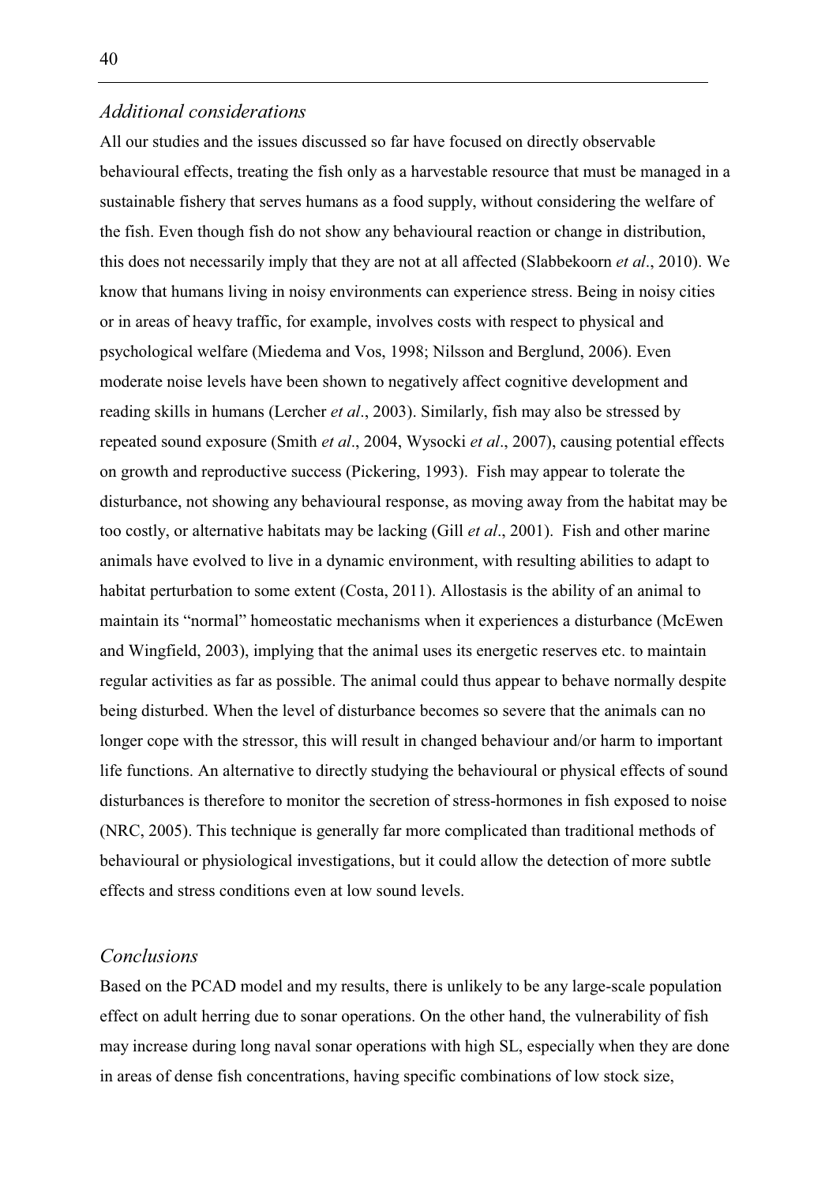### *Additional considerations*

All our studies and the issues discussed so far have focused on directly observable behavioural effects, treating the fish only as a harvestable resource that must be managed in a sustainable fishery that serves humans as a food supply, without considering the welfare of the fish. Even though fish do not show any behavioural reaction or change in distribution, this does not necessarily imply that they are not at all affected (Slabbekoorn *et al*., 2010). We know that humans living in noisy environments can experience stress. Being in noisy cities or in areas of heavy traffic, for example, involves costs with respect to physical and psychological welfare (Miedema and Vos, 1998; Nilsson and Berglund, 2006). Even moderate noise levels have been shown to negatively affect cognitive development and reading skills in humans (Lercher *et al*., 2003). Similarly, fish may also be stressed by repeated sound exposure (Smith *et al*., 2004, Wysocki *et al*., 2007), causing potential effects on growth and reproductive success (Pickering, 1993). Fish may appear to tolerate the disturbance, not showing any behavioural response, as moving away from the habitat may be too costly, or alternative habitats may be lacking (Gill *et al*., 2001). Fish and other marine animals have evolved to live in a dynamic environment, with resulting abilities to adapt to habitat perturbation to some extent (Costa, 2011). Allostasis is the ability of an animal to maintain its "normal" homeostatic mechanisms when it experiences a disturbance (McEwen and Wingfield, 2003), implying that the animal uses its energetic reserves etc. to maintain regular activities as far as possible. The animal could thus appear to behave normally despite being disturbed. When the level of disturbance becomes so severe that the animals can no longer cope with the stressor, this will result in changed behaviour and/or harm to important life functions. An alternative to directly studying the behavioural or physical effects of sound disturbances is therefore to monitor the secretion of stress-hormones in fish exposed to noise (NRC, 2005). This technique is generally far more complicated than traditional methods of behavioural or physiological investigations, but it could allow the detection of more subtle effects and stress conditions even at low sound levels.

### *Conclusions*

Based on the PCAD model and my results, there is unlikely to be any large-scale population effect on adult herring due to sonar operations. On the other hand, the vulnerability of fish may increase during long naval sonar operations with high SL, especially when they are done in areas of dense fish concentrations, having specific combinations of low stock size,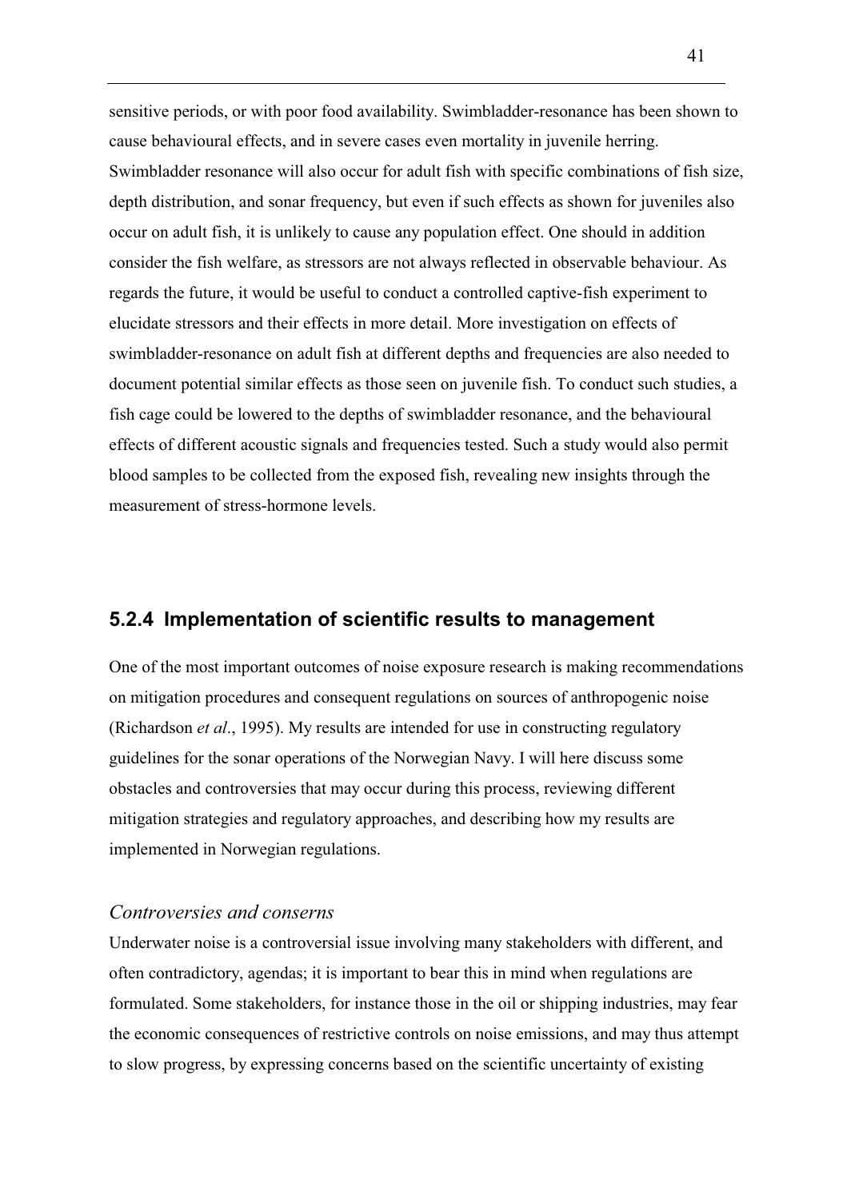sensitive periods, or with poor food availability. Swimbladder-resonance has been shown to cause behavioural effects, and in severe cases even mortality in juvenile herring. Swimbladder resonance will also occur for adult fish with specific combinations of fish size, depth distribution, and sonar frequency, but even if such effects as shown for juveniles also occur on adult fish, it is unlikely to cause any population effect. One should in addition consider the fish welfare, as stressors are not always reflected in observable behaviour. As regards the future, it would be useful to conduct a controlled captive-fish experiment to elucidate stressors and their effects in more detail. More investigation on effects of swimbladder-resonance on adult fish at different depths and frequencies are also needed to document potential similar effects as those seen on juvenile fish. To conduct such studies, a fish cage could be lowered to the depths of swimbladder resonance, and the behavioural effects of different acoustic signals and frequencies tested. Such a study would also permit blood samples to be collected from the exposed fish, revealing new insights through the measurement of stress-hormone levels.

### 5.2.4 Implementation of scientific results to management

One of the most important outcomes of noise exposure research is making recommendations on mitigation procedures and consequent regulations on sources of anthropogenic noise (Richardson *et al*., 1995). My results are intended for use in constructing regulatory guidelines for the sonar operations of the Norwegian Navy. I will here discuss some obstacles and controversies that may occur during this process, reviewing different mitigation strategies and regulatory approaches, and describing how my results are implemented in Norwegian regulations.

#### *Controversies and conserns*

Underwater noise is a controversial issue involving many stakeholders with different, and often contradictory, agendas; it is important to bear this in mind when regulations are formulated. Some stakeholders, for instance those in the oil or shipping industries, may fear the economic consequences of restrictive controls on noise emissions, and may thus attempt to slow progress, by expressing concerns based on the scientific uncertainty of existing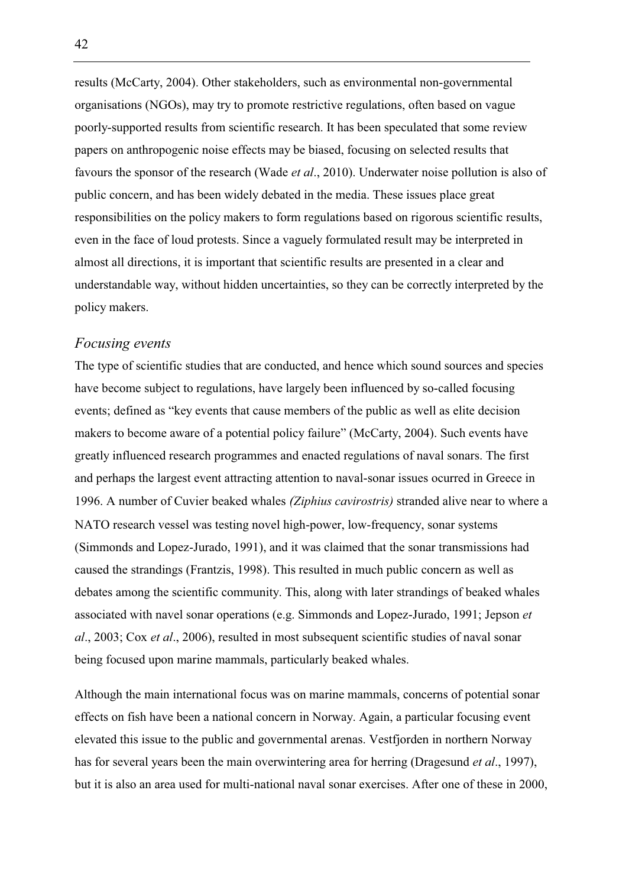results (McCarty, 2004). Other stakeholders, such as environmental non-governmental organisations (NGOs), may try to promote restrictive regulations, often based on vague poorly-supported results from scientific research. It has been speculated that some review papers on anthropogenic noise effects may be biased, focusing on selected results that favours the sponsor of the research (Wade *et al*., 2010). Underwater noise pollution is also of public concern, and has been widely debated in the media. These issues place great responsibilities on the policy makers to form regulations based on rigorous scientific results, even in the face of loud protests. Since a vaguely formulated result may be interpreted in almost all directions, it is important that scientific results are presented in a clear and understandable way, without hidden uncertainties, so they can be correctly interpreted by the policy makers.

### *Focusing events*

The type of scientific studies that are conducted, and hence which sound sources and species have become subject to regulations, have largely been influenced by so-called focusing events; defined as "key events that cause members of the public as well as elite decision makers to become aware of a potential policy failure" (McCarty, 2004). Such events have greatly influenced research programmes and enacted regulations of naval sonars. The first and perhaps the largest event attracting attention to naval-sonar issues ocurred in Greece in 1996. A number of Cuvier beaked whales *(Ziphius cavirostris)* stranded alive near to where a NATO research vessel was testing novel high-power, low-frequency, sonar systems (Simmonds and Lopez-Jurado, 1991), and it was claimed that the sonar transmissions had caused the strandings (Frantzis, 1998). This resulted in much public concern as well as debates among the scientific community. This, along with later strandings of beaked whales associated with navel sonar operations (e.g. Simmonds and Lopez-Jurado, 1991; Jepson *et al*., 2003; Cox *et al*., 2006), resulted in most subsequent scientific studies of naval sonar being focused upon marine mammals, particularly beaked whales.

Although the main international focus was on marine mammals, concerns of potential sonar effects on fish have been a national concern in Norway. Again, a particular focusing event elevated this issue to the public and governmental arenas. Vestfjorden in northern Norway has for several years been the main overwintering area for herring (Dragesund *et al*., 1997), but it is also an area used for multi-national naval sonar exercises. After one of these in 2000,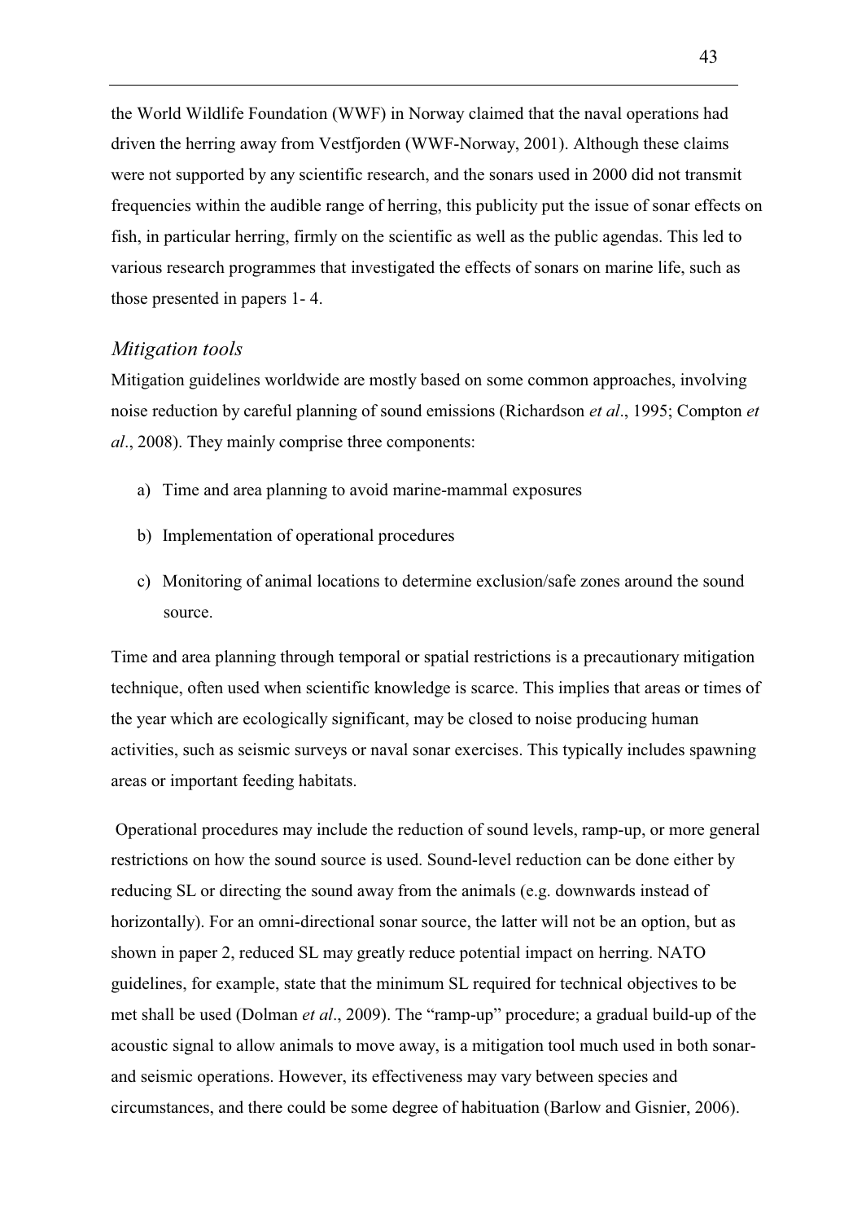the World Wildlife Foundation (WWF) in Norway claimed that the naval operations had driven the herring away from Vestfjorden (WWF-Norway, 2001). Although these claims were not supported by any scientific research, and the sonars used in 2000 did not transmit frequencies within the audible range of herring, this publicity put the issue of sonar effects on fish, in particular herring, firmly on the scientific as well as the public agendas. This led to various research programmes that investigated the effects of sonars on marine life, such as those presented in papers 1- 4.

### *Mitigation tools*

Mitigation guidelines worldwide are mostly based on some common approaches, involving noise reduction by careful planning of sound emissions (Richardson *et al*., 1995; Compton *et al*., 2008). They mainly comprise three components:

a) Time and area planning to avoid marine-mammal exposures

b) Implementation of operational procedures

c) Monitoring of animal locations to determine exclusion/safe zones around the sound source.

Time and area planning through temporal or spatial restrictions is a precautionary mitigation technique, often used when scientific knowledge is scarce. This implies that areas or times of the year which are ecologically significant, may be closed to noise producing human activities, such as seismic surveys or naval sonar exercises. This typically includes spawning areas or important feeding habitats.

Operational procedures may include the reduction of sound levels, ramp-up, or more general restrictions on how the sound source is used. Sound-level reduction can be done either by reducing SL or directing the sound away from the animals (e.g. downwards instead of horizontally). For an omni-directional sonar source, the latter will not be an option, but as shown in paper 2, reduced SL may greatly reduce potential impact on herring. NATO guidelines, for example, state that the minimum SL required for technical objectives to be met shall be used (Dolman *et al*., 2009). The "ramp-up" procedure; a gradual build-up of the acoustic signal to allow animals to move away, is a mitigation tool much used in both sonar- and seismic operations. However, its effectiveness may vary between species and circumstances, and there could be some degree of habituation (Barlow and Gisnier, 2006).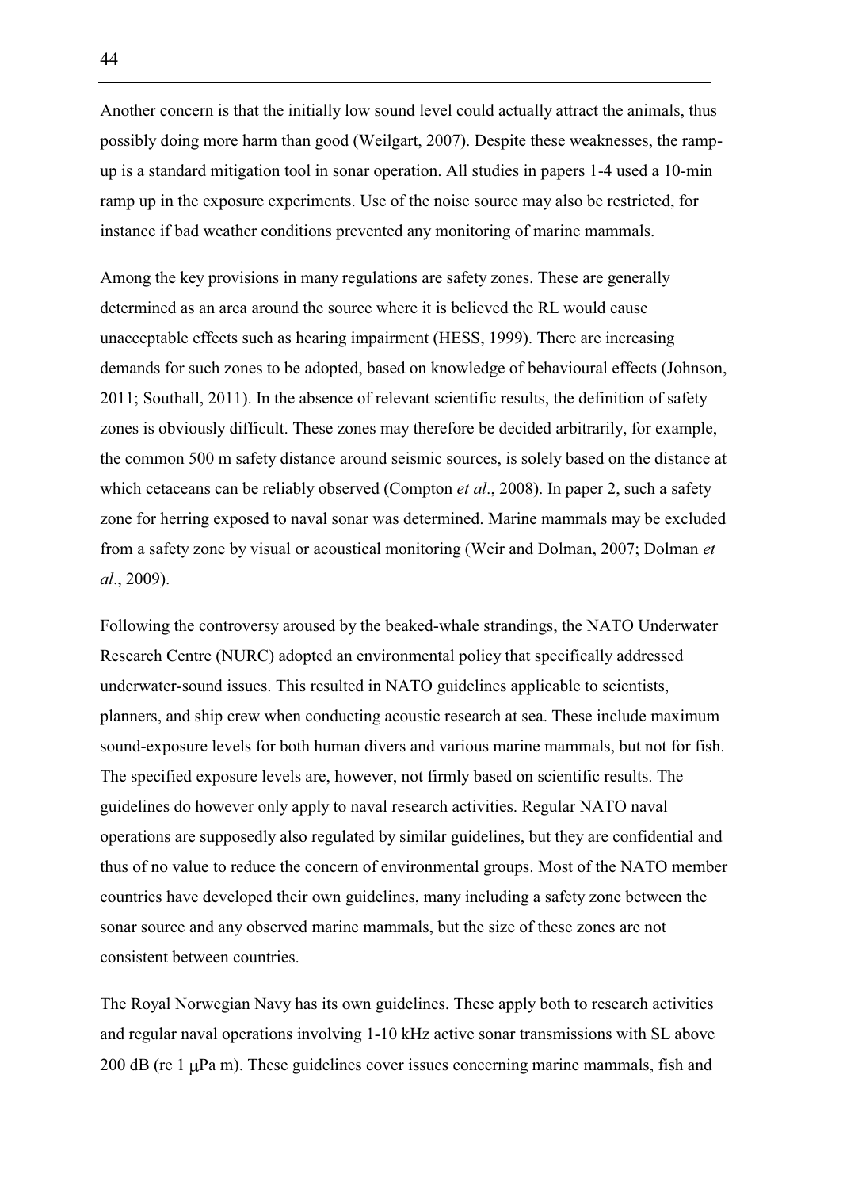Another concern is that the initially low sound level could actually attract the animals, thus possibly doing more harm than good (Weilgart, 2007). Despite these weaknesses, the ramp-up is a standard mitigation tool in sonar operation. All studies in papers 1-4 used a 10-min ramp up in the exposure experiments. Use of the noise source may also be restricted, for instance if bad weather conditions prevented any monitoring of marine mammals.

Among the key provisions in many regulations are safety zones. These are generally determined as an area around the source where it is believed the RL would cause unacceptable effects such as hearing impairment (HESS, 1999). There are increasing demands for such zones to be adopted, based on knowledge of behavioural effects (Johnson, 2011; Southall, 2011). In the absence of relevant scientific results, the definition of safety zones is obviously difficult. These zones may therefore be decided arbitrarily, for example, the common 500 m safety distance around seismic sources, is solely based on the distance at which cetaceans can be reliably observed (Compton *et al*., 2008). In paper 2, such a safety zone for herring exposed to naval sonar was determined. Marine mammals may be excluded from a safety zone by visual or acoustical monitoring (Weir and Dolman, 2007; Dolman *et al*., 2009).

Following the controversy aroused by the beaked-whale strandings, the NATO Underwater Research Centre (NURC) adopted an environmental policy that specifically addressed underwater-sound issues. This resulted in NATO guidelines applicable to scientists, planners, and ship crew when conducting acoustic research at sea. These include maximum sound-exposure levels for both human divers and various marine mammals, but not for fish. The specified exposure levels are, however, not firmly based on scientific results. The guidelines do however only apply to naval research activities. Regular NATO naval operations are supposedly also regulated by similar guidelines, but they are confidential and thus of no value to reduce the concern of environmental groups. Most of the NATO member countries have developed their own guidelines, many including a safety zone between the sonar source and any observed marine mammals, but the size of these zones are not consistent between countries.

The Royal Norwegian Navy has its own guidelines. These apply both to research activities and regular naval operations involving 1-10 kHz active sonar transmissions with SL above 200 dB (re 1 $\mu$Pa m). These guidelines cover issues concerning marine mammals, fish and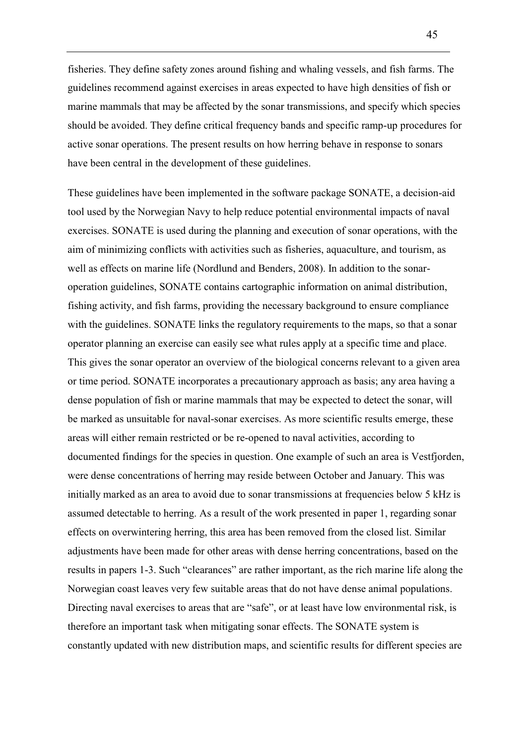fisheries. They define safety zones around fishing and whaling vessels, and fish farms. The guidelines recommend against exercises in areas expected to have high densities of fish or marine mammals that may be affected by the sonar transmissions, and specify which species should be avoided. They define critical frequency bands and specific ramp-up procedures for active sonar operations. The present results on how herring behave in response to sonars have been central in the development of these guidelines.

These guidelines have been implemented in the software package SONATE, a decision-aid tool used by the Norwegian Navy to help reduce potential environmental impacts of naval exercises. SONATE is used during the planning and execution of sonar operations, with the aim of minimizing conflicts with activities such as fisheries, aquaculture, and tourism, as well as effects on marine life (Nordlund and Benders, 2008). In addition to the sonar-operation guidelines, SONATE contains cartographic information on animal distribution, fishing activity, and fish farms, providing the necessary background to ensure compliance with the guidelines. SONATE links the regulatory requirements to the maps, so that a sonar operator planning an exercise can easily see what rules apply at a specific time and place. This gives the sonar operator an overview of the biological concerns relevant to a given area or time period. SONATE incorporates a precautionary approach as basis; any area having a dense population of fish or marine mammals that may be expected to detect the sonar, will be marked as unsuitable for naval-sonar exercises. As more scientific results emerge, these areas will either remain restricted or be re-opened to naval activities, according to documented findings for the species in question. One example of such an area is Vestfjorden, were dense concentrations of herring may reside between October and January. This was initially marked as an area to avoid due to sonar transmissions at frequencies below 5 kHz is assumed detectable to herring. As a result of the work presented in paper 1, regarding sonar effects on overwintering herring, this area has been removed from the closed list. Similar adjustments have been made for other areas with dense herring concentrations, based on the results in papers 1-3. Such "clearances" are rather important, as the rich marine life along the Norwegian coast leaves very few suitable areas that do not have dense animal populations. Directing naval exercises to areas that are "safe", or at least have low environmental risk, is therefore an important task when mitigating sonar effects. The SONATE system is constantly updated with new distribution maps, and scientific results for different species are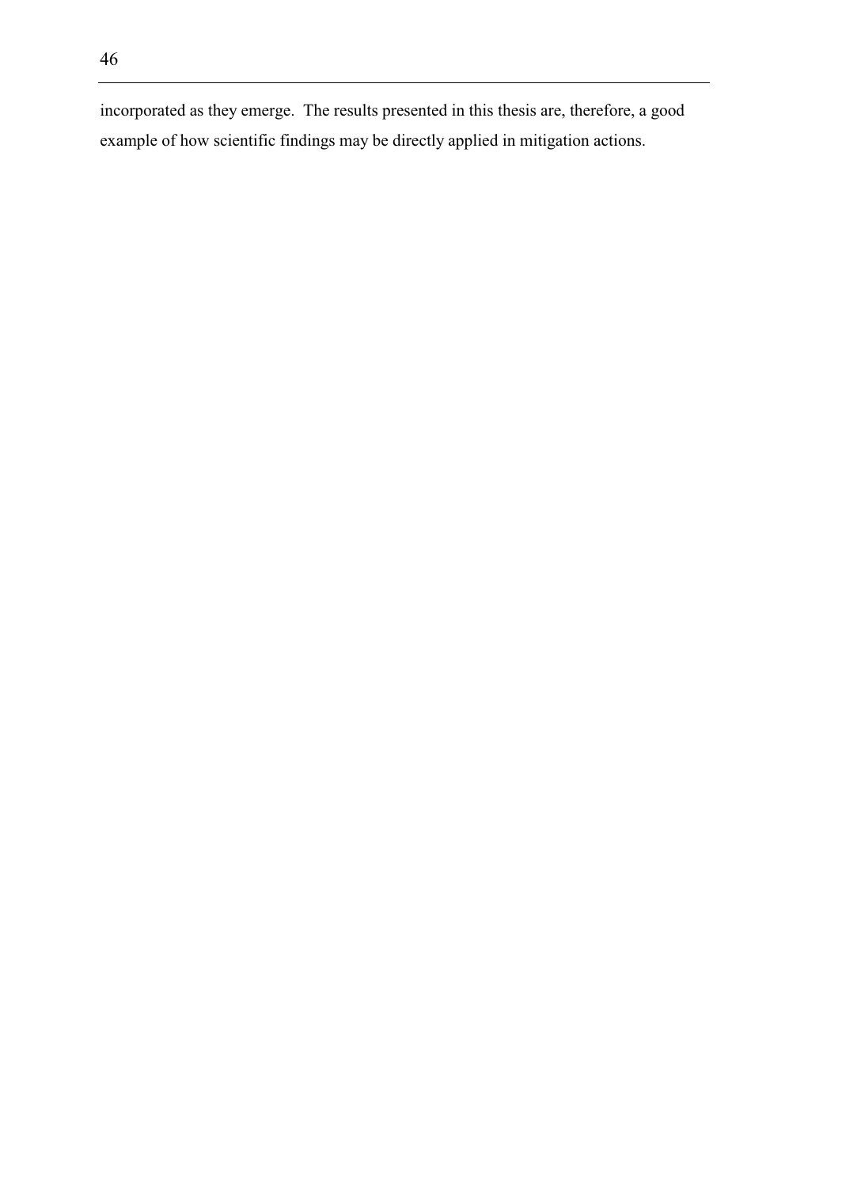incorporated as they emerge. The results presented in this thesis are, therefore, a good example of how scientific findings may be directly applied in mitigation actions.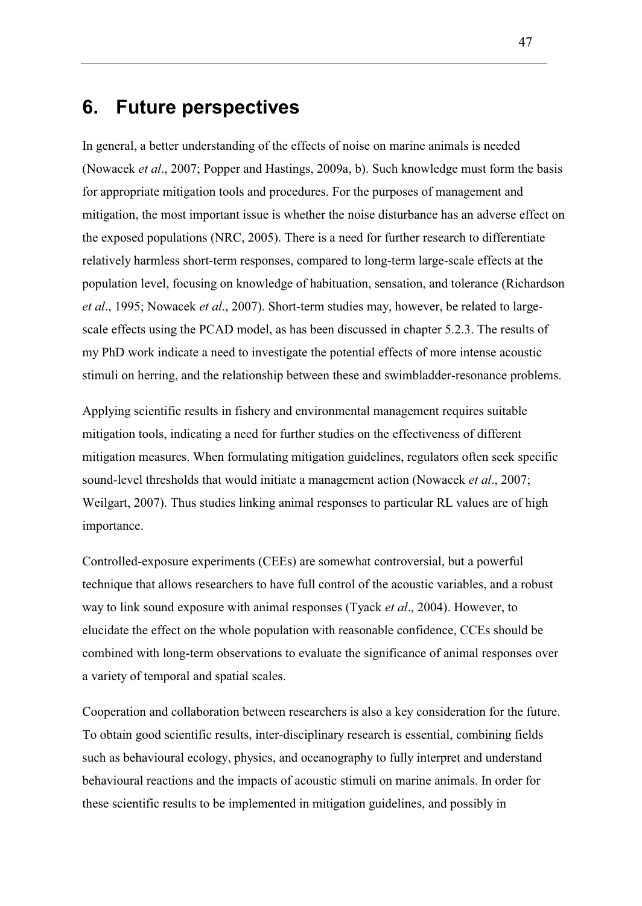# 6. Future perspectives

In general, a better understanding of the effects of noise on marine animals is needed (Nowacek *et al*., 2007; Popper and Hastings, 2009a, b). Such knowledge must form the basis for appropriate mitigation tools and procedures. For the purposes of management and mitigation, the most important issue is whether the noise disturbance has an adverse effect on the exposed populations (NRC, 2005). There is a need for further research to differentiate relatively harmless short-term responses, compared to long-term large-scale effects at the population level, focusing on knowledge of habituation, sensation, and tolerance (Richardson *et al*., 1995; Nowacek *et al*., 2007). Short-term studies may, however, be related to large-scale effects using the PCAD model, as has been discussed in chapter 5.2.3. The results of my PhD work indicate a need to investigate the potential effects of more intense acoustic stimuli on herring, and the relationship between these and swimbladder-resonance problems.

Applying scientific results in fishery and environmental management requires suitable mitigation tools, indicating a need for further studies on the effectiveness of different mitigation measures. When formulating mitigation guidelines, regulators often seek specific sound-level thresholds that would initiate a management action (Nowacek *et al*., 2007; Weilgart, 2007). Thus studies linking animal responses to particular RL values are of high importance.

Controlled-exposure experiments (CEEs) are somewhat controversial, but a powerful technique that allows researchers to have full control of the acoustic variables, and a robust way to link sound exposure with animal responses (Tyack *et al*., 2004). However, to elucidate the effect on the whole population with reasonable confidence, CCEs should be combined with long-term observations to evaluate the significance of animal responses over a variety of temporal and spatial scales.

Cooperation and collaboration between researchers is also a key consideration for the future. To obtain good scientific results, inter-disciplinary research is essential, combining fields such as behavioural ecology, physics, and oceanography to fully interpret and understand behavioural reactions and the impacts of acoustic stimuli on marine animals. In order for these scientific results to be implemented in mitigation guidelines, and possibly in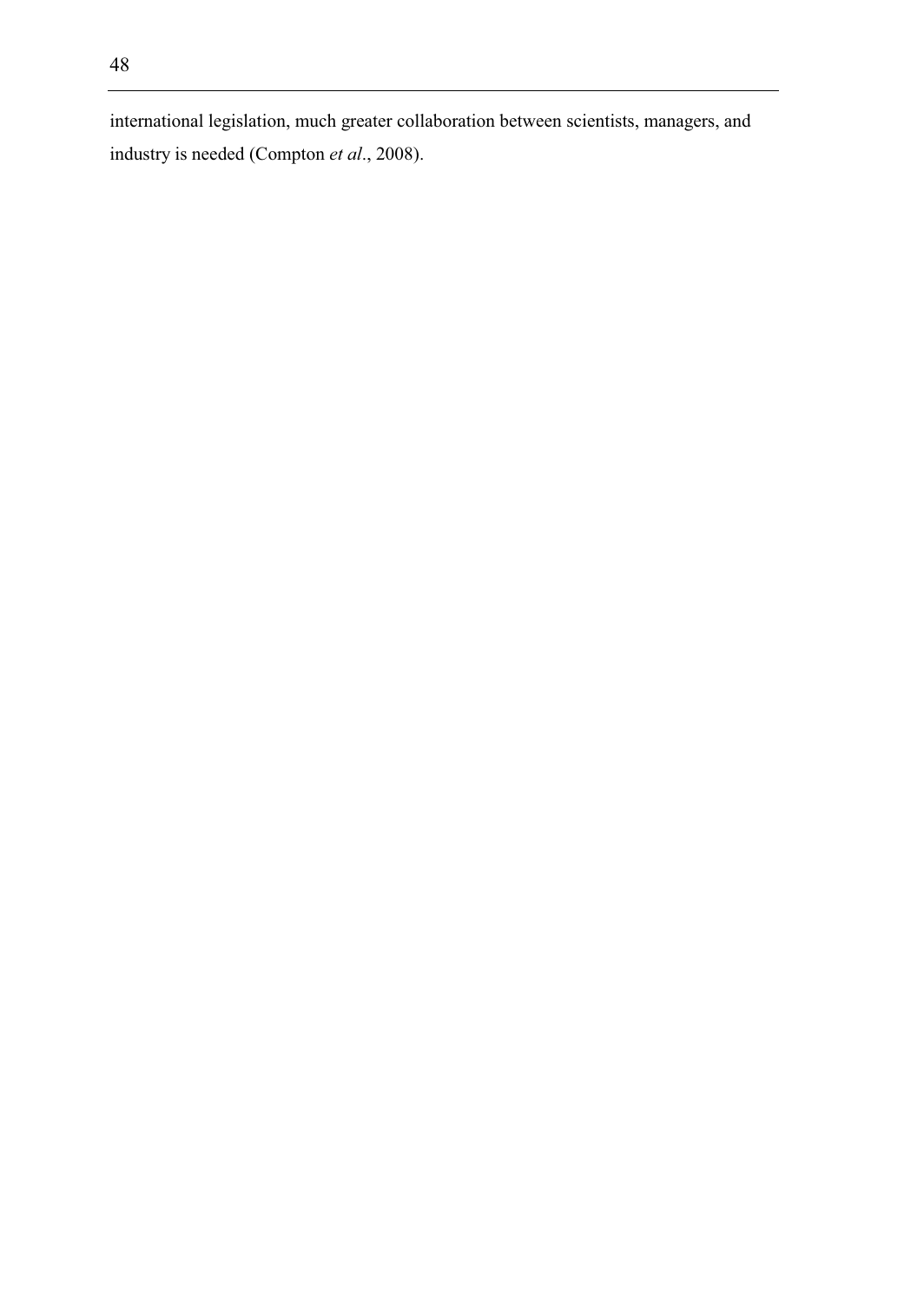international legislation, much greater collaboration between scientists, managers, and industry is needed (Compton *et al*., 2008).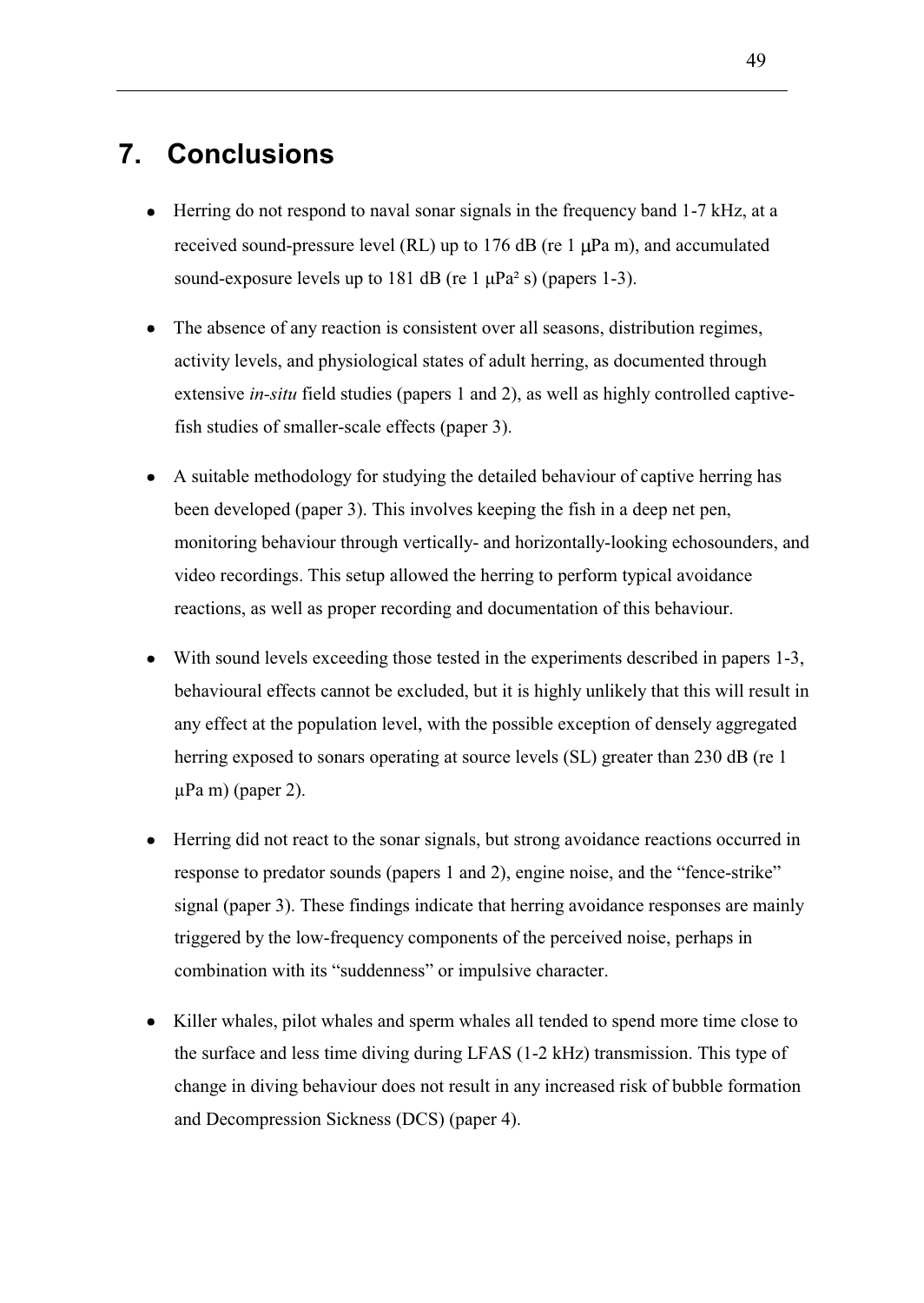# 7. Conclusions

- Herring do not respond to naval sonar signals in the frequency band 1-7 kHz, at a received sound-pressure level (RL) up to 176 dB (re 1 μPa m), and accumulated sound-exposure levels up to 181 dB (re 1 $\mu Pa^2$ s) (papers 1-3).

- The absence of any reaction is consistent over all seasons, distribution regimes, activity levels, and physiological states of adult herring, as documented through extensive *in-situ* field studies (papers 1 and 2), as well as highly controlled captive-fish studies of smaller-scale effects (paper 3).

- A suitable methodology for studying the detailed behaviour of captive herring has been developed (paper 3). This involves keeping the fish in a deep net pen, monitoring behaviour through vertically- and horizontally-looking echosounders, and video recordings. This setup allowed the herring to perform typical avoidance reactions, as well as proper recording and documentation of this behaviour.

- With sound levels exceeding those tested in the experiments described in papers 1-3, behavioural effects cannot be excluded, but it is highly unlikely that this will result in any effect at the population level, with the possible exception of densely aggregated herring exposed to sonars operating at source levels (SL) greater than 230 dB (re 1 μPa m) (paper 2).

- Herring did not react to the sonar signals, but strong avoidance reactions occurred in response to predator sounds (papers 1 and 2), engine noise, and the "fence-strike" signal (paper 3). These findings indicate that herring avoidance responses are mainly triggered by the low-frequency components of the perceived noise, perhaps in combination with its "suddenness" or impulsive character.

- Killer whales, pilot whales and sperm whales all tended to spend more time close to the surface and less time diving during LFAS (1-2 kHz) transmission. This type of change in diving behaviour does not result in any increased risk of bubble formation and Decompression Sickness (DCS) (paper 4).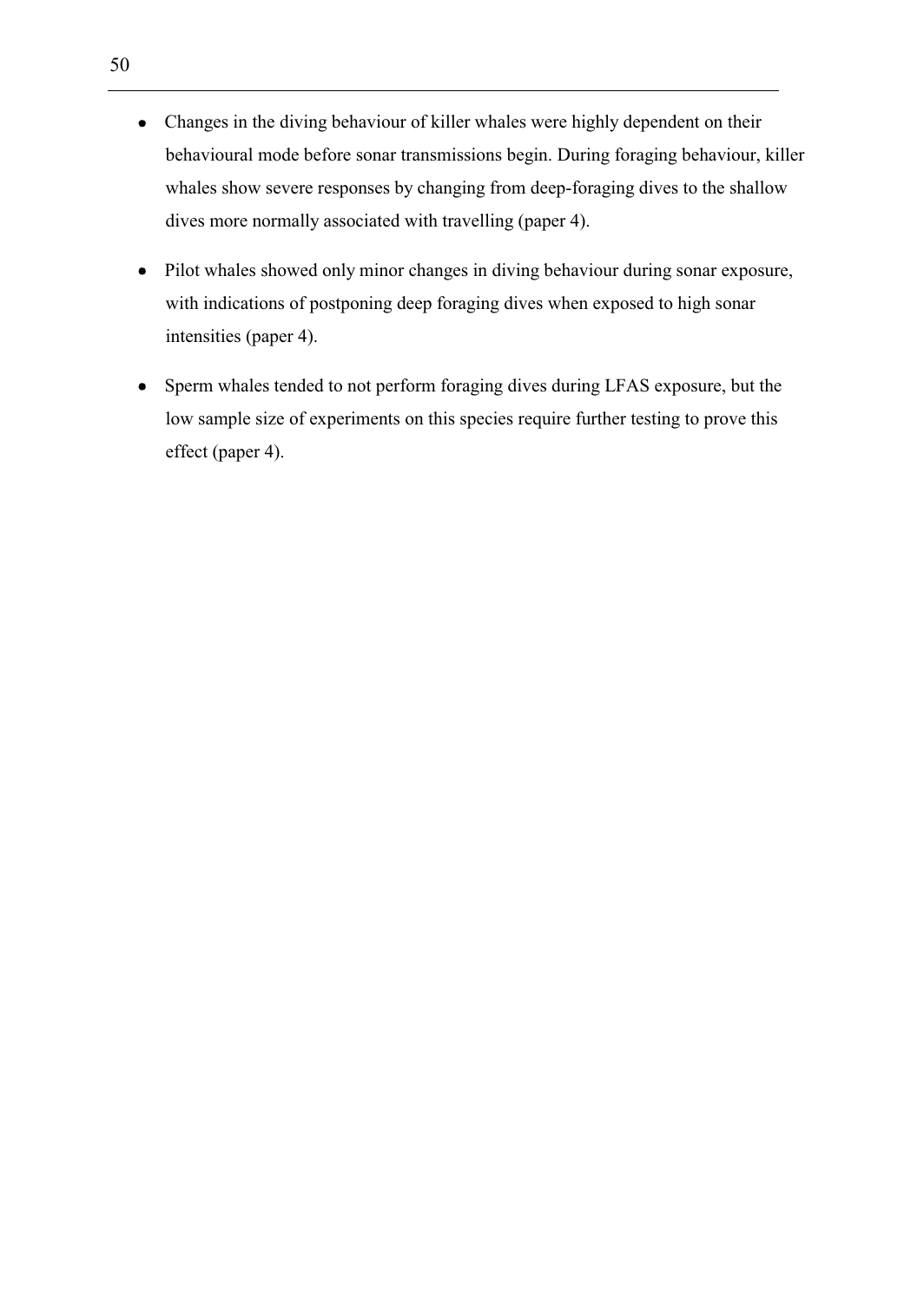- Changes in the diving behaviour of killer whales were highly dependent on their behavioural mode before sonar transmissions begin. During foraging behaviour, killer whales show severe responses by changing from deep-foraging dives to the shallow dives more normally associated with travelling (paper 4).

- Pilot whales showed only minor changes in diving behaviour during sonar exposure, with indications of postponing deep foraging dives when exposed to high sonar intensities (paper 4).

- Sperm whales tended to not perform foraging dives during LFAS exposure, but the low sample size of experiments on this species require further testing to prove this effect (paper 4).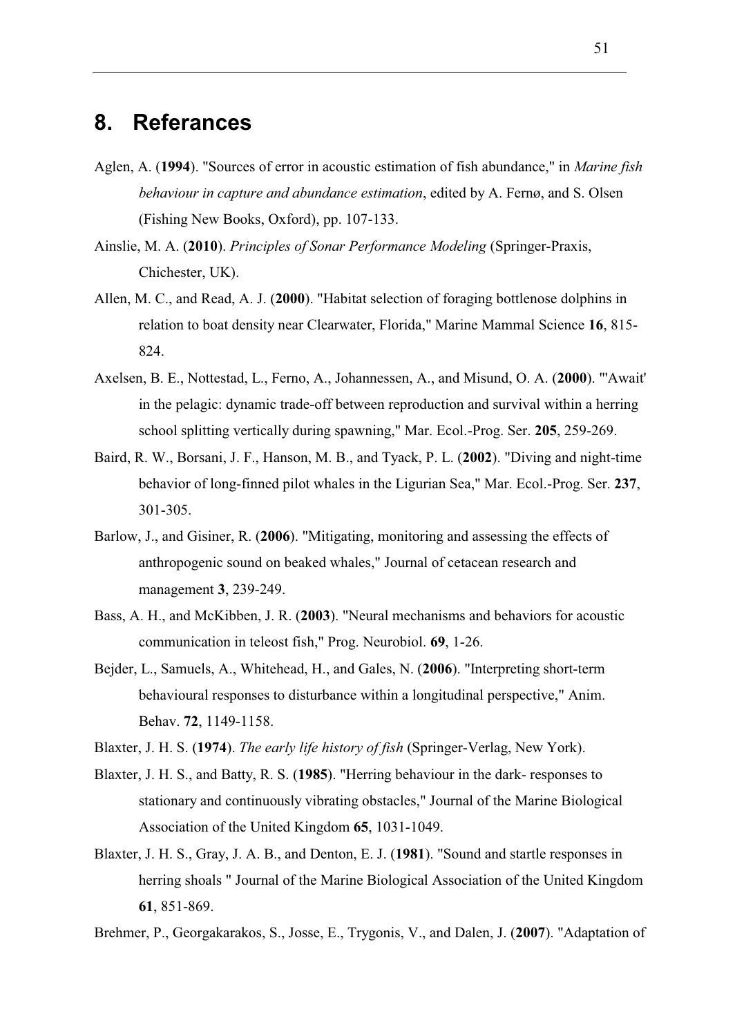# 8. Referances

Aglen, A. (**1994**). "Sources of error in acoustic estimation of fish abundance," in *Marine fish behaviour in capture and abundance estimation*, edited by A. Fernø, and S. Olsen (Fishing New Books, Oxford), pp. 107-133.

Ainslie, M. A. (**2010**). *Principles of Sonar Performance Modeling* (Springer-Praxis, Chichester, UK).

Allen, M. C., and Read, A. J. (**2000**). "Habitat selection of foraging bottlenose dolphins in relation to boat density near Clearwater, Florida," Marine Mammal Science **16**, 815-824.

Axelsen, B. E., Nottestad, L., Ferno, A., Johannessen, A., and Misund, O. A. (**2000**). "'Await' in the pelagic: dynamic trade-off between reproduction and survival within a herring school splitting vertically during spawning," Mar. Ecol.-Prog. Ser. **205**, 259-269.

Baird, R. W., Borsani, J. F., Hanson, M. B., and Tyack, P. L. (**2002**). "Diving and night-time behavior of long-finned pilot whales in the Ligurian Sea," Mar. Ecol.-Prog. Ser. **237**, 301-305.

Barlow, J., and Gisiner, R. (**2006**). "Mitigating, monitoring and assessing the effects of anthropogenic sound on beaked whales," Journal of cetacean research and management **3**, 239-249.

Bass, A. H., and McKibben, J. R. (**2003**). "Neural mechanisms and behaviors for acoustic communication in teleost fish," Prog. Neurobiol. **69**, 1-26.

Bejder, L., Samuels, A., Whitehead, H., and Gales, N. (**2006**). "Interpreting short-term behavioural responses to disturbance within a longitudinal perspective," Anim. Behav. **72**, 1149-1158.

Blaxter, J. H. S. (**1974**). *The early life history of fish* (Springer-Verlag, New York).

Blaxter, J. H. S., and Batty, R. S. (**1985**). "Herring behaviour in the dark- responses to stationary and continuously vibrating obstacles," Journal of the Marine Biological Association of the United Kingdom **65**, 1031-1049.

Blaxter, J. H. S., Gray, J. A. B., and Denton, E. J. (**1981**). "Sound and startle responses in herring shoals " Journal of the Marine Biological Association of the United Kingdom **61**, 851-869.

Brehmer, P., Georgakarakos, S., Josse, E., Trygonis, V., and Dalen, J. (**2007**). "Adaptation of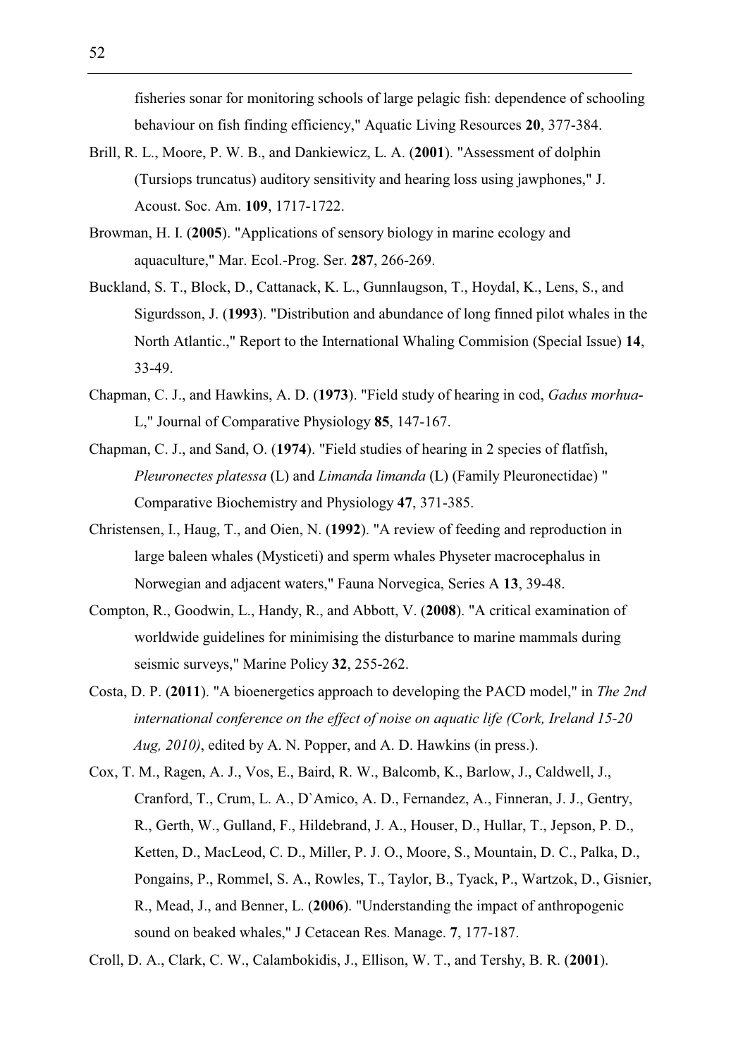fisheries sonar for monitoring schools of large pelagic fish: dependence of schooling behaviour on fish finding efficiency," Aquatic Living Resources **20**, 377-384.

Brill, R. L., Moore, P. W. B., and Dankiewicz, L. A. (**2001**). "Assessment of dolphin (Tursiops truncatus) auditory sensitivity and hearing loss using jawphones," J. Acoust. Soc. Am. **109**, 1717-1722.

Browman, H. I. (**2005**). "Applications of sensory biology in marine ecology and aquaculture," Mar. Ecol.-Prog. Ser. **287**, 266-269.

Buckland, S. T., Block, D., Cattanack, K. L., Gunnlaugson, T., Hoydal, K., Lens, S., and Sigurdsson, J. (**1993**). "Distribution and abundance of long finned pilot whales in the North Atlantic.," Report to the International Whaling Commision (Special Issue) **14**, 33-49.

Chapman, C. J., and Hawkins, A. D. (**1973**). "Field study of hearing in cod, *Gadus morhua*-L," Journal of Comparative Physiology **85**, 147-167.

Chapman, C. J., and Sand, O. (**1974**). "Field studies of hearing in 2 species of flatfish, *Pleuronectes platessa* (L) and *Limanda limanda* (L) (Family Pleuronectidae) " Comparative Biochemistry and Physiology **47**, 371-385.

Christensen, I., Haug, T., and Oien, N. (**1992**). "A review of feeding and reproduction in large baleen whales (Mysticeti) and sperm whales Physeter macrocephalus in Norwegian and adjacent waters," Fauna Norvegica, Series A **13**, 39-48.

Compton, R., Goodwin, L., Handy, R., and Abbott, V. (**2008**). "A critical examination of worldwide guidelines for minimising the disturbance to marine mammals during seismic surveys," Marine Policy **32**, 255-262.

Costa, D. P. (**2011**). "A bioenergetics approach to developing the PACD model," in *The 2nd international conference on the effect of noise on aquatic life (Cork, Ireland 15-20 Aug, 2010)*, edited by A. N. Popper, and A. D. Hawkins (in press.).

Cox, T. M., Ragen, A. J., Vos, E., Baird, R. W., Balcomb, K., Barlow, J., Caldwell, J., Cranford, T., Crum, L. A., D`Amico, A. D., Fernandez, A., Finneran, J. J., Gentry, R., Gerth, W., Gulland, F., Hildebrand, J. A., Houser, D., Hullar, T., Jepson, P. D., Ketten, D., MacLeod, C. D., Miller, P. J. O., Moore, S., Mountain, D. C., Palka, D., Pongains, P., Rommel, S. A., Rowles, T., Taylor, B., Tyack, P., Wartzok, D., Gisnier, R., Mead, J., and Benner, L. (**2006**). "Understanding the impact of anthropogenic sound on beaked whales," J Cetacean Res. Manage. **7**, 177-187.

Croll, D. A., Clark, C. W., Calambokidis, J., Ellison, W. T., and Tershy, B. R. (**2001**).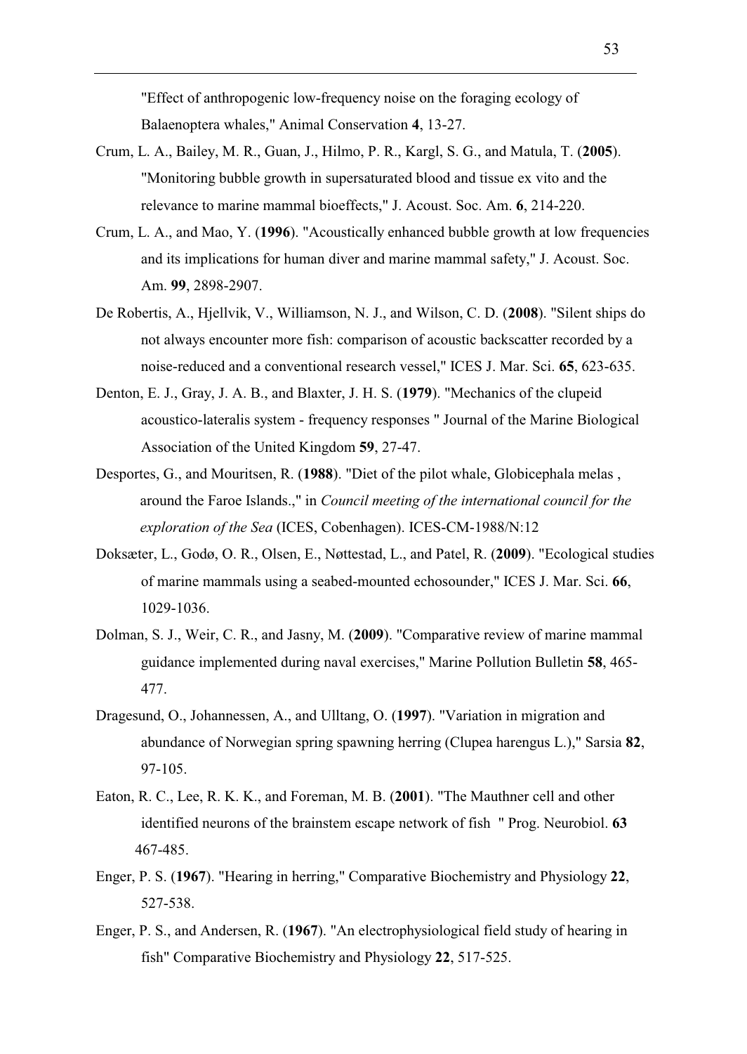"Effect of anthropogenic low-frequency noise on the foraging ecology of Balaenoptera whales," Animal Conservation **4**, 13-27.

Crum, L. A., Bailey, M. R., Guan, J., Hilmo, P. R., Kargl, S. G., and Matula, T. (**2005**). "Monitoring bubble growth in supersaturated blood and tissue ex vito and the relevance to marine mammal bioeffects," J. Acoust. Soc. Am. **6**, 214-220.

Crum, L. A., and Mao, Y. (**1996**). "Acoustically enhanced bubble growth at low frequencies and its implications for human diver and marine mammal safety," J. Acoust. Soc. Am. **99**, 2898-2907.

De Robertis, A., Hjellvik, V., Williamson, N. J., and Wilson, C. D. (**2008**). "Silent ships do not always encounter more fish: comparison of acoustic backscatter recorded by a noise-reduced and a conventional research vessel," ICES J. Mar. Sci. **65**, 623-635.

Denton, E. J., Gray, J. A. B., and Blaxter, J. H. S. (**1979**). "Mechanics of the clupeid acoustico-lateralis system - frequency responses " Journal of the Marine Biological Association of the United Kingdom **59**, 27-47.

Desportes, G., and Mouritsen, R. (**1988**). "Diet of the pilot whale, Globicephala melas , around the Faroe Islands.," in *Council meeting of the international council for the exploration of the Sea* (ICES, Cobenhagen). ICES-CM-1988/N:12

Doksæter, L., Godø, O. R., Olsen, E., Nøttestad, L., and Patel, R. (**2009**). "Ecological studies of marine mammals using a seabed-mounted echosounder," ICES J. Mar. Sci. **66**, 1029-1036.

Dolman, S. J., Weir, C. R., and Jasny, M. (**2009**). "Comparative review of marine mammal guidance implemented during naval exercises," Marine Pollution Bulletin **58**, 465-477.

Dragesund, O., Johannessen, A., and Ulltang, O. (**1997**). "Variation in migration and abundance of Norwegian spring spawning herring (Clupea harengus L.)," Sarsia **82**, 97-105.

Eaton, R. C., Lee, R. K. K., and Foreman, M. B. (**2001**). "The Mauthner cell and other identified neurons of the brainstem escape network of fish " Prog. Neurobiol. **63** 467-485.

Enger, P. S. (**1967**). "Hearing in herring," Comparative Biochemistry and Physiology **22**, 527-538.

Enger, P. S., and Andersen, R. (**1967**). "An electrophysiological field study of hearing in fish" Comparative Biochemistry and Physiology **22**, 517-525.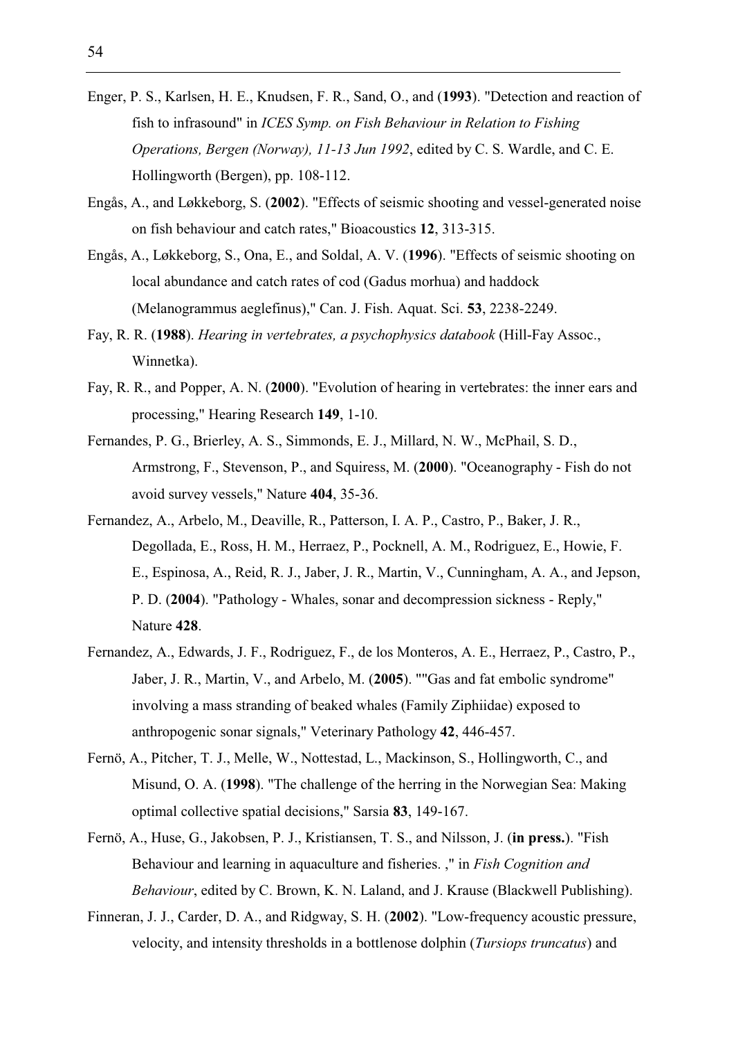Enger, P. S., Karlsen, H. E., Knudsen, F. R., Sand, O., and (**1993**). "Detection and reaction of fish to infrasound" in *ICES Symp. on Fish Behaviour in Relation to Fishing Operations, Bergen (Norway), 11-13 Jun 1992*, edited by C. S. Wardle, and C. E. Hollingworth (Bergen), pp. 108-112.

Engås, A., and Løkkeborg, S. (**2002**). "Effects of seismic shooting and vessel-generated noise on fish behaviour and catch rates," Bioacoustics **12**, 313-315.

Engås, A., Løkkeborg, S., Ona, E., and Soldal, A. V. (**1996**). "Effects of seismic shooting on local abundance and catch rates of cod (Gadus morhua) and haddock (Melanogrammus aeglefinus)," Can. J. Fish. Aquat. Sci. **53**, 2238-2249.

Fay, R. R. (**1988**). *Hearing in vertebrates, a psychophysics databook* (Hill-Fay Assoc., Winnetka).

Fay, R. R., and Popper, A. N. (**2000**). "Evolution of hearing in vertebrates: the inner ears and processing," Hearing Research **149**, 1-10.

Fernandes, P. G., Brierley, A. S., Simmonds, E. J., Millard, N. W., McPhail, S. D., Armstrong, F., Stevenson, P., and Squiress, M. (**2000**). "Oceanography - Fish do not avoid survey vessels," Nature **404**, 35-36.

Fernandez, A., Arbelo, M., Deaville, R., Patterson, I. A. P., Castro, P., Baker, J. R., Degollada, E., Ross, H. M., Herraez, P., Pocknell, A. M., Rodriguez, E., Howie, F. E., Espinosa, A., Reid, R. J., Jaber, J. R., Martin, V., Cunningham, A. A., and Jepson, P. D. (**2004**). "Pathology - Whales, sonar and decompression sickness - Reply," Nature **428**.

Fernandez, A., Edwards, J. F., Rodriguez, F., de los Monteros, A. E., Herraez, P., Castro, P., Jaber, J. R., Martin, V., and Arbelo, M. (**2005**). ""Gas and fat embolic syndrome" involving a mass stranding of beaked whales (Family Ziphiidae) exposed to anthropogenic sonar signals," Veterinary Pathology **42**, 446-457.

Fernö, A., Pitcher, T. J., Melle, W., Nottestad, L., Mackinson, S., Hollingworth, C., and Misund, O. A. (**1998**). "The challenge of the herring in the Norwegian Sea: Making optimal collective spatial decisions," Sarsia **83**, 149-167.

Fernö, A., Huse, G., Jakobsen, P. J., Kristiansen, T. S., and Nilsson, J. (**in press.**). "Fish Behaviour and learning in aquaculture and fisheries. ," in *Fish Cognition and Behaviour*, edited by C. Brown, K. N. Laland, and J. Krause (Blackwell Publishing).

Finneran, J. J., Carder, D. A., and Ridgway, S. H. (**2002**). "Low-frequency acoustic pressure, velocity, and intensity thresholds in a bottlenose dolphin (*Tursiops truncatus*) and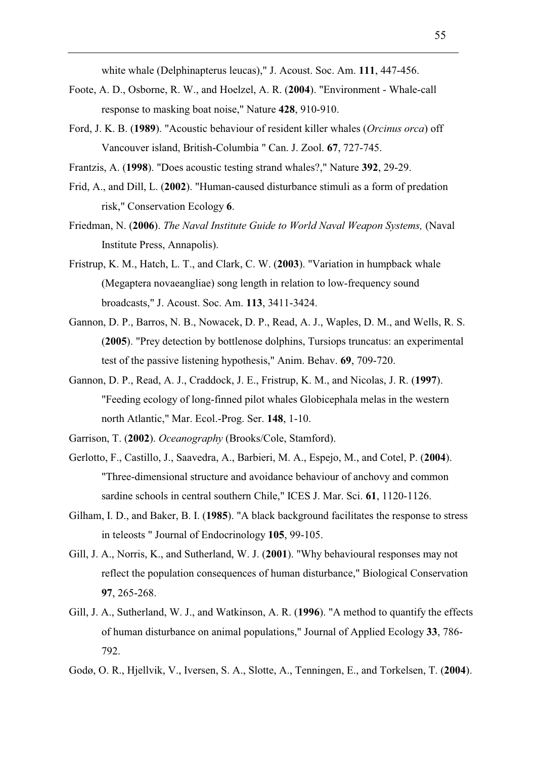white whale (Delphinapterus leucas)," J. Acoust. Soc. Am. **111**, 447-456.

Foote, A. D., Osborne, R. W., and Hoelzel, A. R. (**2004**). "Environment - Whale-call response to masking boat noise," Nature **428**, 910-910.

Ford, J. K. B. (**1989**). "Acoustic behaviour of resident killer whales (*Orcinus orca*) off Vancouver island, British-Columbia " Can. J. Zool. **67**, 727-745.

Frantzis, A. (**1998**). "Does acoustic testing strand whales?," Nature **392**, 29-29.

Frid, A., and Dill, L. (**2002**). "Human-caused disturbance stimuli as a form of predation risk," Conservation Ecology **6**.

Friedman, N. (**2006**). *The Naval Institute Guide to World Naval Weapon Systems,* (Naval Institute Press, Annapolis).

Fristrup, K. M., Hatch, L. T., and Clark, C. W. (**2003**). "Variation in humpback whale (Megaptera novaeangliae) song length in relation to low-frequency sound broadcasts," J. Acoust. Soc. Am. **113**, 3411-3424.

Gannon, D. P., Barros, N. B., Nowacek, D. P., Read, A. J., Waples, D. M., and Wells, R. S. (**2005**). "Prey detection by bottlenose dolphins, Tursiops truncatus: an experimental test of the passive listening hypothesis," Anim. Behav. **69**, 709-720.

Gannon, D. P., Read, A. J., Craddock, J. E., Fristrup, K. M., and Nicolas, J. R. (**1997**). "Feeding ecology of long-finned pilot whales Globicephala melas in the western north Atlantic," Mar. Ecol.-Prog. Ser. **148**, 1-10.

Garrison, T. (**2002**). *Oceanography* (Brooks/Cole, Stamford).

Gerlotto, F., Castillo, J., Saavedra, A., Barbieri, M. A., Espejo, M., and Cotel, P. (**2004**). "Three-dimensional structure and avoidance behaviour of anchovy and common sardine schools in central southern Chile," ICES J. Mar. Sci. **61**, 1120-1126.

Gilham, I. D., and Baker, B. I. (**1985**). "A black background facilitates the response to stress in teleosts " Journal of Endocrinology **105**, 99-105.

Gill, J. A., Norris, K., and Sutherland, W. J. (**2001**). "Why behavioural responses may not reflect the population consequences of human disturbance," Biological Conservation **97**, 265-268.

Gill, J. A., Sutherland, W. J., and Watkinson, A. R. (**1996**). "A method to quantify the effects of human disturbance on animal populations," Journal of Applied Ecology **33**, 786-792.

Godø, O. R., Hjellvik, V., Iversen, S. A., Slotte, A., Tenningen, E., and Torkelsen, T. (**2004**).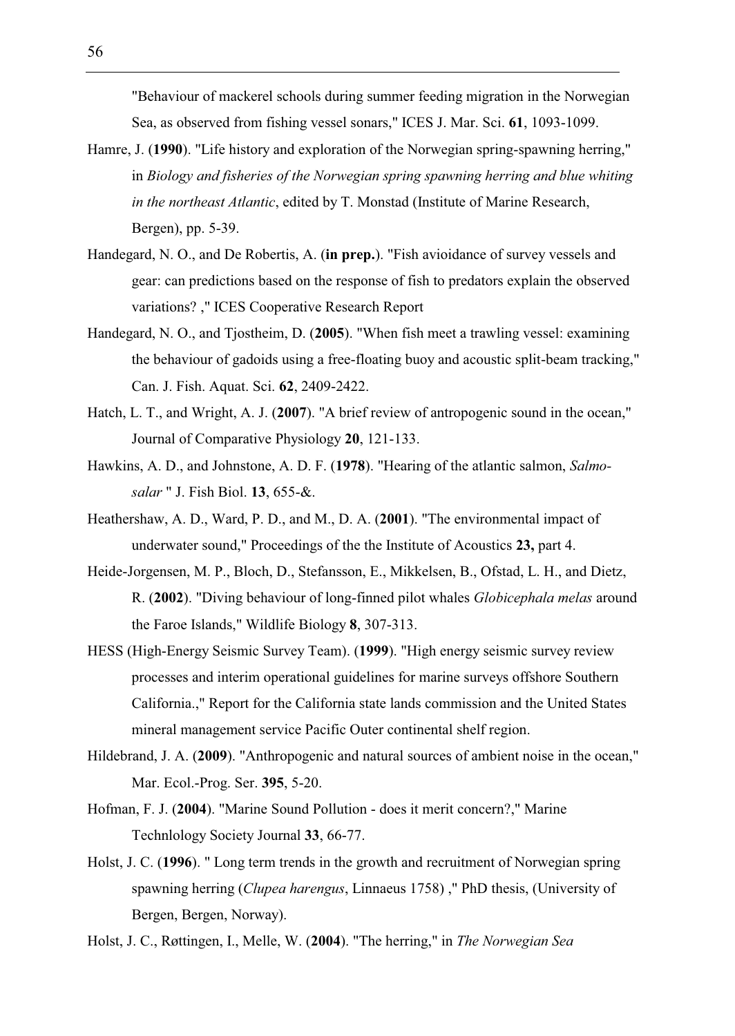"Behaviour of mackerel schools during summer feeding migration in the Norwegian Sea, as observed from fishing vessel sonars," ICES J. Mar. Sci. **61**, 1093-1099.

Hamre, J. (**1990**). "Life history and exploration of the Norwegian spring-spawning herring," in *Biology and fisheries of the Norwegian spring spawning herring and blue whiting in the northeast Atlantic*, edited by T. Monstad (Institute of Marine Research, Bergen), pp. 5-39.

Handegard, N. O., and De Robertis, A. (**in prep.**). "Fish avioidance of survey vessels and gear: can predictions based on the response of fish to predators explain the observed variations? ," ICES Cooperative Research Report

Handegard, N. O., and Tjostheim, D. (**2005**). "When fish meet a trawling vessel: examining the behaviour of gadoids using a free-floating buoy and acoustic split-beam tracking," Can. J. Fish. Aquat. Sci. **62**, 2409-2422.

Hatch, L. T., and Wright, A. J. (**2007**). "A brief review of antropogenic sound in the ocean," Journal of Comparative Physiology **20**, 121-133.

Hawkins, A. D., and Johnstone, A. D. F. (**1978**). "Hearing of the atlantic salmon, *Salmo-salar* " J. Fish Biol. **13**, 655-&.

Heathershaw, A. D., Ward, P. D., and M., D. A. (**2001**). "The environmental impact of underwater sound," Proceedings of the the Institute of Acoustics **23,** part 4.

Heide-Jorgensen, M. P., Bloch, D., Stefansson, E., Mikkelsen, B., Ofstad, L. H., and Dietz, R. (**2002**). "Diving behaviour of long-finned pilot whales *Globicephala melas* around the Faroe Islands," Wildlife Biology **8**, 307-313.

HESS (High-Energy Seismic Survey Team). (**1999**). "High energy seismic survey review processes and interim operational guidelines for marine surveys offshore Southern California.," Report for the California state lands commission and the United States mineral management service Pacific Outer continental shelf region.

Hildebrand, J. A. (**2009**). "Anthropogenic and natural sources of ambient noise in the ocean," Mar. Ecol.-Prog. Ser. **395**, 5-20.

Hofman, F. J. (**2004**). "Marine Sound Pollution - does it merit concern?," Marine Technlology Society Journal **33**, 66-77.

Holst, J. C. (**1996**). " Long term trends in the growth and recruitment of Norwegian spring spawning herring (*Clupea harengus*, Linnaeus 1758) ," PhD thesis, (University of Bergen, Bergen, Norway).

Holst, J. C., Røttingen, I., Melle, W. (**2004**). "The herring," in *The Norwegian Sea*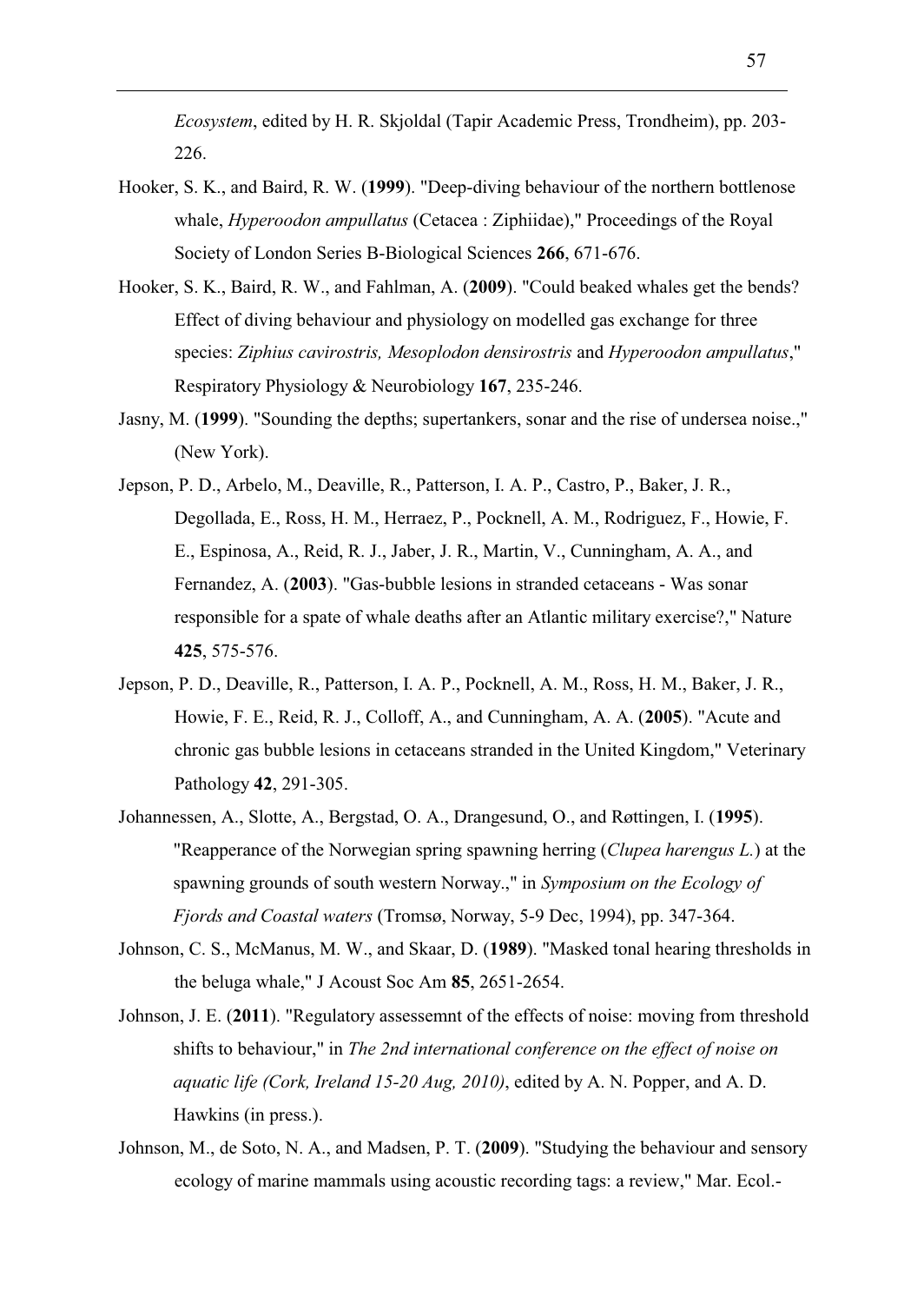*Ecosystem*, edited by H. R. Skjoldal (Tapir Academic Press, Trondheim), pp. 203-226.

Hooker, S. K., and Baird, R. W. (**1999**). "Deep-diving behaviour of the northern bottlenose whale, *Hyperoodon ampullatus* (Cetacea : Ziphiidae)," Proceedings of the Royal Society of London Series B-Biological Sciences **266**, 671-676.

Hooker, S. K., Baird, R. W., and Fahlman, A. (**2009**). "Could beaked whales get the bends? Effect of diving behaviour and physiology on modelled gas exchange for three species: *Ziphius cavirostris, Mesoplodon densirostris* and *Hyperoodon ampullatus*," Respiratory Physiology & Neurobiology **167**, 235-246.

Jasny, M. (**1999**). "Sounding the depths; supertankers, sonar and the rise of undersea noise.," (New York).

Jepson, P. D., Arbelo, M., Deaville, R., Patterson, I. A. P., Castro, P., Baker, J. R., Degollada, E., Ross, H. M., Herraez, P., Pocknell, A. M., Rodriguez, F., Howie, F. E., Espinosa, A., Reid, R. J., Jaber, J. R., Martin, V., Cunningham, A. A., and Fernandez, A. (**2003**). "Gas-bubble lesions in stranded cetaceans - Was sonar responsible for a spate of whale deaths after an Atlantic military exercise?," Nature **425**, 575-576.

Jepson, P. D., Deaville, R., Patterson, I. A. P., Pocknell, A. M., Ross, H. M., Baker, J. R., Howie, F. E., Reid, R. J., Colloff, A., and Cunningham, A. A. (**2005**). "Acute and chronic gas bubble lesions in cetaceans stranded in the United Kingdom," Veterinary Pathology **42**, 291-305.

Johannessen, A., Slotte, A., Bergstad, O. A., Drangesund, O., and Røttingen, I. (**1995**). "Reapperance of the Norwegian spring spawning herring (*Clupea harengus L.*) at the spawning grounds of south western Norway.," in *Symposium on the Ecology of Fjords and Coastal waters* (Tromsø, Norway, 5-9 Dec, 1994), pp. 347-364.

Johnson, C. S., McManus, M. W., and Skaar, D. (**1989**). "Masked tonal hearing thresholds in the beluga whale," J Acoust Soc Am **85**, 2651-2654.

Johnson, J. E. (**2011**). "Regulatory assessemnt of the effects of noise: moving from threshold shifts to behaviour," in *The 2nd international conference on the effect of noise on aquatic life (Cork, Ireland 15-20 Aug, 2010)*, edited by A. N. Popper, and A. D. Hawkins (in press.).

Johnson, M., de Soto, N. A., and Madsen, P. T. (**2009**). "Studying the behaviour and sensory ecology of marine mammals using acoustic recording tags: a review," Mar. Ecol.-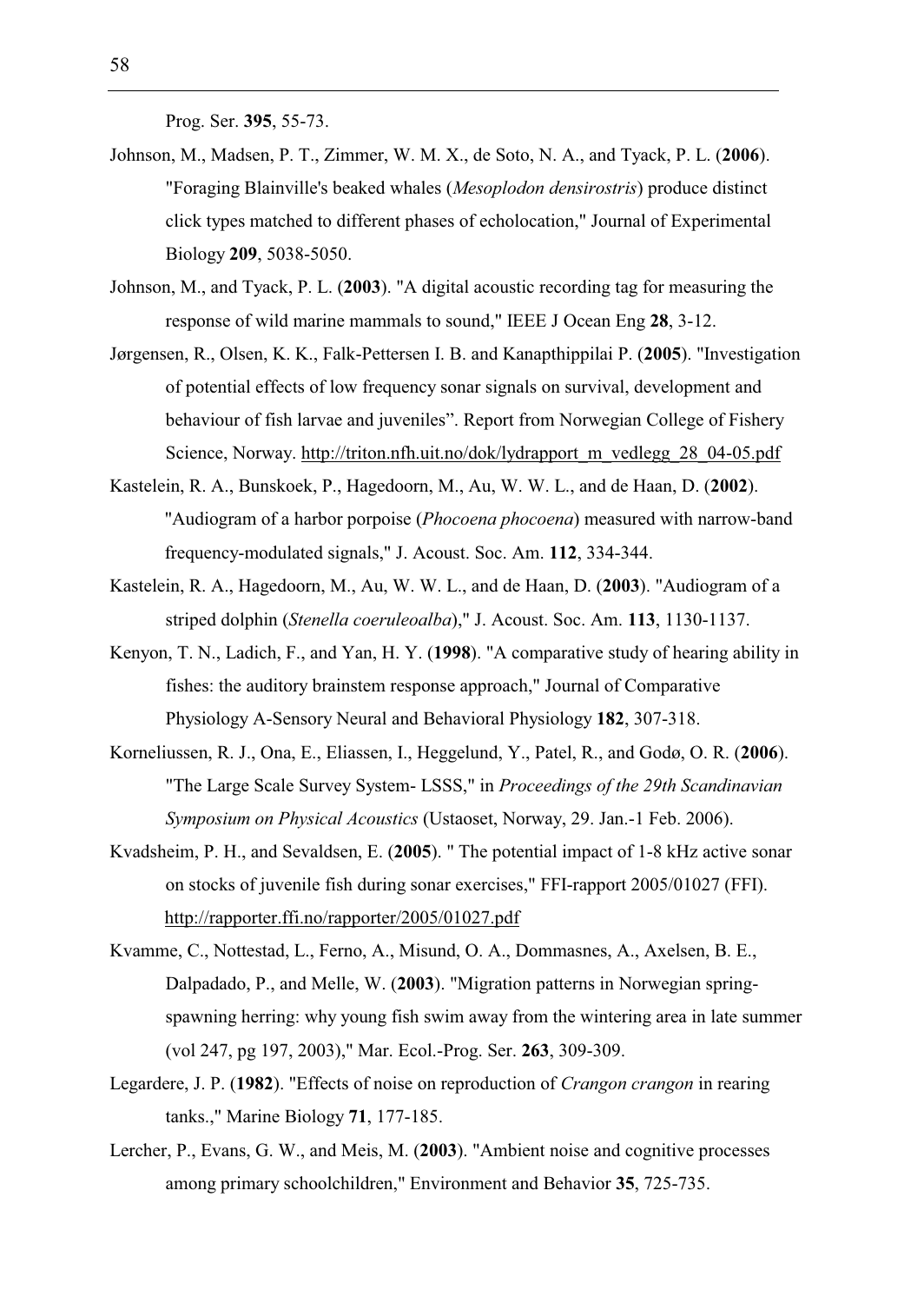Prog. Ser. **395**, 55-73.

Johnson, M., Madsen, P. T., Zimmer, W. M. X., de Soto, N. A., and Tyack, P. L. (**2006**). "Foraging Blainville's beaked whales (*Mesoplodon densirostris*) produce distinct click types matched to different phases of echolocation," Journal of Experimental Biology **209**, 5038-5050.

Johnson, M., and Tyack, P. L. (**2003**). "A digital acoustic recording tag for measuring the response of wild marine mammals to sound," IEEE J Ocean Eng **28**, 3-12.

Jørgensen, R., Olsen, K. K., Falk-Pettersen I. B. and Kanapthippilai P. (**2005**). "Investigation of potential effects of low frequency sonar signals on survival, development and behaviour of fish larvae and juveniles". Report from Norwegian College of Fishery Science, Norway. http://triton.nfh.uit.no/dok/lydrapport_m_vedlegg_28_04-05.pdf

Kastelein, R. A., Bunskoek, P., Hagedoorn, M., Au, W. W. L., and de Haan, D. (**2002**). "Audiogram of a harbor porpoise (*Phocoena phocoena*) measured with narrow-band frequency-modulated signals," J. Acoust. Soc. Am. **112**, 334-344.

Kastelein, R. A., Hagedoorn, M., Au, W. W. L., and de Haan, D. (**2003**). "Audiogram of a striped dolphin (*Stenella coeruleoalba*)," J. Acoust. Soc. Am. **113**, 1130-1137.

Kenyon, T. N., Ladich, F., and Yan, H. Y. (**1998**). "A comparative study of hearing ability in fishes: the auditory brainstem response approach," Journal of Comparative Physiology A-Sensory Neural and Behavioral Physiology **182**, 307-318.

Korneliussen, R. J., Ona, E., Eliassen, I., Heggelund, Y., Patel, R., and Godø, O. R. (**2006**). "The Large Scale Survey System- LSSS," in *Proceedings of the 29th Scandinavian Symposium on Physical Acoustics* (Ustaoset, Norway, 29. Jan.-1 Feb. 2006).

Kvadsheim, P. H., and Sevaldsen, E. (**2005**). " The potential impact of 1-8 kHz active sonar on stocks of juvenile fish during sonar exercises," FFI-rapport 2005/01027 (FFI). http://rapporter.ffi.no/rapporter/2005/01027.pdf

Kvamme, C., Nottestad, L., Ferno, A., Misund, O. A., Dommasnes, A., Axelsen, B. E., Dalpadado, P., and Melle, W. (**2003**). "Migration patterns in Norwegian spring-spawning herring: why young fish swim away from the wintering area in late summer (vol 247, pg 197, 2003)," Mar. Ecol.-Prog. Ser. **263**, 309-309.

Legardere, J. P. (**1982**). "Effects of noise on reproduction of *Crangon crangon* in rearing tanks.," Marine Biology **71**, 177-185.

Lercher, P., Evans, G. W., and Meis, M. (**2003**). "Ambient noise and cognitive processes among primary schoolchildren," Environment and Behavior **35**, 725-735.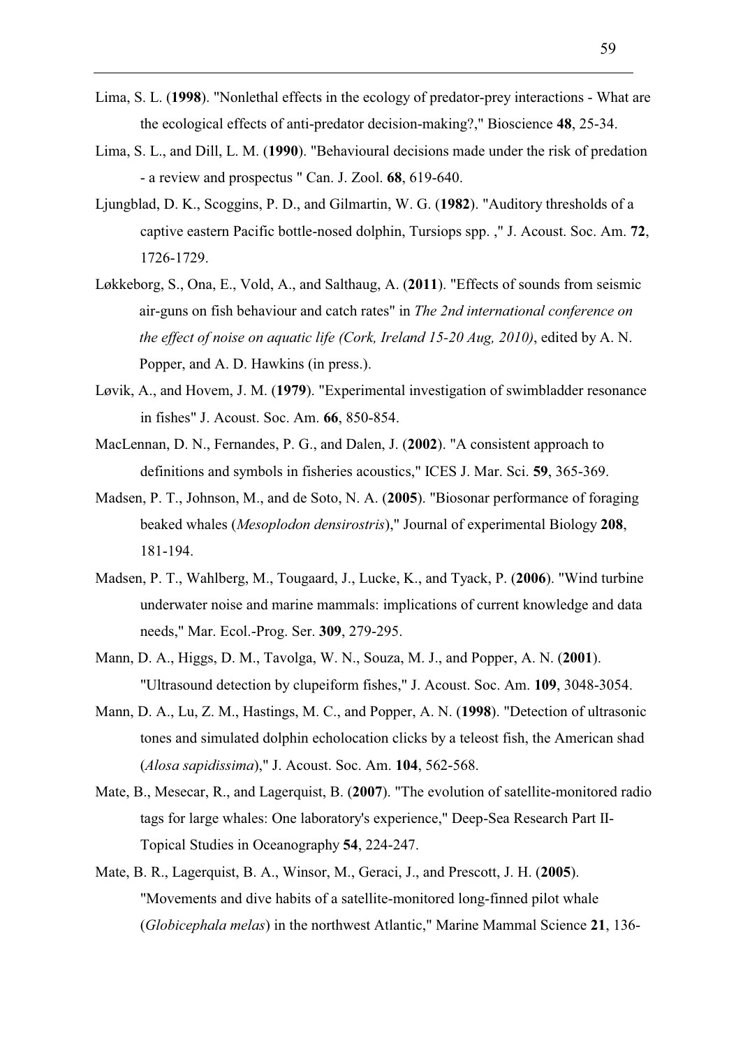Lima, S. L. (**1998**). "Nonlethal effects in the ecology of predator-prey interactions - What are the ecological effects of anti-predator decision-making?," Bioscience **48**, 25-34.

Lima, S. L., and Dill, L. M. (**1990**). "Behavioural decisions made under the risk of predation - a review and prospectus " Can. J. Zool. **68**, 619-640.

Ljungblad, D. K., Scoggins, P. D., and Gilmartin, W. G. (**1982**). "Auditory thresholds of a captive eastern Pacific bottle-nosed dolphin, Tursiops spp. ," J. Acoust. Soc. Am. **72**, 1726-1729.

Løkkeborg, S., Ona, E., Vold, A., and Salthaug, A. (**2011**). "Effects of sounds from seismic air-guns on fish behaviour and catch rates" in *The 2nd international conference on the effect of noise on aquatic life (Cork, Ireland 15-20 Aug, 2010)*, edited by A. N. Popper, and A. D. Hawkins (in press.).

Løvik, A., and Hovem, J. M. (**1979**). "Experimental investigation of swimbladder resonance in fishes" J. Acoust. Soc. Am. **66**, 850-854.

MacLennan, D. N., Fernandes, P. G., and Dalen, J. (**2002**). "A consistent approach to definitions and symbols in fisheries acoustics," ICES J. Mar. Sci. **59**, 365-369.

Madsen, P. T., Johnson, M., and de Soto, N. A. (**2005**). "Biosonar performance of foraging beaked whales (*Mesoplodon densirostris*)," Journal of experimental Biology **208**, 181-194.

Madsen, P. T., Wahlberg, M., Tougaard, J., Lucke, K., and Tyack, P. (**2006**). "Wind turbine underwater noise and marine mammals: implications of current knowledge and data needs," Mar. Ecol.-Prog. Ser. **309**, 279-295.

Mann, D. A., Higgs, D. M., Tavolga, W. N., Souza, M. J., and Popper, A. N. (**2001**). "Ultrasound detection by clupeiform fishes," J. Acoust. Soc. Am. **109**, 3048-3054.

Mann, D. A., Lu, Z. M., Hastings, M. C., and Popper, A. N. (**1998**). "Detection of ultrasonic tones and simulated dolphin echolocation clicks by a teleost fish, the American shad (*Alosa sapidissima*)," J. Acoust. Soc. Am. **104**, 562-568.

Mate, B., Mesecar, R., and Lagerquist, B. (**2007**). "The evolution of satellite-monitored radio tags for large whales: One laboratory's experience," Deep-Sea Research Part II-Topical Studies in Oceanography **54**, 224-247.

Mate, B. R., Lagerquist, B. A., Winsor, M., Geraci, J., and Prescott, J. H. (**2005**). "Movements and dive habits of a satellite-monitored long-finned pilot whale (*Globicephala melas*) in the northwest Atlantic," Marine Mammal Science **21**, 136-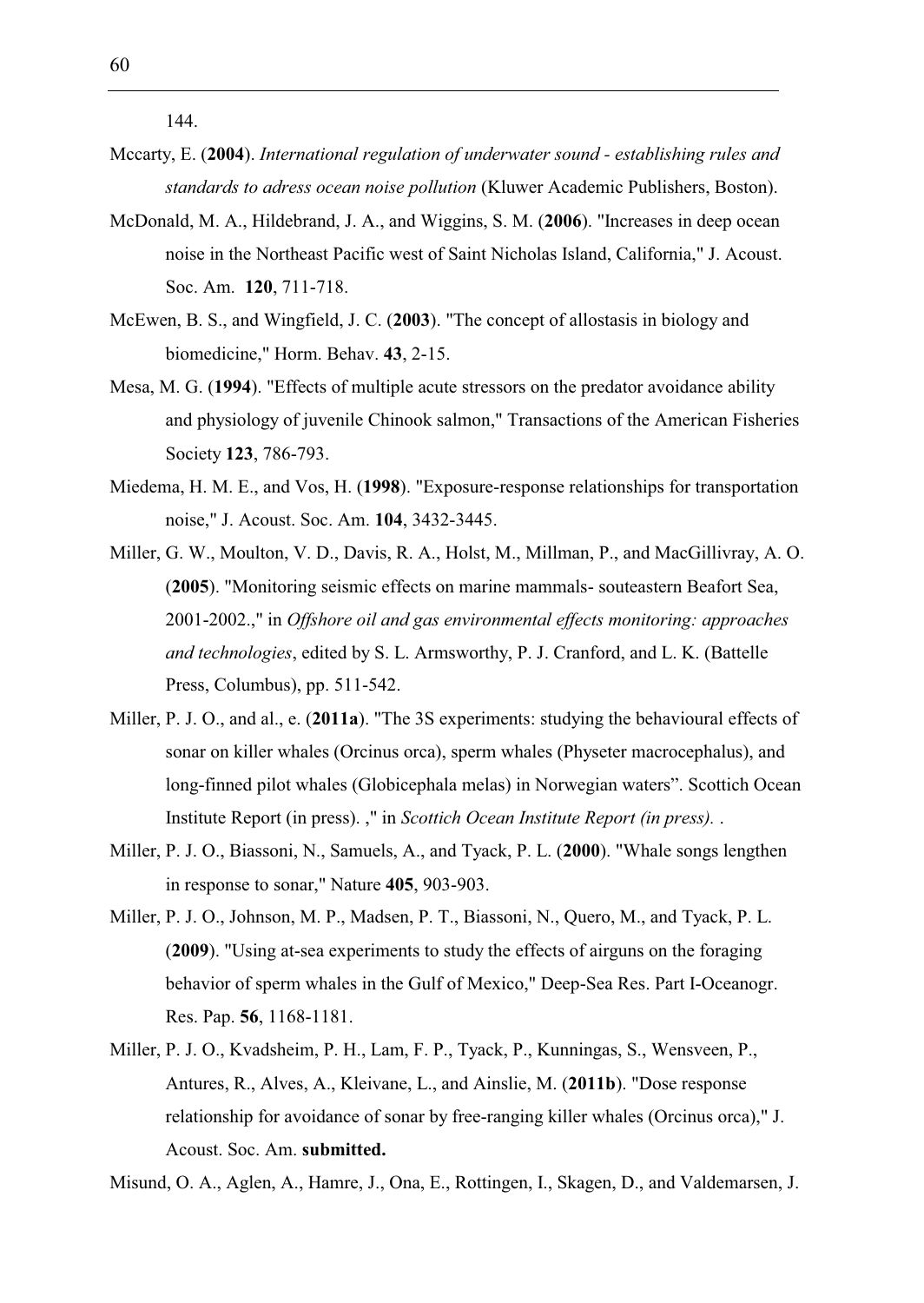144.

Mccarty, E. (**2004**). *International regulation of underwater sound - establishing rules and standards to adress ocean noise pollution* (Kluwer Academic Publishers, Boston).

McDonald, M. A., Hildebrand, J. A., and Wiggins, S. M. (**2006**). "Increases in deep ocean noise in the Northeast Pacific west of Saint Nicholas Island, California," J. Acoust. Soc. Am. **120**, 711-718.

McEwen, B. S., and Wingfield, J. C. (**2003**). "The concept of allostasis in biology and biomedicine," Horm. Behav. **43**, 2-15.

Mesa, M. G. (**1994**). "Effects of multiple acute stressors on the predator avoidance ability and physiology of juvenile Chinook salmon," Transactions of the American Fisheries Society **123**, 786-793.

Miedema, H. M. E., and Vos, H. (**1998**). "Exposure-response relationships for transportation noise," J. Acoust. Soc. Am. **104**, 3432-3445.

Miller, G. W., Moulton, V. D., Davis, R. A., Holst, M., Millman, P., and MacGillivray, A. O. (**2005**). "Monitoring seismic effects on marine mammals- souteastern Beafort Sea, 2001-2002.," in *Offshore oil and gas environmental effects monitoring: approaches and technologies*, edited by S. L. Armsworthy, P. J. Cranford, and L. K. (Battelle Press, Columbus), pp. 511-542.

Miller, P. J. O., and al., e. (**2011a**). "The 3S experiments: studying the behavioural effects of sonar on killer whales (Orcinus orca), sperm whales (Physeter macrocephalus), and long-finned pilot whales (Globicephala melas) in Norwegian waters". Scottich Ocean Institute Report (in press). ," in *Scottich Ocean Institute Report (in press).* .

Miller, P. J. O., Biassoni, N., Samuels, A., and Tyack, P. L. (**2000**). "Whale songs lengthen in response to sonar," Nature **405**, 903-903.

Miller, P. J. O., Johnson, M. P., Madsen, P. T., Biassoni, N., Quero, M., and Tyack, P. L. (**2009**). "Using at-sea experiments to study the effects of airguns on the foraging behavior of sperm whales in the Gulf of Mexico," Deep-Sea Res. Part I-Oceanogr. Res. Pap. **56**, 1168-1181.

Miller, P. J. O., Kvadsheim, P. H., Lam, F. P., Tyack, P., Kunningas, S., Wensveen, P., Antures, R., Alves, A., Kleivane, L., and Ainslie, M. (**2011b**). "Dose response relationship for avoidance of sonar by free-ranging killer whales (Orcinus orca)," J. Acoust. Soc. Am. **submitted.**

Misund, O. A., Aglen, A., Hamre, J., Ona, E., Rottingen, I., Skagen, D., and Valdemarsen, J.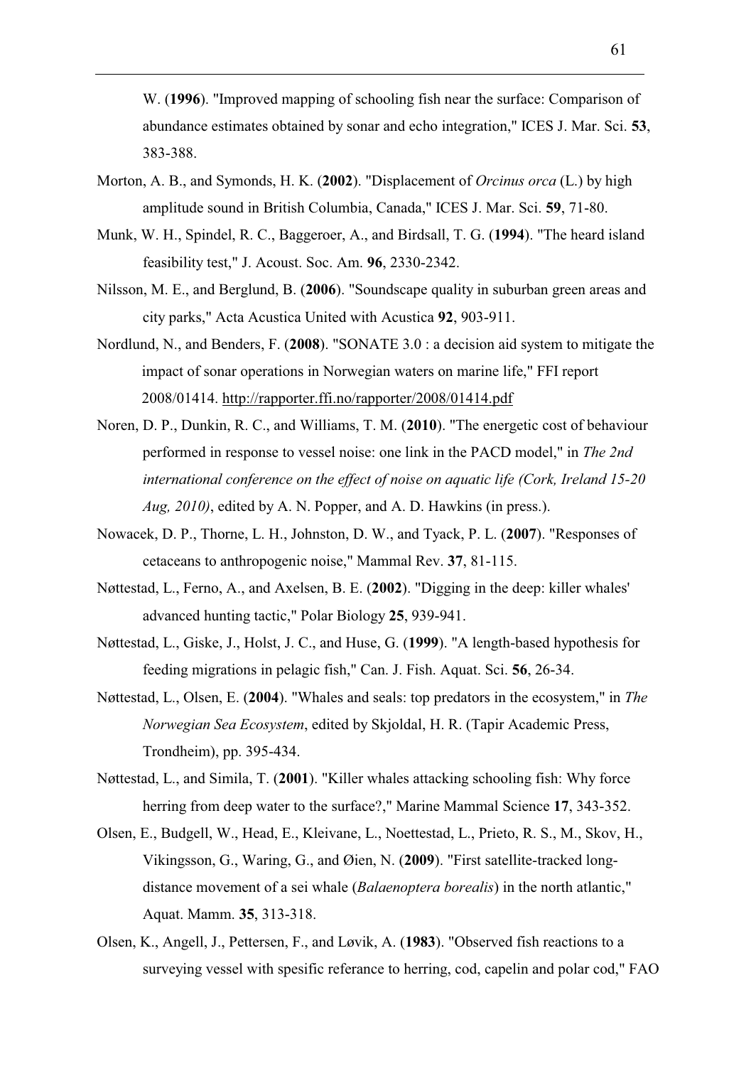W. (**1996**). "Improved mapping of schooling fish near the surface: Comparison of abundance estimates obtained by sonar and echo integration," ICES J. Mar. Sci. **53**, 383-388.

Morton, A. B., and Symonds, H. K. (**2002**). "Displacement of *Orcinus orca* (L.) by high amplitude sound in British Columbia, Canada," ICES J. Mar. Sci. **59**, 71-80.

Munk, W. H., Spindel, R. C., Baggeroer, A., and Birdsall, T. G. (**1994**). "The heard island feasibility test," J. Acoust. Soc. Am. **96**, 2330-2342.

Nilsson, M. E., and Berglund, B. (**2006**). "Soundscape quality in suburban green areas and city parks," Acta Acustica United with Acustica **92**, 903-911.

Nordlund, N., and Benders, F. (**2008**). "SONATE 3.0 : a decision aid system to mitigate the impact of sonar operations in Norwegian waters on marine life," FFI report 2008/01414. http://rapporter.ffi.no/rapporter/2008/01414.pdf

Noren, D. P., Dunkin, R. C., and Williams, T. M. (**2010**). "The energetic cost of behaviour performed in response to vessel noise: one link in the PACD model," in *The 2nd international conference on the effect of noise on aquatic life (Cork, Ireland 15-20 Aug, 2010)*, edited by A. N. Popper, and A. D. Hawkins (in press.).

Nowacek, D. P., Thorne, L. H., Johnston, D. W., and Tyack, P. L. (**2007**). "Responses of cetaceans to anthropogenic noise," Mammal Rev. **37**, 81-115.

Nøttestad, L., Ferno, A., and Axelsen, B. E. (**2002**). "Digging in the deep: killer whales' advanced hunting tactic," Polar Biology **25**, 939-941.

Nøttestad, L., Giske, J., Holst, J. C., and Huse, G. (**1999**). "A length-based hypothesis for feeding migrations in pelagic fish," Can. J. Fish. Aquat. Sci. **56**, 26-34.

Nøttestad, L., Olsen, E. (**2004**). "Whales and seals: top predators in the ecosystem," in *The Norwegian Sea Ecosystem*, edited by Skjoldal, H. R. (Tapir Academic Press, Trondheim), pp. 395-434.

Nøttestad, L., and Simila, T. (**2001**). "Killer whales attacking schooling fish: Why force herring from deep water to the surface?," Marine Mammal Science **17**, 343-352.

Olsen, E., Budgell, W., Head, E., Kleivane, L., Noettestad, L., Prieto, R. S., M., Skov, H., Vikingsson, G., Waring, G., and Øien, N. (**2009**). "First satellite-tracked long-distance movement of a sei whale (*Balaenoptera borealis*) in the north atlantic," Aquat. Mamm. **35**, 313-318.

Olsen, K., Angell, J., Pettersen, F., and Løvik, A. (**1983**). "Observed fish reactions to a surveying vessel with spesific referance to herring, cod, capelin and polar cod," FAO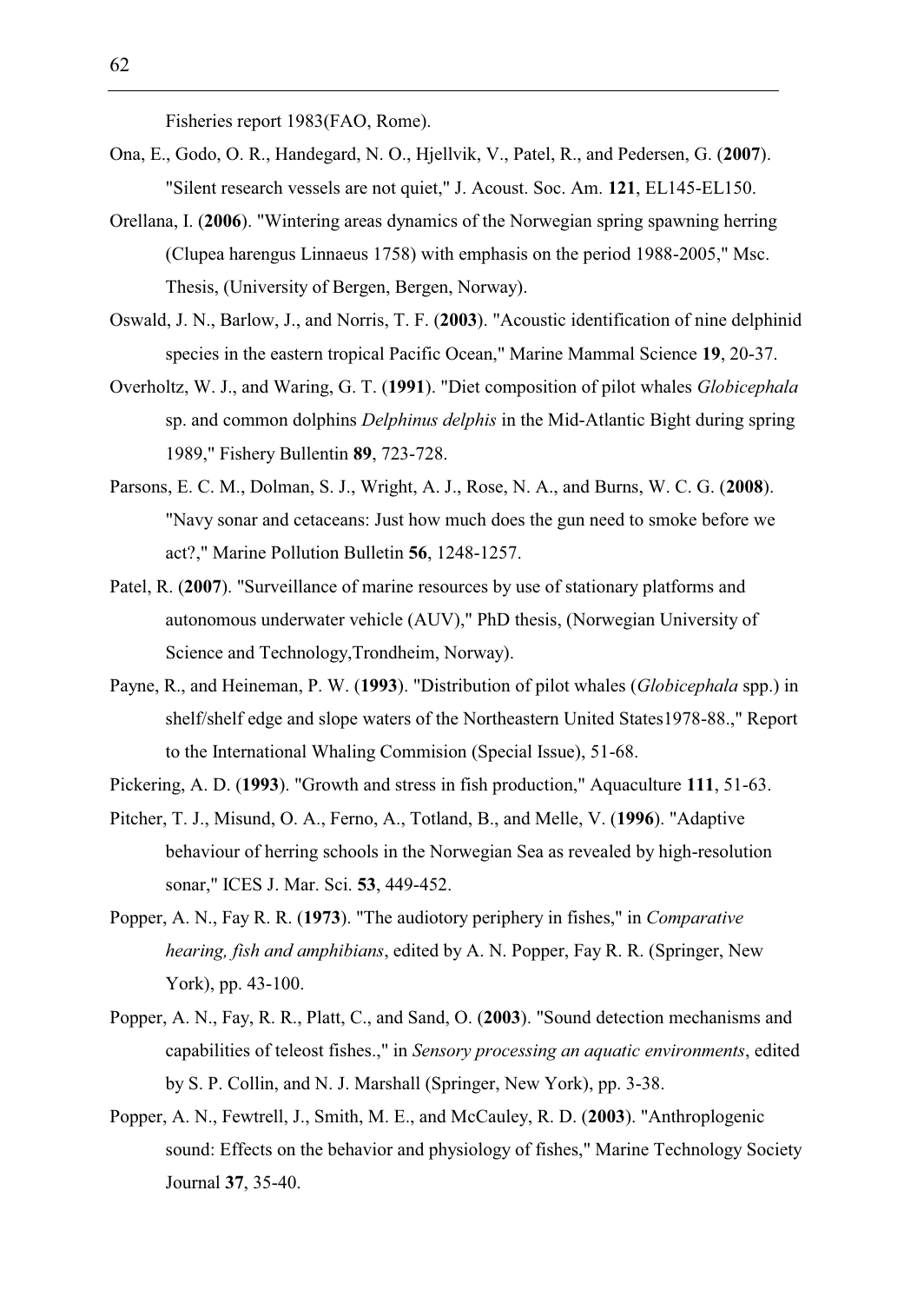Fisheries report 1983(FAO, Rome).

Ona, E., Godo, O. R., Handegard, N. O., Hjellvik, V., Patel, R., and Pedersen, G. (**2007**). "Silent research vessels are not quiet," J. Acoust. Soc. Am. **121**, EL145-EL150.

Orellana, I. (**2006**). "Wintering areas dynamics of the Norwegian spring spawning herring (Clupea harengus Linnaeus 1758) with emphasis on the period 1988-2005," Msc. Thesis, (University of Bergen, Bergen, Norway).

Oswald, J. N., Barlow, J., and Norris, T. F. (**2003**). "Acoustic identification of nine delphinid species in the eastern tropical Pacific Ocean," Marine Mammal Science **19**, 20-37.

Overholtz, W. J., and Waring, G. T. (**1991**). "Diet composition of pilot whales *Globicephala* sp. and common dolphins *Delphinus delphis* in the Mid-Atlantic Bight during spring 1989," Fishery Bullentin **89**, 723-728.

Parsons, E. C. M., Dolman, S. J., Wright, A. J., Rose, N. A., and Burns, W. C. G. (**2008**). "Navy sonar and cetaceans: Just how much does the gun need to smoke before we act?," Marine Pollution Bulletin **56**, 1248-1257.

Patel, R. (**2007**). "Surveillance of marine resources by use of stationary platforms and autonomous underwater vehicle (AUV)," PhD thesis, (Norwegian University of Science and Technology,Trondheim, Norway).

Payne, R., and Heineman, P. W. (**1993**). "Distribution of pilot whales (*Globicephala* spp.) in shelf/shelf edge and slope waters of the Northeastern United States1978-88.," Report to the International Whaling Commision (Special Issue), 51-68.

Pickering, A. D. (**1993**). "Growth and stress in fish production," Aquaculture **111**, 51-63.

Pitcher, T. J., Misund, O. A., Ferno, A., Totland, B., and Melle, V. (**1996**). "Adaptive behaviour of herring schools in the Norwegian Sea as revealed by high-resolution sonar," ICES J. Mar. Sci. **53**, 449-452.

Popper, A. N., Fay R. R. (**1973**). "The audiotory periphery in fishes," in *Comparative hearing, fish and amphibians*, edited by A. N. Popper, Fay R. R. (Springer, New York), pp. 43-100.

Popper, A. N., Fay, R. R., Platt, C., and Sand, O. (**2003**). "Sound detection mechanisms and capabilities of teleost fishes.," in *Sensory processing an aquatic environments*, edited by S. P. Collin, and N. J. Marshall (Springer, New York), pp. 3-38.

Popper, A. N., Fewtrell, J., Smith, M. E., and McCauley, R. D. (**2003**). "Anthroplogenic sound: Effects on the behavior and physiology of fishes," Marine Technology Society Journal **37**, 35-40.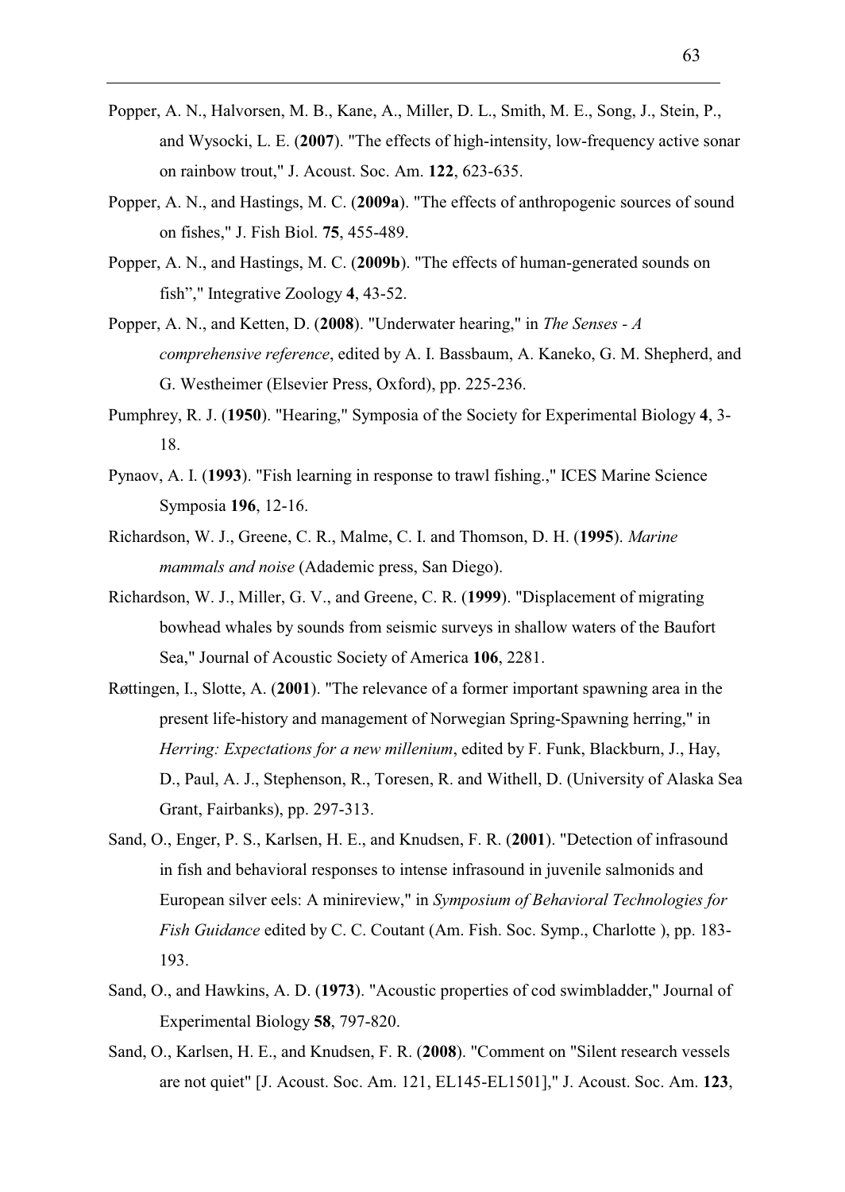Popper, A. N., Halvorsen, M. B., Kane, A., Miller, D. L., Smith, M. E., Song, J., Stein, P., and Wysocki, L. E. (**2007**). "The effects of high-intensity, low-frequency active sonar on rainbow trout," J. Acoust. Soc. Am. **122**, 623-635.

Popper, A. N., and Hastings, M. C. (**2009a**). "The effects of anthropogenic sources of sound on fishes," J. Fish Biol. **75**, 455-489.

Popper, A. N., and Hastings, M. C. (**2009b**). "The effects of human-generated sounds on fish"," Integrative Zoology **4**, 43-52.

Popper, A. N., and Ketten, D. (**2008**). "Underwater hearing," in *The Senses - A comprehensive reference*, edited by A. I. Bassbaum, A. Kaneko, G. M. Shepherd, and G. Westheimer (Elsevier Press, Oxford), pp. 225-236.

Pumphrey, R. J. (**1950**). "Hearing," Symposia of the Society for Experimental Biology **4**, 3-18.

Pynaov, A. I. (**1993**). "Fish learning in response to trawl fishing.," ICES Marine Science Symposia **196**, 12-16.

Richardson, W. J., Greene, C. R., Malme, C. I. and Thomson, D. H. (**1995**). *Marine mammals and noise* (Adademic press, San Diego).

Richardson, W. J., Miller, G. V., and Greene, C. R. (**1999**). "Displacement of migrating bowhead whales by sounds from seismic surveys in shallow waters of the Baufort Sea," Journal of Acoustic Society of America **106**, 2281.

Røttingen, I., Slotte, A. (**2001**). "The relevance of a former important spawning area in the present life-history and management of Norwegian Spring-Spawning herring," in *Herring: Expectations for a new millenium*, edited by F. Funk, Blackburn, J., Hay, D., Paul, A. J., Stephenson, R., Toresen, R. and Withell, D. (University of Alaska Sea Grant, Fairbanks), pp. 297-313.

Sand, O., Enger, P. S., Karlsen, H. E., and Knudsen, F. R. (**2001**). "Detection of infrasound in fish and behavioral responses to intense infrasound in juvenile salmonids and European silver eels: A minireview," in *Symposium of Behavioral Technologies for Fish Guidance* edited by C. C. Coutant (Am. Fish. Soc. Symp., Charlotte ), pp. 183-193.

Sand, O., and Hawkins, A. D. (**1973**). "Acoustic properties of cod swimbladder," Journal of Experimental Biology **58**, 797-820.

Sand, O., Karlsen, H. E., and Knudsen, F. R. (**2008**). "Comment on "Silent research vessels are not quiet" [J. Acoust. Soc. Am. 121, EL145-EL1501]," J. Acoust. Soc. Am. **123**,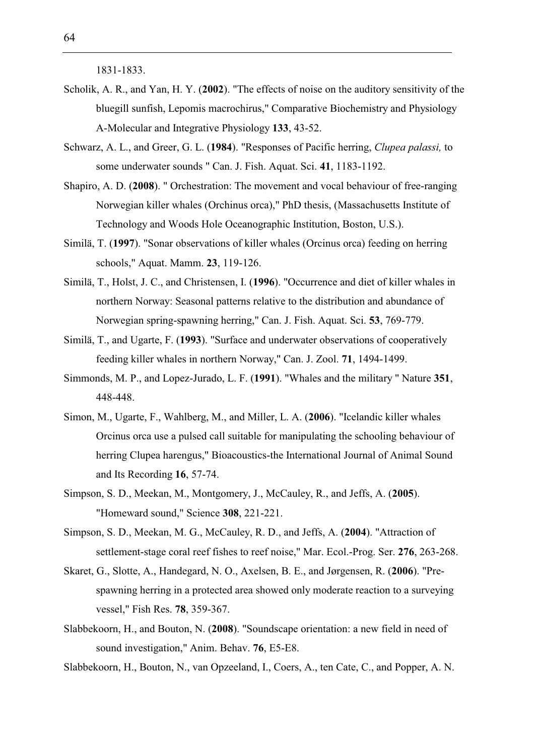1831-1833.

Scholik, A. R., and Yan, H. Y. (**2002**). "The effects of noise on the auditory sensitivity of the bluegill sunfish, Lepomis macrochirus," Comparative Biochemistry and Physiology A-Molecular and Integrative Physiology **133**, 43-52.

Schwarz, A. L., and Greer, G. L. (**1984**). "Responses of Pacific herring, *Clupea palassi,* to some underwater sounds " Can. J. Fish. Aquat. Sci. **41**, 1183-1192.

Shapiro, A. D. (**2008**). " Orchestration: The movement and vocal behaviour of free-ranging Norwegian killer whales (Orchinus orca)," PhD thesis, (Massachusetts Institute of Technology and Woods Hole Oceanographic Institution, Boston, U.S.).

Similä, T. (**1997**). "Sonar observations of killer whales (Orcinus orca) feeding on herring schools," Aquat. Mamm. **23**, 119-126.

Similä, T., Holst, J. C., and Christensen, I. (**1996**). "Occurrence and diet of killer whales in northern Norway: Seasonal patterns relative to the distribution and abundance of Norwegian spring-spawning herring," Can. J. Fish. Aquat. Sci. **53**, 769-779.

Similä, T., and Ugarte, F. (**1993**). "Surface and underwater observations of cooperatively feeding killer whales in northern Norway," Can. J. Zool. **71**, 1494-1499.

Simmonds, M. P., and Lopez-Jurado, L. F. (**1991**). "Whales and the military " Nature **351**, 448-448.

Simon, M., Ugarte, F., Wahlberg, M., and Miller, L. A. (**2006**). "Icelandic killer whales Orcinus orca use a pulsed call suitable for manipulating the schooling behaviour of herring Clupea harengus," Bioacoustics-the International Journal of Animal Sound and Its Recording **16**, 57-74.

Simpson, S. D., Meekan, M., Montgomery, J., McCauley, R., and Jeffs, A. (**2005**). "Homeward sound," Science **308**, 221-221.

Simpson, S. D., Meekan, M. G., McCauley, R. D., and Jeffs, A. (**2004**). "Attraction of settlement-stage coral reef fishes to reef noise," Mar. Ecol.-Prog. Ser. **276**, 263-268.

Skaret, G., Slotte, A., Handegard, N. O., Axelsen, B. E., and Jørgensen, R. (**2006**). "Pre-spawning herring in a protected area showed only moderate reaction to a surveying vessel," Fish Res. **78**, 359-367.

Slabbekoorn, H., and Bouton, N. (**2008**). "Soundscape orientation: a new field in need of sound investigation," Anim. Behav. **76**, E5-E8.

Slabbekoorn, H., Bouton, N., van Opzeeland, I., Coers, A., ten Cate, C., and Popper, A. N.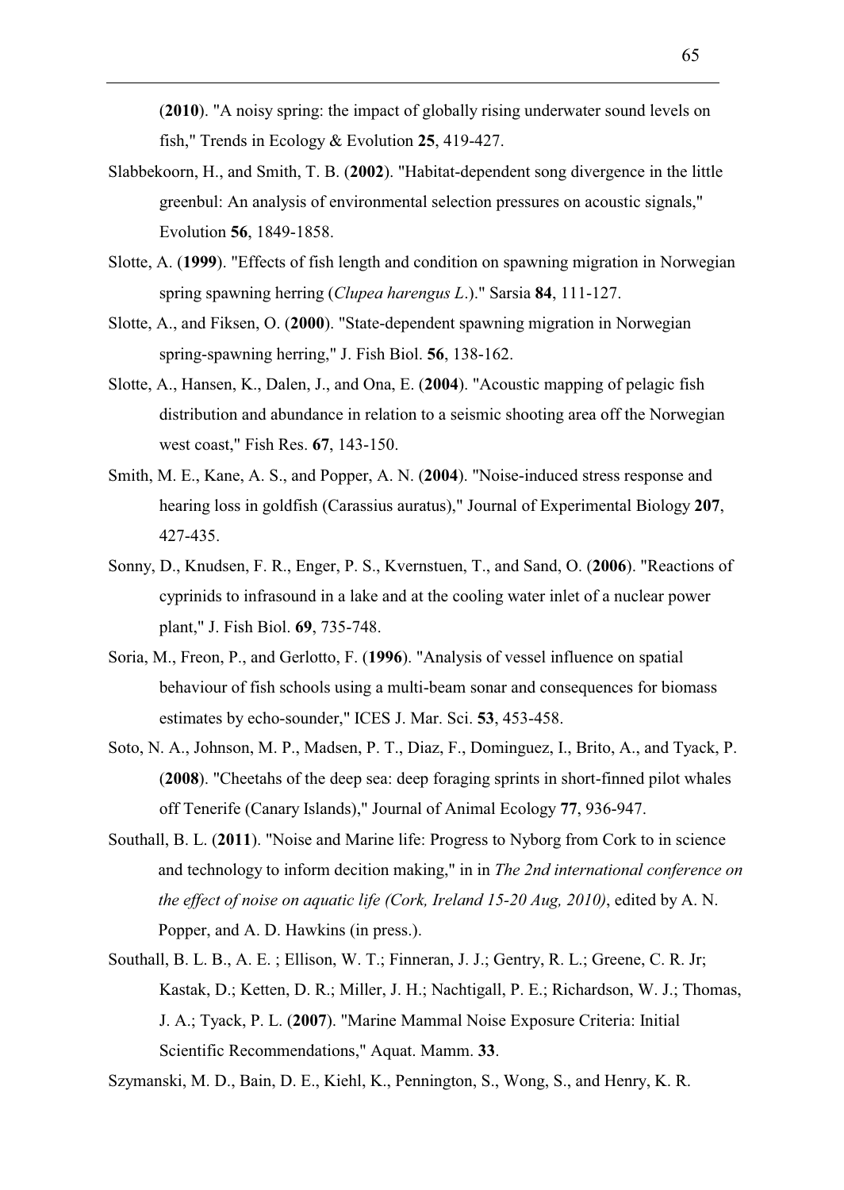(**2010**). "A noisy spring: the impact of globally rising underwater sound levels on fish," Trends in Ecology & Evolution **25**, 419-427.

Slabbekoorn, H., and Smith, T. B. (**2002**). "Habitat-dependent song divergence in the little greenbul: An analysis of environmental selection pressures on acoustic signals," Evolution **56**, 1849-1858.

Slotte, A. (**1999**). "Effects of fish length and condition on spawning migration in Norwegian spring spawning herring (*Clupea harengus L*.)." Sarsia **84**, 111-127.

Slotte, A., and Fiksen, O. (**2000**). "State-dependent spawning migration in Norwegian spring-spawning herring," J. Fish Biol. **56**, 138-162.

Slotte, A., Hansen, K., Dalen, J., and Ona, E. (**2004**). "Acoustic mapping of pelagic fish distribution and abundance in relation to a seismic shooting area off the Norwegian west coast," Fish Res. **67**, 143-150.

Smith, M. E., Kane, A. S., and Popper, A. N. (**2004**). "Noise-induced stress response and hearing loss in goldfish (Carassius auratus)," Journal of Experimental Biology **207**, 427-435.

Sonny, D., Knudsen, F. R., Enger, P. S., Kvernstuen, T., and Sand, O. (**2006**). "Reactions of cyprinids to infrasound in a lake and at the cooling water inlet of a nuclear power plant," J. Fish Biol. **69**, 735-748.

Soria, M., Freon, P., and Gerlotto, F. (**1996**). "Analysis of vessel influence on spatial behaviour of fish schools using a multi-beam sonar and consequences for biomass estimates by echo-sounder," ICES J. Mar. Sci. **53**, 453-458.

Soto, N. A., Johnson, M. P., Madsen, P. T., Diaz, F., Dominguez, I., Brito, A., and Tyack, P. (**2008**). "Cheetahs of the deep sea: deep foraging sprints in short-finned pilot whales off Tenerife (Canary Islands)," Journal of Animal Ecology **77**, 936-947.

Southall, B. L. (**2011**). "Noise and Marine life: Progress to Nyborg from Cork to in science and technology to inform decition making," in in *The 2nd international conference on the effect of noise on aquatic life (Cork, Ireland 15-20 Aug, 2010)*, edited by A. N. Popper, and A. D. Hawkins (in press.).

Southall, B. L. B., A. E. ; Ellison, W. T.; Finneran, J. J.; Gentry, R. L.; Greene, C. R. Jr; Kastak, D.; Ketten, D. R.; Miller, J. H.; Nachtigall, P. E.; Richardson, W. J.; Thomas, J. A.; Tyack, P. L. (**2007**). "Marine Mammal Noise Exposure Criteria: Initial Scientific Recommendations," Aquat. Mamm. **33**.

Szymanski, M. D., Bain, D. E., Kiehl, K., Pennington, S., Wong, S., and Henry, K. R.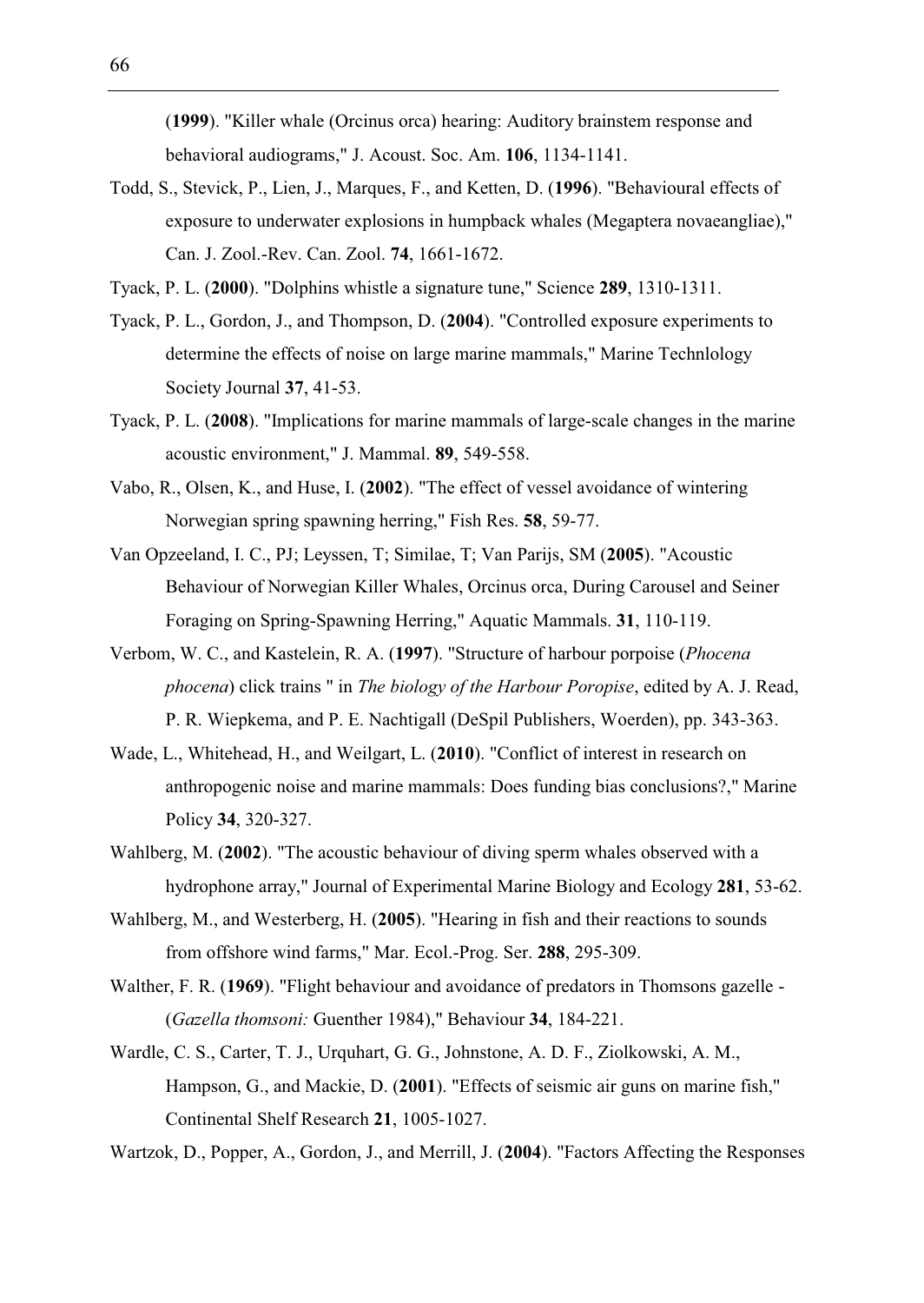(**1999**). "Killer whale (Orcinus orca) hearing: Auditory brainstem response and behavioral audiograms," J. Acoust. Soc. Am. **106**, 1134-1141.

Todd, S., Stevick, P., Lien, J., Marques, F., and Ketten, D. (**1996**). "Behavioural effects of exposure to underwater explosions in humpback whales (Megaptera novaeangliae)," Can. J. Zool.-Rev. Can. Zool. **74**, 1661-1672.

Tyack, P. L. (**2000**). "Dolphins whistle a signature tune," Science **289**, 1310-1311.

Tyack, P. L., Gordon, J., and Thompson, D. (**2004**). "Controlled exposure experiments to determine the effects of noise on large marine mammals," Marine Technlology Society Journal **37**, 41-53.

Tyack, P. L. (**2008**). "Implications for marine mammals of large-scale changes in the marine acoustic environment," J. Mammal. **89**, 549-558.

Vabo, R., Olsen, K., and Huse, I. (**2002**). "The effect of vessel avoidance of wintering Norwegian spring spawning herring," Fish Res. **58**, 59-77.

Van Opzeeland, I. C., PJ; Leyssen, T; Similae, T; Van Parijs, SM (**2005**). "Acoustic Behaviour of Norwegian Killer Whales, Orcinus orca, During Carousel and Seiner Foraging on Spring-Spawning Herring," Aquatic Mammals. **31**, 110-119.

Verbom, W. C., and Kastelein, R. A. (**1997**). "Structure of harbour porpoise (*Phocena phocena*) click trains " in *The biology of the Harbour Poropise*, edited by A. J. Read, P. R. Wiepkema, and P. E. Nachtigall (DeSpil Publishers, Woerden), pp. 343-363.

Wade, L., Whitehead, H., and Weilgart, L. (**2010**). "Conflict of interest in research on anthropogenic noise and marine mammals: Does funding bias conclusions?," Marine Policy **34**, 320-327.

Wahlberg, M. (**2002**). "The acoustic behaviour of diving sperm whales observed with a hydrophone array," Journal of Experimental Marine Biology and Ecology **281**, 53-62.

Wahlberg, M., and Westerberg, H. (**2005**). "Hearing in fish and their reactions to sounds from offshore wind farms," Mar. Ecol.-Prog. Ser. **288**, 295-309.

Walther, F. R. (**1969**). "Flight behaviour and avoidance of predators in Thomsons gazelle - (*Gazella thomsoni:* Guenther 1984)," Behaviour **34**, 184-221.

Wardle, C. S., Carter, T. J., Urquhart, G. G., Johnstone, A. D. F., Ziolkowski, A. M., Hampson, G., and Mackie, D. (**2001**). "Effects of seismic air guns on marine fish," Continental Shelf Research **21**, 1005-1027.

Wartzok, D., Popper, A., Gordon, J., and Merrill, J. (**2004**). "Factors Affecting the Responses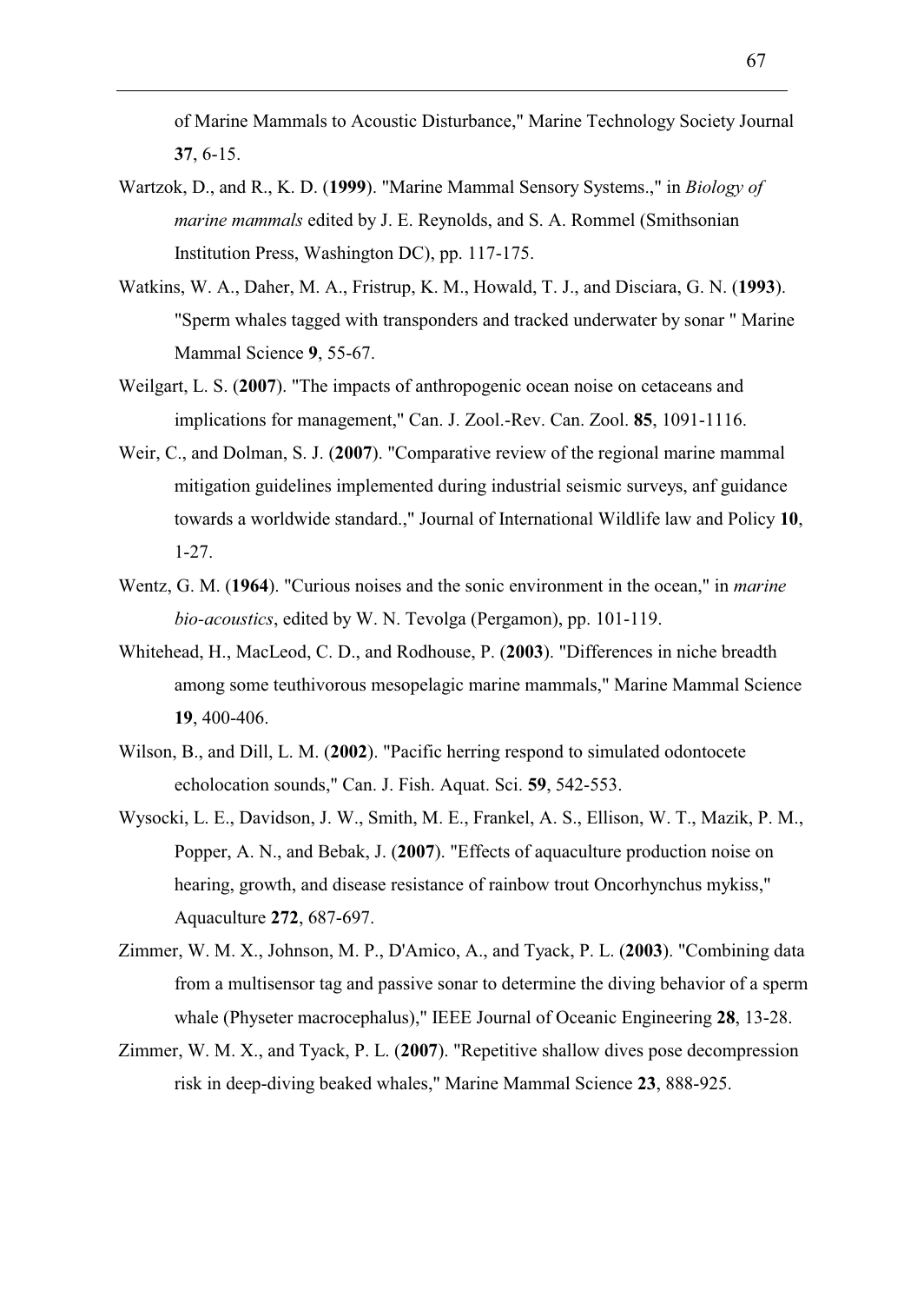of Marine Mammals to Acoustic Disturbance," Marine Technology Society Journal **37**, 6-15.

Wartzok, D., and R., K. D. (**1999**). "Marine Mammal Sensory Systems.," in *Biology of marine mammals* edited by J. E. Reynolds, and S. A. Rommel (Smithsonian Institution Press, Washington DC), pp. 117-175.

Watkins, W. A., Daher, M. A., Fristrup, K. M., Howald, T. J., and Disciara, G. N. (**1993**). "Sperm whales tagged with transponders and tracked underwater by sonar " Marine Mammal Science **9**, 55-67.

Weilgart, L. S. (**2007**). "The impacts of anthropogenic ocean noise on cetaceans and implications for management," Can. J. Zool.-Rev. Can. Zool. **85**, 1091-1116.

Weir, C., and Dolman, S. J. (**2007**). "Comparative review of the regional marine mammal mitigation guidelines implemented during industrial seismic surveys, anf guidance towards a worldwide standard.," Journal of International Wildlife law and Policy **10**, 1-27.

Wentz, G. M. (**1964**). "Curious noises and the sonic environment in the ocean," in *marine bio-acoustics*, edited by W. N. Tevolga (Pergamon), pp. 101-119.

Whitehead, H., MacLeod, C. D., and Rodhouse, P. (**2003**). "Differences in niche breadth among some teuthivorous mesopelagic marine mammals," Marine Mammal Science **19**, 400-406.

Wilson, B., and Dill, L. M. (**2002**). "Pacific herring respond to simulated odontocete echolocation sounds," Can. J. Fish. Aquat. Sci. **59**, 542-553.

Wysocki, L. E., Davidson, J. W., Smith, M. E., Frankel, A. S., Ellison, W. T., Mazik, P. M., Popper, A. N., and Bebak, J. (**2007**). "Effects of aquaculture production noise on hearing, growth, and disease resistance of rainbow trout Oncorhynchus mykiss," Aquaculture **272**, 687-697.

Zimmer, W. M. X., Johnson, M. P., D'Amico, A., and Tyack, P. L. (**2003**). "Combining data from a multisensor tag and passive sonar to determine the diving behavior of a sperm whale (Physeter macrocephalus)," IEEE Journal of Oceanic Engineering **28**, 13-28.

Zimmer, W. M. X., and Tyack, P. L. (**2007**). "Repetitive shallow dives pose decompression risk in deep-diving beaked whales," Marine Mammal Science **23**, 888-925.